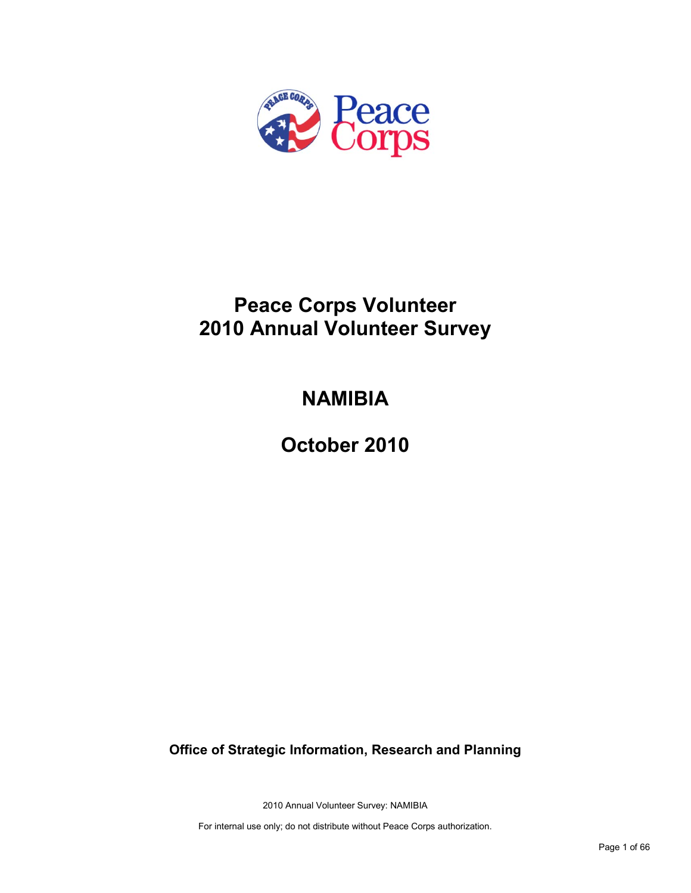# Peace Corps Volunteer
# 2010 Annual Volunteer Survey

## NAMIBIA

## October 2010

**Office of Strategic Information, Research and Planning**

2010 Annual Volunteer Survey: NAMIBIA

For internal use only; do not distribute without Peace Corps authorization.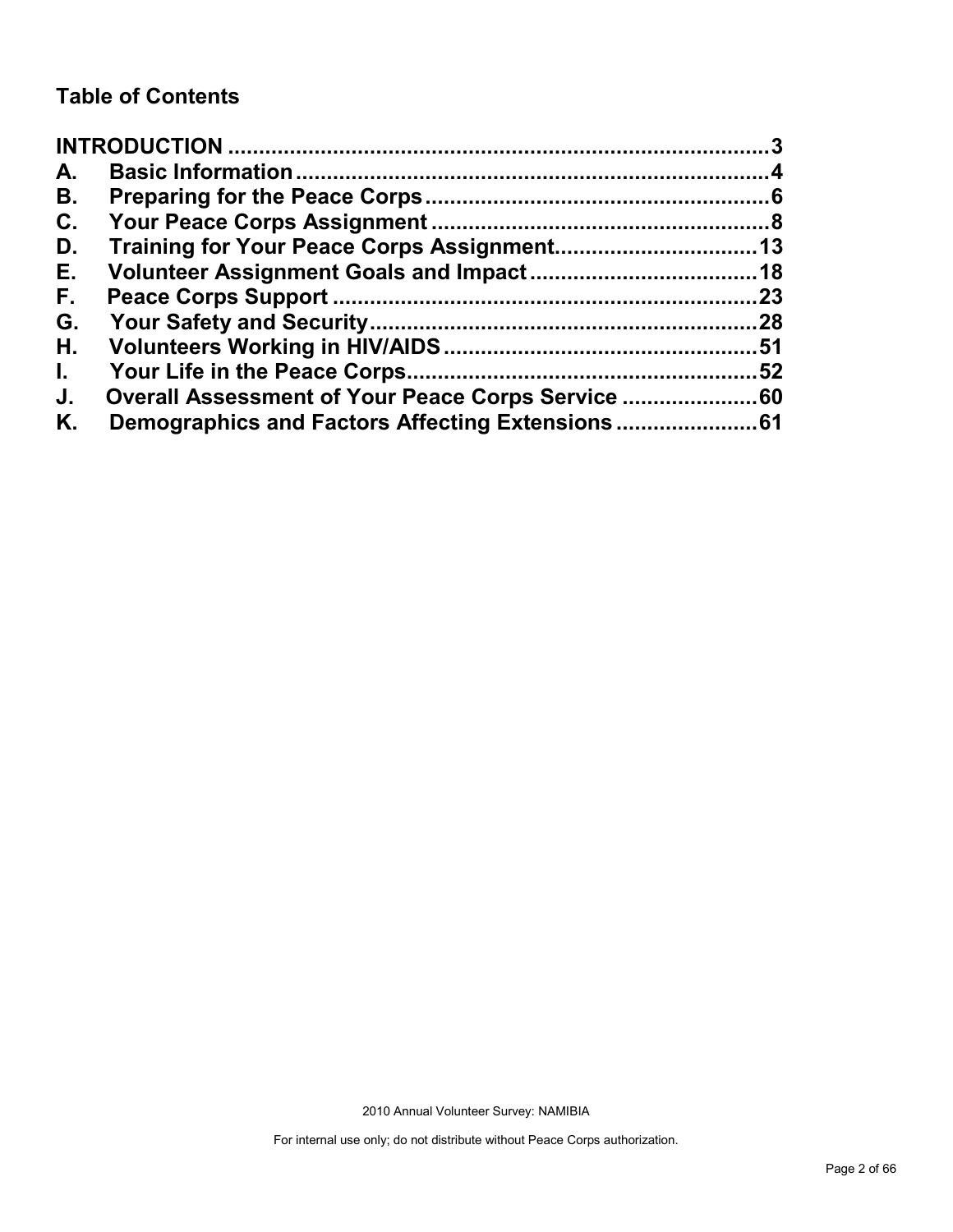## Table of Contents

| | | |
|---|---|---|
| **INTRODUCTION** | | **3** |
| **A.** | **Basic Information** | **4** |
| **B.** | **Preparing for the Peace Corps** | **6** |
| **C.** | **Your Peace Corps Assignment** | **8** |
| **D.** | **Training for Your Peace Corps Assignment** | **13** |
| **E.** | **Volunteer Assignment Goals and Impact** | **18** |
| **F.** | **Peace Corps Support** | **23** |
| **G.** | **Your Safety and Security** | **28** |
| **H.** | **Volunteers Working in HIV/AIDS** | **51** |
| **I.** | **Your Life in the Peace Corps** | **52** |
| **J.** | **Overall Assessment of Your Peace Corps Service** | **60** |
| **K.** | **Demographics and Factors Affecting Extensions** | **61** |

2010 Annual Volunteer Survey: NAMIBIA

For internal use only; do not distribute without Peace Corps authorization.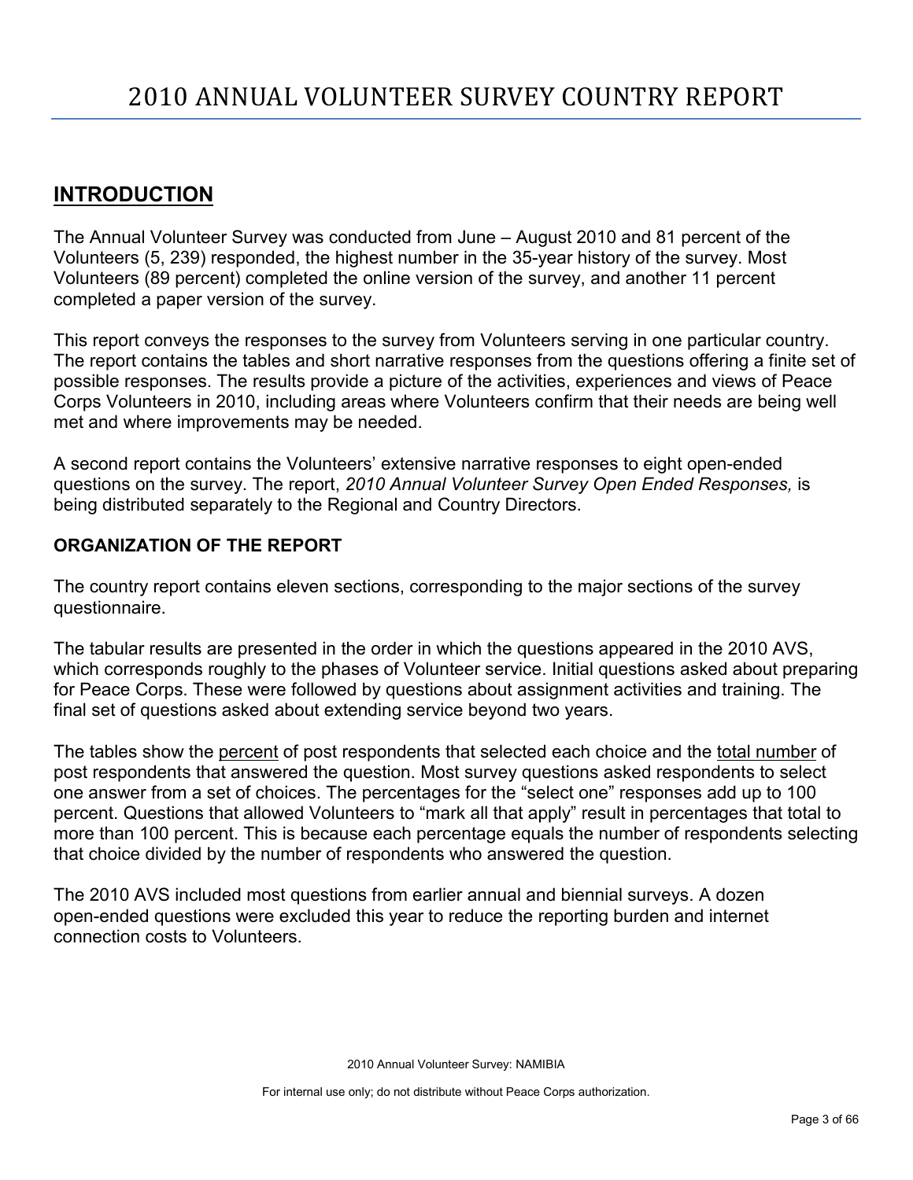# 2010 ANNUAL VOLUNTEER SURVEY COUNTRY REPORT

## INTRODUCTION

The Annual Volunteer Survey was conducted from June – August 2010 and 81 percent of the Volunteers (5, 239) responded, the highest number in the 35-year history of the survey. Most Volunteers (89 percent) completed the online version of the survey, and another 11 percent completed a paper version of the survey.

This report conveys the responses to the survey from Volunteers serving in one particular country. The report contains the tables and short narrative responses from the questions offering a finite set of possible responses. The results provide a picture of the activities, experiences and views of Peace Corps Volunteers in 2010, including areas where Volunteers confirm that their needs are being well met and where improvements may be needed.

A second report contains the Volunteers' extensive narrative responses to eight open-ended questions on the survey. The report, *2010 Annual Volunteer Survey Open Ended Responses,* is being distributed separately to the Regional and Country Directors.

### ORGANIZATION OF THE REPORT

The country report contains eleven sections, corresponding to the major sections of the survey questionnaire.

The tabular results are presented in the order in which the questions appeared in the 2010 AVS, which corresponds roughly to the phases of Volunteer service. Initial questions asked about preparing for Peace Corps. These were followed by questions about assignment activities and training. The final set of questions asked about extending service beyond two years.

The tables show the percent of post respondents that selected each choice and the total number of post respondents that answered the question. Most survey questions asked respondents to select one answer from a set of choices. The percentages for the "select one" responses add up to 100 percent. Questions that allowed Volunteers to "mark all that apply" result in percentages that total to more than 100 percent. This is because each percentage equals the number of respondents selecting that choice divided by the number of respondents who answered the question.

The 2010 AVS included most questions from earlier annual and biennial surveys. A dozen open-ended questions were excluded this year to reduce the reporting burden and internet connection costs to Volunteers.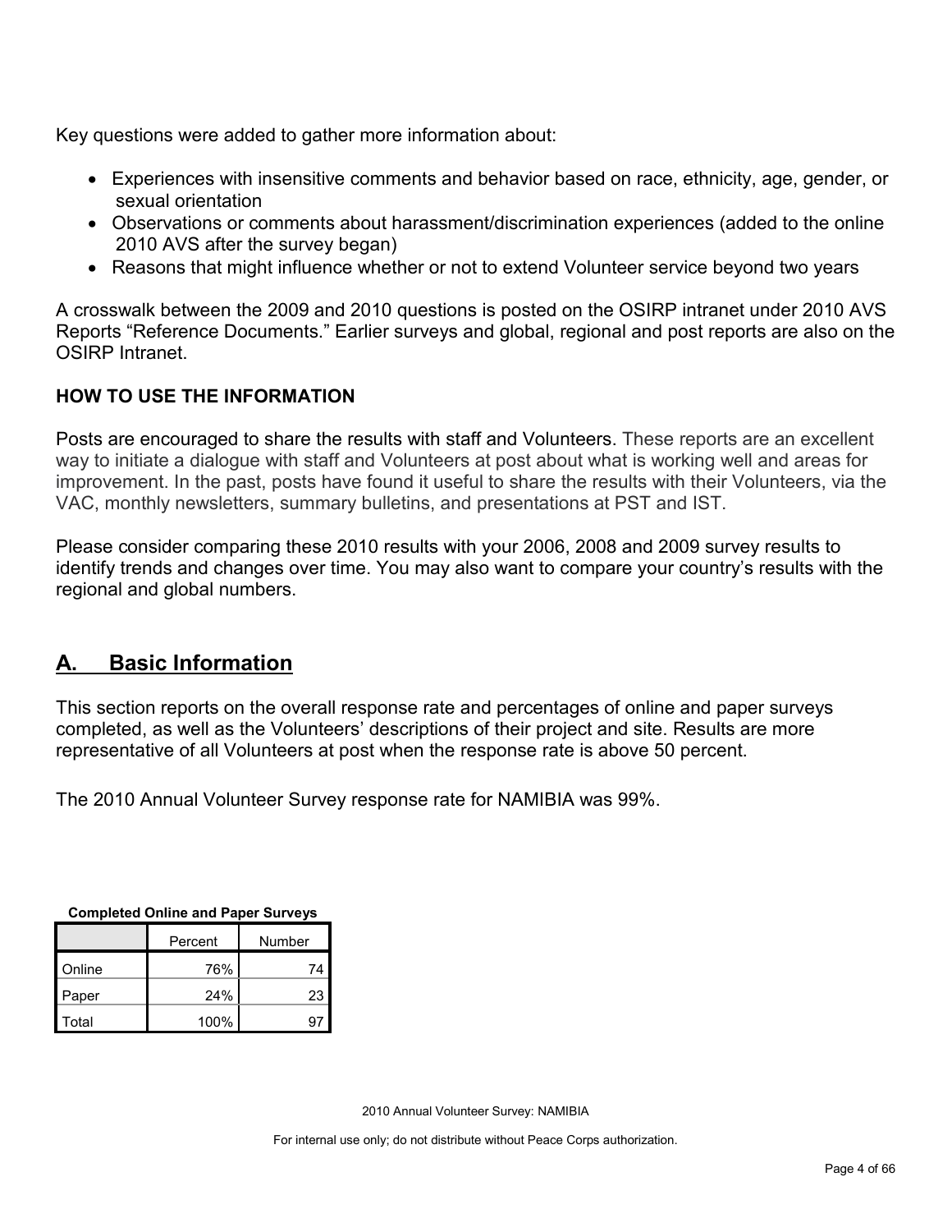Key questions were added to gather more information about:

- Experiences with insensitive comments and behavior based on race, ethnicity, age, gender, or sexual orientation
- Observations or comments about harassment/discrimination experiences (added to the online 2010 AVS after the survey began)
- Reasons that might influence whether or not to extend Volunteer service beyond two years

A crosswalk between the 2009 and 2010 questions is posted on the OSIRP intranet under 2010 AVS Reports "Reference Documents." Earlier surveys and global, regional and post reports are also on the OSIRP Intranet.

**HOW TO USE THE INFORMATION**

Posts are encouraged to share the results with staff and Volunteers. These reports are an excellent way to initiate a dialogue with staff and Volunteers at post about what is working well and areas for improvement. In the past, posts have found it useful to share the results with their Volunteers, via the VAC, monthly newsletters, summary bulletins, and presentations at PST and IST.

Please consider comparing these 2010 results with your 2006, 2008 and 2009 survey results to identify trends and changes over time. You may also want to compare your country's results with the regional and global numbers.

## A. Basic Information

This section reports on the overall response rate and percentages of online and paper surveys completed, as well as the Volunteers' descriptions of their project and site. Results are more representative of all Volunteers at post when the response rate is above 50 percent.

The 2010 Annual Volunteer Survey response rate for NAMIBIA was 99%.

**Completed Online and Paper Surveys**

| | Percent | Number |
|---|---|---|
| Online | 76% | 74 |
| Paper | 24% | 23 |
| Total | 100% | 97 |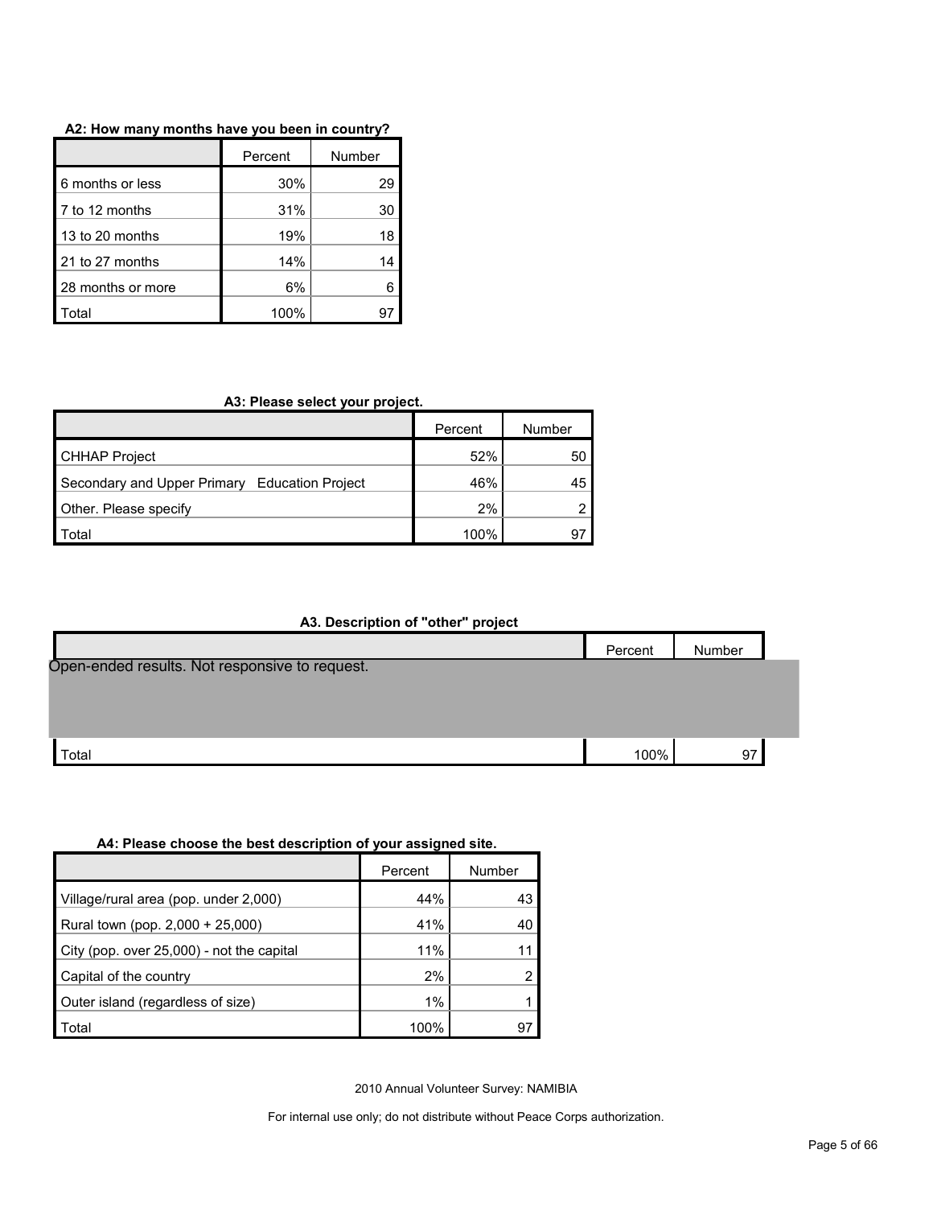**A2: How many months have you been in country?**

| | Percent | Number |
|---|---|---|
| 6 months or less | 30% | 29 |
| 7 to 12 months | 31% | 30 |
| 13 to 20 months | 19% | 18 |
| 21 to 27 months | 14% | 14 |
| 28 months or more | 6% | 6 |
| Total | 100% | 97 |

**A3: Please select your project.**

| | Percent | Number |
|---|---|---|
| CHHAP Project | 52% | 50 |
| Secondary and Upper Primary Education Project | 46% | 45 |
| Other. Please specify | 2% | 2 |
| Total | 100% | 97 |

**A3. Description of "other" project**

| | Percent | Number |
|---|---|---|
| Open-ended results. Not responsive to request. | | |
| Total | 100% | 97 |

**A4: Please choose the best description of your assigned site.**

| | Percent | Number |
|---|---|---|
| Village/rural area (pop. under 2,000) | 44% | 43 |
| Rural town (pop. 2,000 + 25,000) | 41% | 40 |
| City (pop. over 25,000) - not the capital | 11% | 11 |
| Capital of the country | 2% | 2 |
| Outer island (regardless of size) | 1% | 1 |
| Total | 100% | 97 |

2010 Annual Volunteer Survey: NAMIBIA

For internal use only; do not distribute without Peace Corps authorization.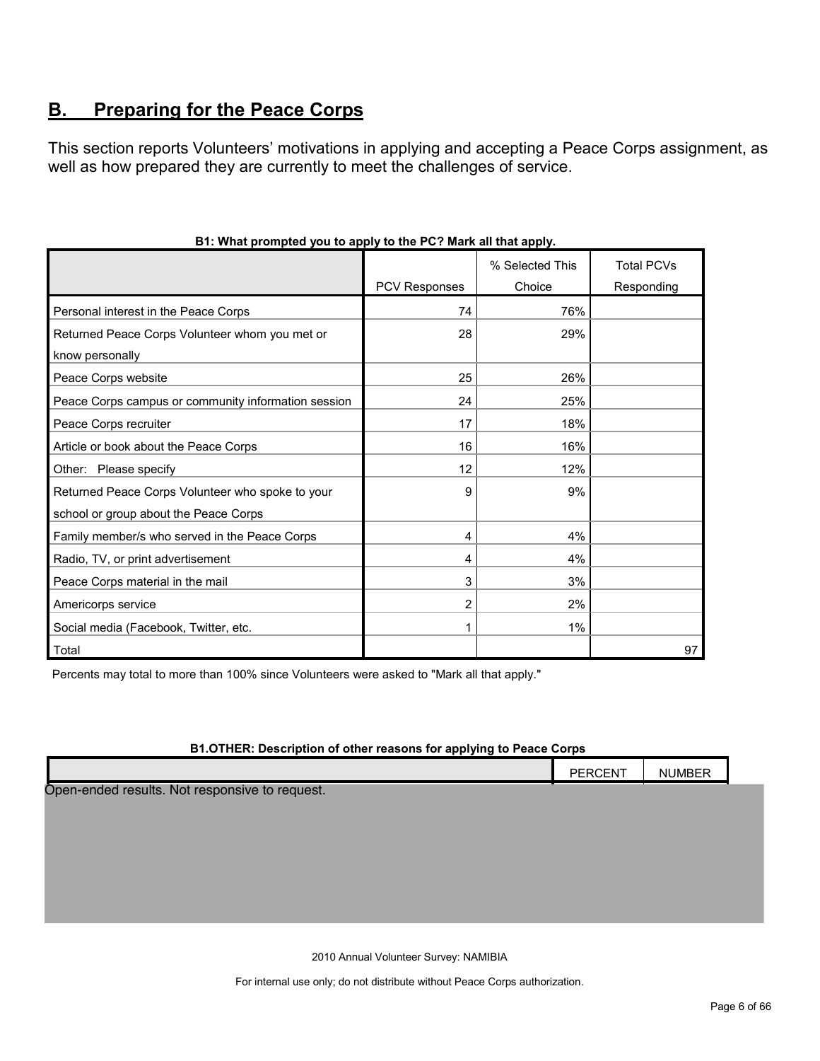## B. Preparing for the Peace Corps

This section reports Volunteers' motivations in applying and accepting a Peace Corps assignment, as well as how prepared they are currently to meet the challenges of service.

**B1: What prompted you to apply to the PC? Mark all that apply.**

| | PCV Responses | % Selected This Choice | Total PCVs Responding |
|---|---|---|---|
| Personal interest in the Peace Corps | 74 | 76% | |
| Returned Peace Corps Volunteer whom you met or know personally | 28 | 29% | |
| Peace Corps website | 25 | 26% | |
| Peace Corps campus or community information session | 24 | 25% | |
| Peace Corps recruiter | 17 | 18% | |
| Article or book about the Peace Corps | 16 | 16% | |
| Other: Please specify | 12 | 12% | |
| Returned Peace Corps Volunteer who spoke to your school or group about the Peace Corps | 9 | 9% | |
| Family member/s who served in the Peace Corps | 4 | 4% | |
| Radio, TV, or print advertisement | 4 | 4% | |
| Peace Corps material in the mail | 3 | 3% | |
| Americorps service | 2 | 2% | |
| Social media (Facebook, Twitter, etc. | 1 | 1% | |
| Total | | | 97 |

Percents may total to more than 100% since Volunteers were asked to "Mark all that apply."

**B1.OTHER: Description of other reasons for applying to Peace Corps**

| | PERCENT | NUMBER |
|---|---|---|

Open-ended results. Not responsive to request.

2010 Annual Volunteer Survey: NAMIBIA

For internal use only; do not distribute without Peace Corps authorization.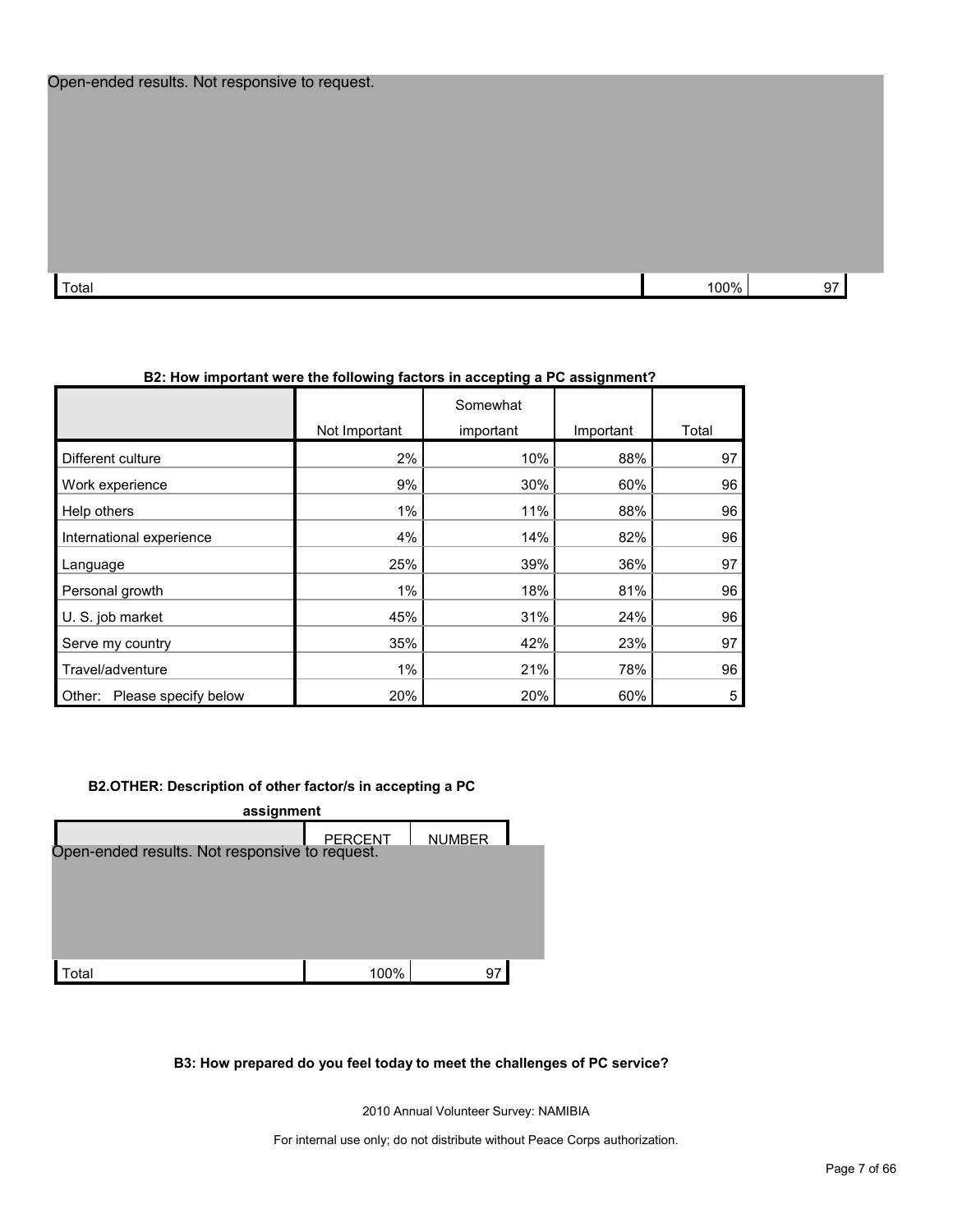| | | |
|---|---|---|
| Open-ended results. Not responsive to request. | | |
| Total | 100% | 97 |

**B2: How important were the following factors in accepting a PC assignment?**

| | Not Important | Somewhat important | Important | Total |
|---|---|---|---|---|
| Different culture | 2% | 10% | 88% | 97 |
| Work experience | 9% | 30% | 60% | 96 |
| Help others | 1% | 11% | 88% | 96 |
| International experience | 4% | 14% | 82% | 96 |
| Language | 25% | 39% | 36% | 97 |
| Personal growth | 1% | 18% | 81% | 96 |
| U. S. job market | 45% | 31% | 24% | 96 |
| Serve my country | 35% | 42% | 23% | 97 |
| Travel/adventure | 1% | 21% | 78% | 96 |
| Other: Please specify below | 20% | 20% | 60% | 5 |

**B2.OTHER: Description of other factor/s in accepting a PC assignment**

| | PERCENT | NUMBER |
|---|---|---|
| Open-ended results. Not responsive to request. | | |
| Total | 100% | 97 |

**B3: How prepared do you feel today to meet the challenges of PC service?**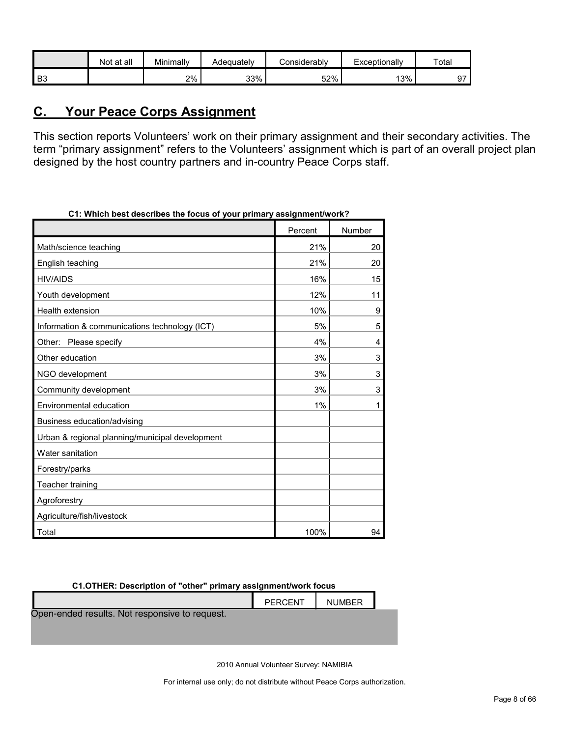| | Not at all | Minimally | Adequately | Considerably | Exceptionally | Total |
|---|---|---|---|---|---|---|
| B3 | | 2% | 33% | 52% | 13% | 97 |

## C. Your Peace Corps Assignment

This section reports Volunteers' work on their primary assignment and their secondary activities. The term "primary assignment" refers to the Volunteers' assignment which is part of an overall project plan designed by the host country partners and in-country Peace Corps staff.

**C1: Which best describes the focus of your primary assignment/work?**

| | Percent | Number |
|---|---|---|
| Math/science teaching | 21% | 20 |
| English teaching | 21% | 20 |
| HIV/AIDS | 16% | 15 |
| Youth development | 12% | 11 |
| Health extension | 10% | 9 |
| Information & communications technology (ICT) | 5% | 5 |
| Other: Please specify | 4% | 4 |
| Other education | 3% | 3 |
| NGO development | 3% | 3 |
| Community development | 3% | 3 |
| Environmental education | 1% | 1 |
| Business education/advising | | |
| Urban & regional planning/municipal development | | |
| Water sanitation | | |
| Forestry/parks | | |
| Teacher training | | |
| Agroforestry | | |
| Agriculture/fish/livestock | | |
| Total | 100% | 94 |

**C1.OTHER: Description of "other" primary assignment/work focus**

| | PERCENT | NUMBER |
|---|---|---|

Open-ended results. Not responsive to request.

2010 Annual Volunteer Survey: NAMIBIA

For internal use only; do not distribute without Peace Corps authorization.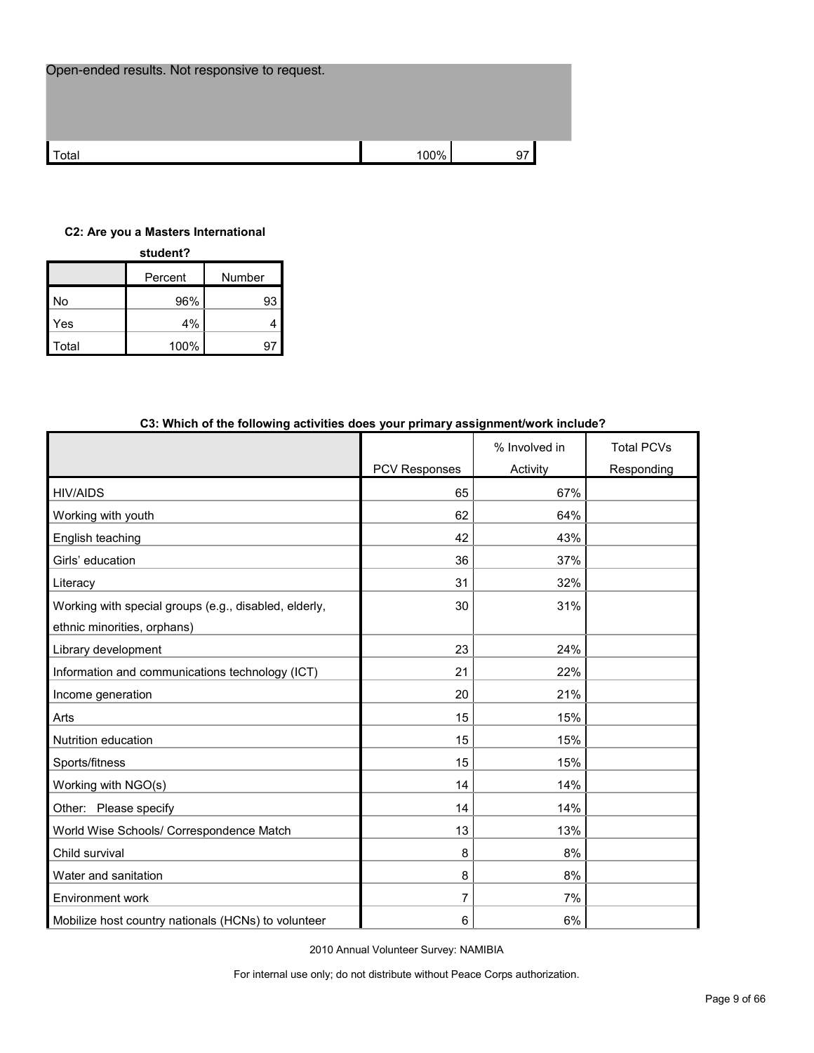| Open-ended results. Not responsive to request. | | |
|---|---|---|
| Total | 100% | 97 |

**C2: Are you a Masters International student?**

| | Percent | Number |
|---|---|---|
| No | 96% | 93 |
| Yes | 4% | 4 |
| Total | 100% | 97 |

**C3: Which of the following activities does your primary assignment/work include?**

| | PCV Responses | % Involved in Activity | Total PCVs Responding |
|---|---|---|---|
| HIV/AIDS | 65 | 67% | |
| Working with youth | 62 | 64% | |
| English teaching | 42 | 43% | |
| Girls' education | 36 | 37% | |
| Literacy | 31 | 32% | |
| Working with special groups (e.g., disabled, elderly, ethnic minorities, orphans) | 30 | 31% | |
| Library development | 23 | 24% | |
| Information and communications technology (ICT) | 21 | 22% | |
| Income generation | 20 | 21% | |
| Arts | 15 | 15% | |
| Nutrition education | 15 | 15% | |
| Sports/fitness | 15 | 15% | |
| Working with NGO(s) | 14 | 14% | |
| Other: Please specify | 14 | 14% | |
| World Wise Schools/ Correspondence Match | 13 | 13% | |
| Child survival | 8 | 8% | |
| Water and sanitation | 8 | 8% | |
| Environment work | 7 | 7% | |
| Mobilize host country nationals (HCNs) to volunteer | 6 | 6% | |

2010 Annual Volunteer Survey: NAMIBIA

For internal use only; do not distribute without Peace Corps authorization.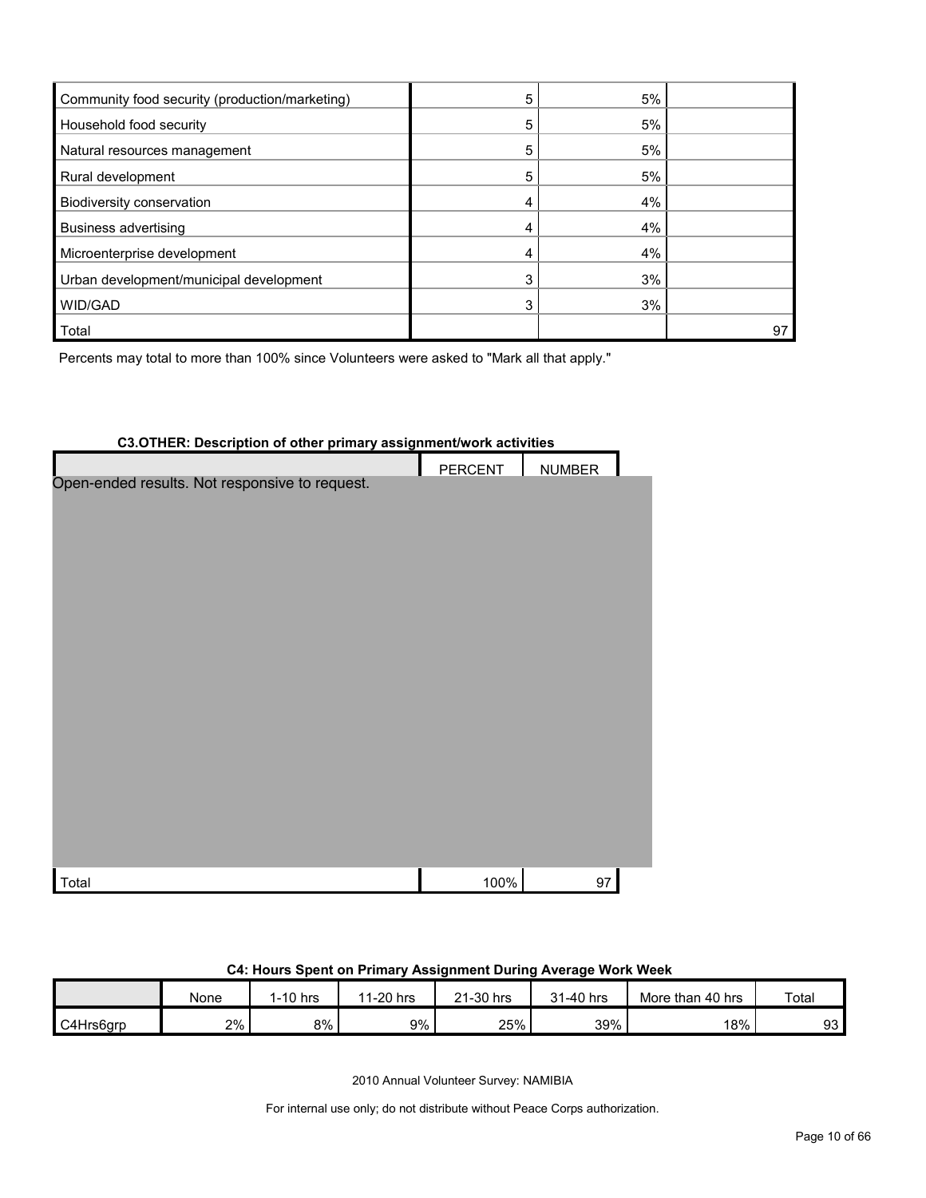| | | | |
|---|---|---|---|
| Community food security (production/marketing) | 5 | 5% | |
| Household food security | 5 | 5% | |
| Natural resources management | 5 | 5% | |
| Rural development | 5 | 5% | |
| Biodiversity conservation | 4 | 4% | |
| Business advertising | 4 | 4% | |
| Microenterprise development | 4 | 4% | |
| Urban development/municipal development | 3 | 3% | |
| WID/GAD | 3 | 3% | |
| Total | | | 97 |

Percents may total to more than 100% since Volunteers were asked to "Mark all that apply."

**C3.OTHER: Description of other primary assignment/work activities**

| | PERCENT | NUMBER |
|---|---|---|
| Open-ended results. Not responsive to request. | | |
| Total | 100% | 97 |

**C4: Hours Spent on Primary Assignment During Average Work Week**

| | None | 1-10 hrs | 11-20 hrs | 21-30 hrs | 31-40 hrs | More than 40 hrs | Total |
|---|---|---|---|---|---|---|---|
| C4Hrs6grp | 2% | 8% | 9% | 25% | 39% | 18% | 93 |

2010 Annual Volunteer Survey: NAMIBIA

For internal use only; do not distribute without Peace Corps authorization.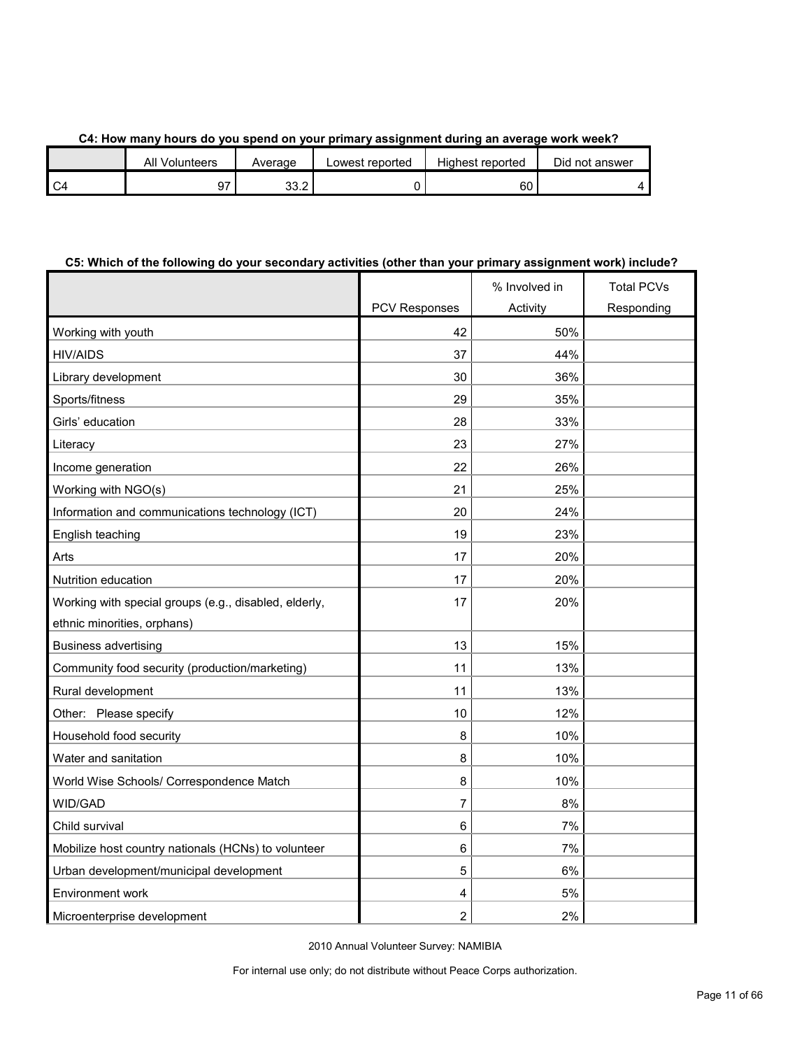**C4: How many hours do you spend on your primary assignment during an average work week?**

| | All Volunteers | Average | Lowest reported | Highest reported | Did not answer |
|---|---|---|---|---|---|
| C4 | 97 | 33.2 | 0 | 60 | 4 |

**C5: Which of the following do your secondary activities (other than your primary assignment work) include?**

| | PCV Responses | % Involved in Activity | Total PCVs Responding |
|---|---|---|---|
| Working with youth | 42 | 50% | |
| HIV/AIDS | 37 | 44% | |
| Library development | 30 | 36% | |
| Sports/fitness | 29 | 35% | |
| Girls' education | 28 | 33% | |
| Literacy | 23 | 27% | |
| Income generation | 22 | 26% | |
| Working with NGO(s) | 21 | 25% | |
| Information and communications technology (ICT) | 20 | 24% | |
| English teaching | 19 | 23% | |
| Arts | 17 | 20% | |
| Nutrition education | 17 | 20% | |
| Working with special groups (e.g., disabled, elderly, ethnic minorities, orphans) | 17 | 20% | |
| Business advertising | 13 | 15% | |
| Community food security (production/marketing) | 11 | 13% | |
| Rural development | 11 | 13% | |
| Other: Please specify | 10 | 12% | |
| Household food security | 8 | 10% | |
| Water and sanitation | 8 | 10% | |
| World Wise Schools/ Correspondence Match | 8 | 10% | |
| WID/GAD | 7 | 8% | |
| Child survival | 6 | 7% | |
| Mobilize host country nationals (HCNs) to volunteer | 6 | 7% | |
| Urban development/municipal development | 5 | 6% | |
| Environment work | 4 | 5% | |
| Microenterprise development | 2 | 2% | |

2010 Annual Volunteer Survey: NAMIBIA

For internal use only; do not distribute without Peace Corps authorization.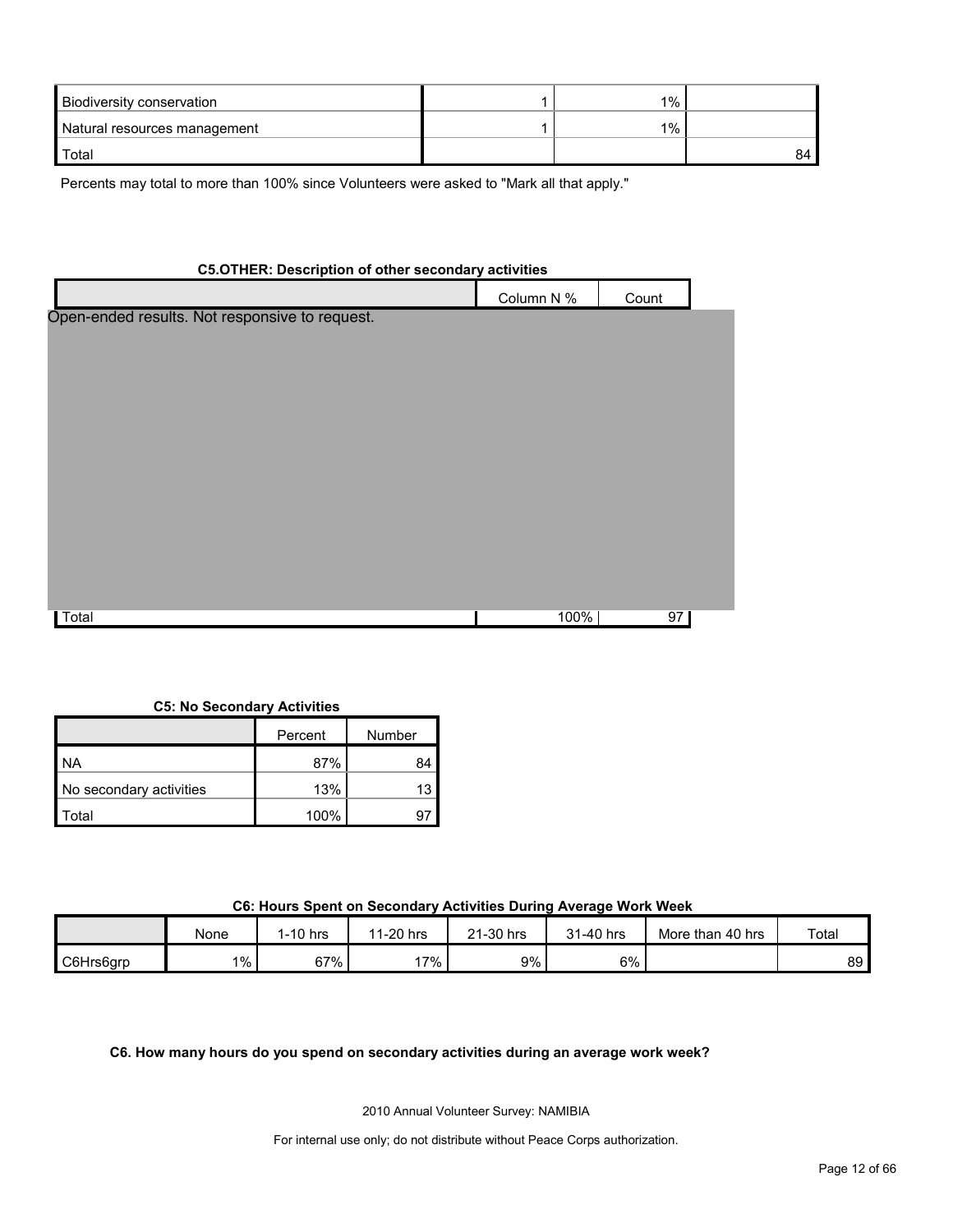| | | | |
|---|---|---|---|
| Biodiversity conservation | 1 | 1% | |
| Natural resources management | 1 | 1% | |
| Total | | | 84 |

Percents may total to more than 100% since Volunteers were asked to "Mark all that apply."

**C5.OTHER: Description of other secondary activities**

| | Column N % | Count |
|---|---|---|
| Open-ended results. Not responsive to request. | | |
| Total | 100% | 97 |

**C5: No Secondary Activities**

| | Percent | Number |
|---|---|---|
| NA | 87% | 84 |
| No secondary activities | 13% | 13 |
| Total | 100% | 97 |

**C6: Hours Spent on Secondary Activities During Average Work Week**

| | None | 1-10 hrs | 11-20 hrs | 21-30 hrs | 31-40 hrs | More than 40 hrs | Total |
|---|---|---|---|---|---|---|---|
| C6Hrs6grp | 1% | 67% | 17% | 9% | 6% | | 89 |

**C6. How many hours do you spend on secondary activities during an average work week?**

2010 Annual Volunteer Survey: NAMIBIA

For internal use only; do not distribute without Peace Corps authorization.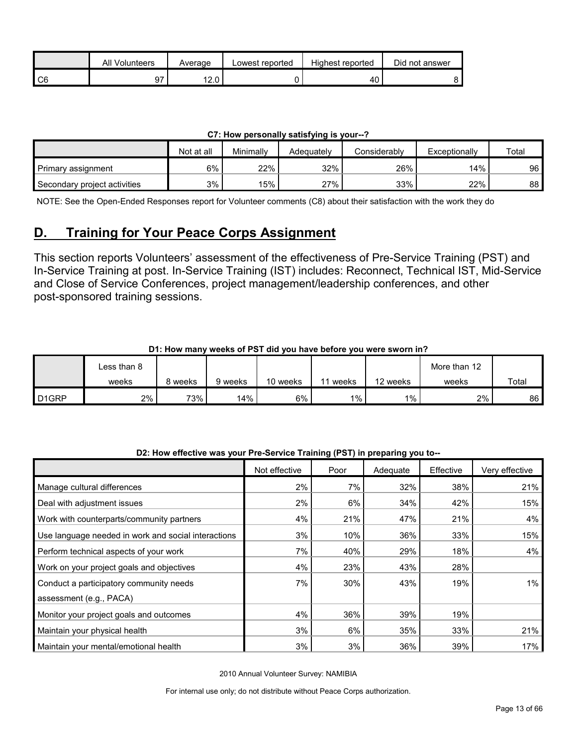|  | All Volunteers | Average | Lowest reported | Highest reported | Did not answer |
|---|---|---|---|---|---|
| C6 | 97 | 12.0 | 0 | 40 | 8 |

**C7: How personally satisfying is your--?**

|  | Not at all | Minimally | Adequately | Considerably | Exceptionally | Total |
|---|---|---|---|---|---|---|
| Primary assignment | 6% | 22% | 32% | 26% | 14% | 96 |
| Secondary project activities | 3% | 15% | 27% | 33% | 22% | 88 |

NOTE: See the Open-Ended Responses report for Volunteer comments (C8) about their satisfaction with the work they do

## D. Training for Your Peace Corps Assignment

This section reports Volunteers' assessment of the effectiveness of Pre-Service Training (PST) and In-Service Training at post. In-Service Training (IST) includes: Reconnect, Technical IST, Mid-Service and Close of Service Conferences, project management/leadership conferences, and other post-sponsored training sessions.

**D1: How many weeks of PST did you have before you were sworn in?**

|  | Less than 8 weeks | 8 weeks | 9 weeks | 10 weeks | 11 weeks | 12 weeks | More than 12 weeks | Total |
|---|---|---|---|---|---|---|---|---|
| D1GRP | 2% | 73% | 14% | 6% | 1% | 1% | 2% | 86 |

**D2: How effective was your Pre-Service Training (PST) in preparing you to--**

|  | Not effective | Poor | Adequate | Effective | Very effective |
|---|---|---|---|---|---|
| Manage cultural differences | 2% | 7% | 32% | 38% | 21% |
| Deal with adjustment issues | 2% | 6% | 34% | 42% | 15% |
| Work with counterparts/community partners | 4% | 21% | 47% | 21% | 4% |
| Use language needed in work and social interactions | 3% | 10% | 36% | 33% | 15% |
| Perform technical aspects of your work | 7% | 40% | 29% | 18% | 4% |
| Work on your project goals and objectives | 4% | 23% | 43% | 28% |  |
| Conduct a participatory community needs assessment (e.g., PACA) | 7% | 30% | 43% | 19% | 1% |
| Monitor your project goals and outcomes | 4% | 36% | 39% | 19% |  |
| Maintain your physical health | 3% | 6% | 35% | 33% | 21% |
| Maintain your mental/emotional health | 3% | 3% | 36% | 39% | 17% |

2010 Annual Volunteer Survey: NAMIBIA

For internal use only; do not distribute without Peace Corps authorization.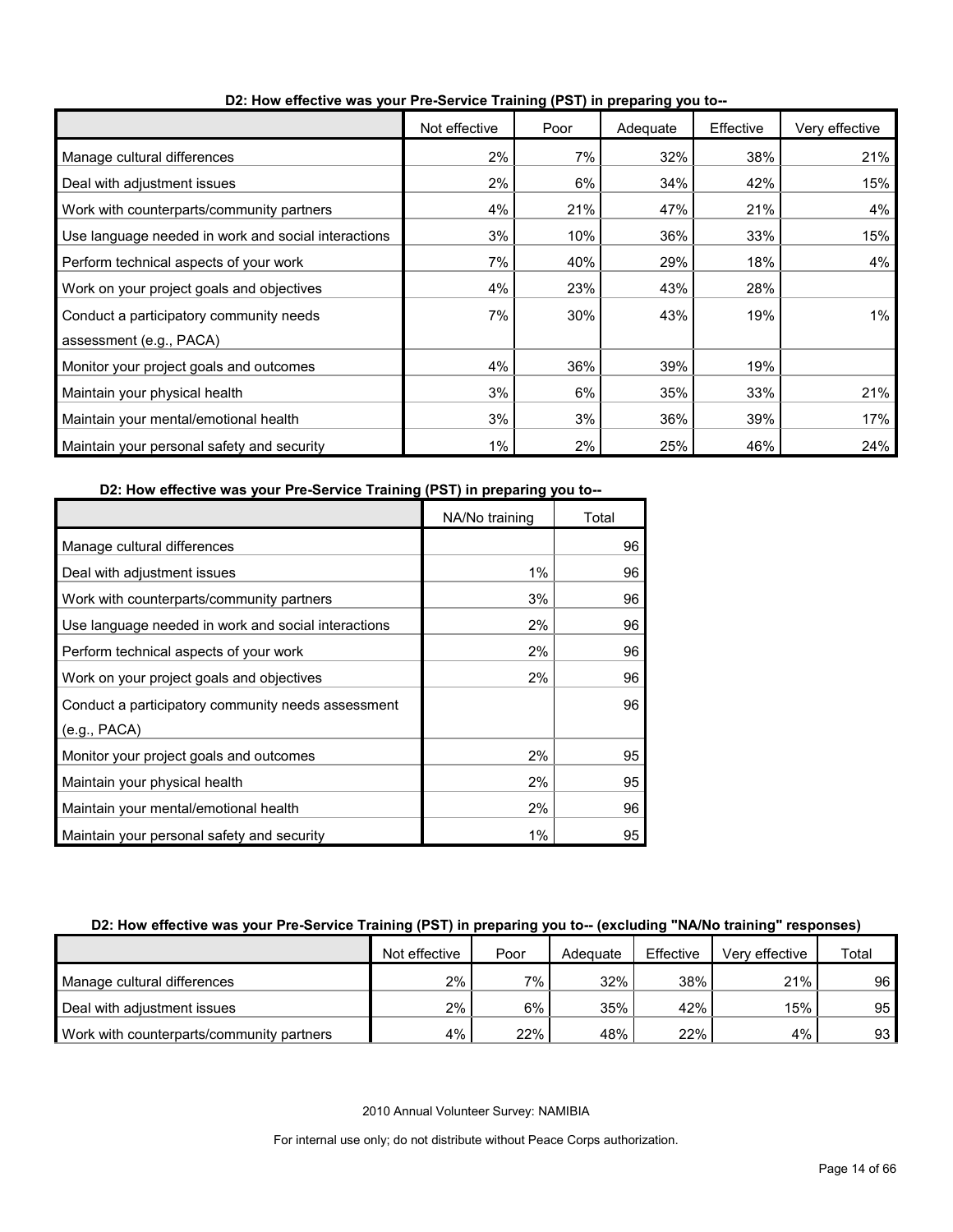**D2: How effective was your Pre-Service Training (PST) in preparing you to--**

| | Not effective | Poor | Adequate | Effective | Very effective |
|---|---|---|---|---|---|
| Manage cultural differences | 2% | 7% | 32% | 38% | 21% |
| Deal with adjustment issues | 2% | 6% | 34% | 42% | 15% |
| Work with counterparts/community partners | 4% | 21% | 47% | 21% | 4% |
| Use language needed in work and social interactions | 3% | 10% | 36% | 33% | 15% |
| Perform technical aspects of your work | 7% | 40% | 29% | 18% | 4% |
| Work on your project goals and objectives | 4% | 23% | 43% | 28% | |
| Conduct a participatory community needs assessment (e.g., PACA) | 7% | 30% | 43% | 19% | 1% |
| Monitor your project goals and outcomes | 4% | 36% | 39% | 19% | |
| Maintain your physical health | 3% | 6% | 35% | 33% | 21% |
| Maintain your mental/emotional health | 3% | 3% | 36% | 39% | 17% |
| Maintain your personal safety and security | 1% | 2% | 25% | 46% | 24% |

**D2: How effective was your Pre-Service Training (PST) in preparing you to--**

| | NA/No training | Total |
|---|---|---|
| Manage cultural differences | | 96 |
| Deal with adjustment issues | 1% | 96 |
| Work with counterparts/community partners | 3% | 96 |
| Use language needed in work and social interactions | 2% | 96 |
| Perform technical aspects of your work | 2% | 96 |
| Work on your project goals and objectives | 2% | 96 |
| Conduct a participatory community needs assessment (e.g., PACA) | | 96 |
| Monitor your project goals and outcomes | 2% | 95 |
| Maintain your physical health | 2% | 95 |
| Maintain your mental/emotional health | 2% | 96 |
| Maintain your personal safety and security | 1% | 95 |

**D2: How effective was your Pre-Service Training (PST) in preparing you to-- (excluding "NA/No training" responses)**

| | Not effective | Poor | Adequate | Effective | Very effective | Total |
|---|---|---|---|---|---|---|
| Manage cultural differences | 2% | 7% | 32% | 38% | 21% | 96 |
| Deal with adjustment issues | 2% | 6% | 35% | 42% | 15% | 95 |
| Work with counterparts/community partners | 4% | 22% | 48% | 22% | 4% | 93 |

2010 Annual Volunteer Survey: NAMIBIA

For internal use only; do not distribute without Peace Corps authorization.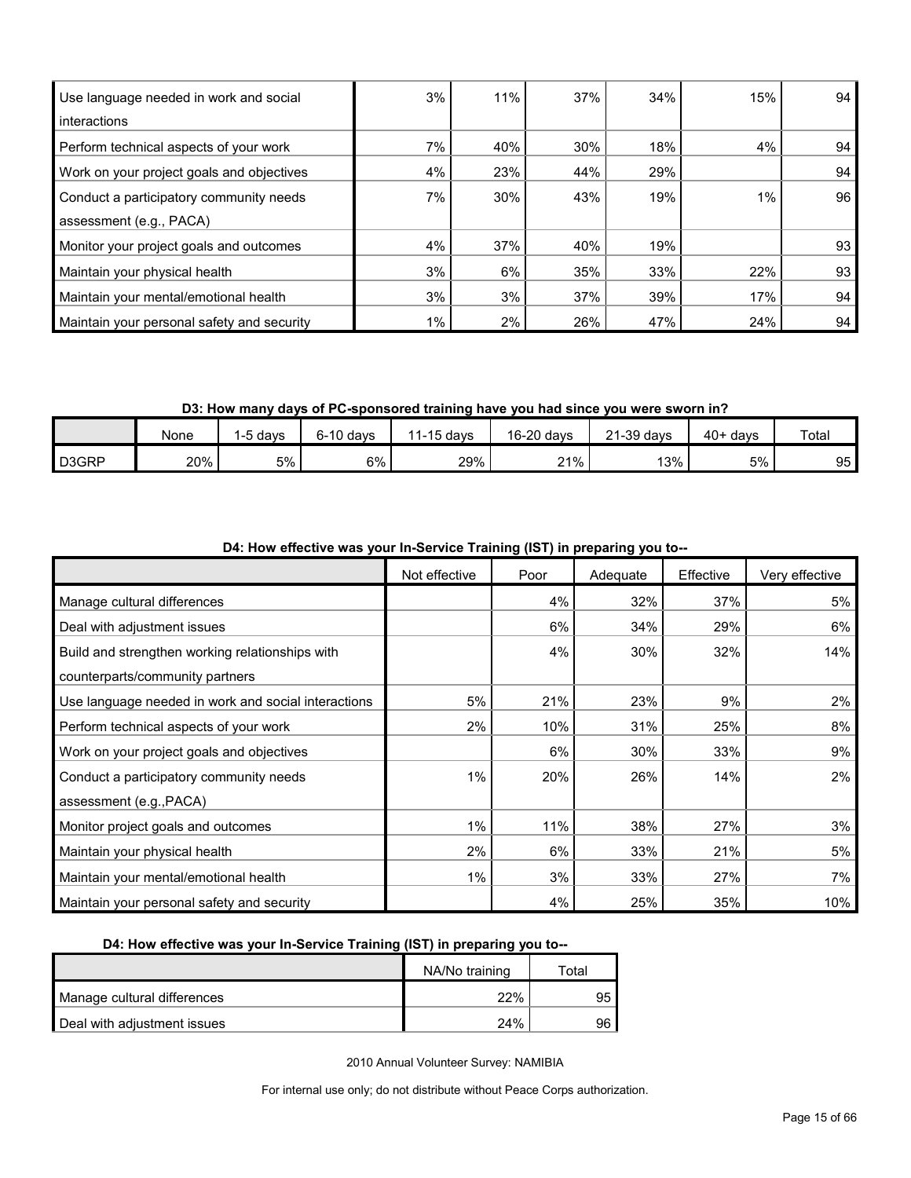| | | | | | | |
|---|---|---|---|---|---|---|
| Use language needed in work and social interactions | 3% | 11% | 37% | 34% | 15% | 94 |
| Perform technical aspects of your work | 7% | 40% | 30% | 18% | 4% | 94 |
| Work on your project goals and objectives | 4% | 23% | 44% | 29% | | 94 |
| Conduct a participatory community needs assessment (e.g., PACA) | 7% | 30% | 43% | 19% | 1% | 96 |
| Monitor your project goals and outcomes | 4% | 37% | 40% | 19% | | 93 |
| Maintain your physical health | 3% | 6% | 35% | 33% | 22% | 93 |
| Maintain your mental/emotional health | 3% | 3% | 37% | 39% | 17% | 94 |
| Maintain your personal safety and security | 1% | 2% | 26% | 47% | 24% | 94 |

**D3: How many days of PC-sponsored training have you had since you were sworn in?**

| | None | 1-5 days | 6-10 days | 11-15 days | 16-20 days | 21-39 days | 40+ days | Total |
|---|---|---|---|---|---|---|---|---|
| D3GRP | 20% | 5% | 6% | 29% | 21% | 13% | 5% | 95 |

**D4: How effective was your In-Service Training (IST) in preparing you to--**

| | Not effective | Poor | Adequate | Effective | Very effective |
|---|---|---|---|---|---|
| Manage cultural differences | | 4% | 32% | 37% | 5% |
| Deal with adjustment issues | | 6% | 34% | 29% | 6% |
| Build and strengthen working relationships with counterparts/community partners | | 4% | 30% | 32% | 14% |
| Use language needed in work and social interactions | 5% | 21% | 23% | 9% | 2% |
| Perform technical aspects of your work | 2% | 10% | 31% | 25% | 8% |
| Work on your project goals and objectives | | 6% | 30% | 33% | 9% |
| Conduct a participatory community needs assessment (e.g.,PACA) | 1% | 20% | 26% | 14% | 2% |
| Monitor project goals and outcomes | 1% | 11% | 38% | 27% | 3% |
| Maintain your physical health | 2% | 6% | 33% | 21% | 5% |
| Maintain your mental/emotional health | 1% | 3% | 33% | 27% | 7% |
| Maintain your personal safety and security | | 4% | 25% | 35% | 10% |

**D4: How effective was your In-Service Training (IST) in preparing you to--**

| | NA/No training | Total |
|---|---|---|
| Manage cultural differences | 22% | 95 |
| Deal with adjustment issues | 24% | 96 |

2010 Annual Volunteer Survey: NAMIBIA

For internal use only; do not distribute without Peace Corps authorization.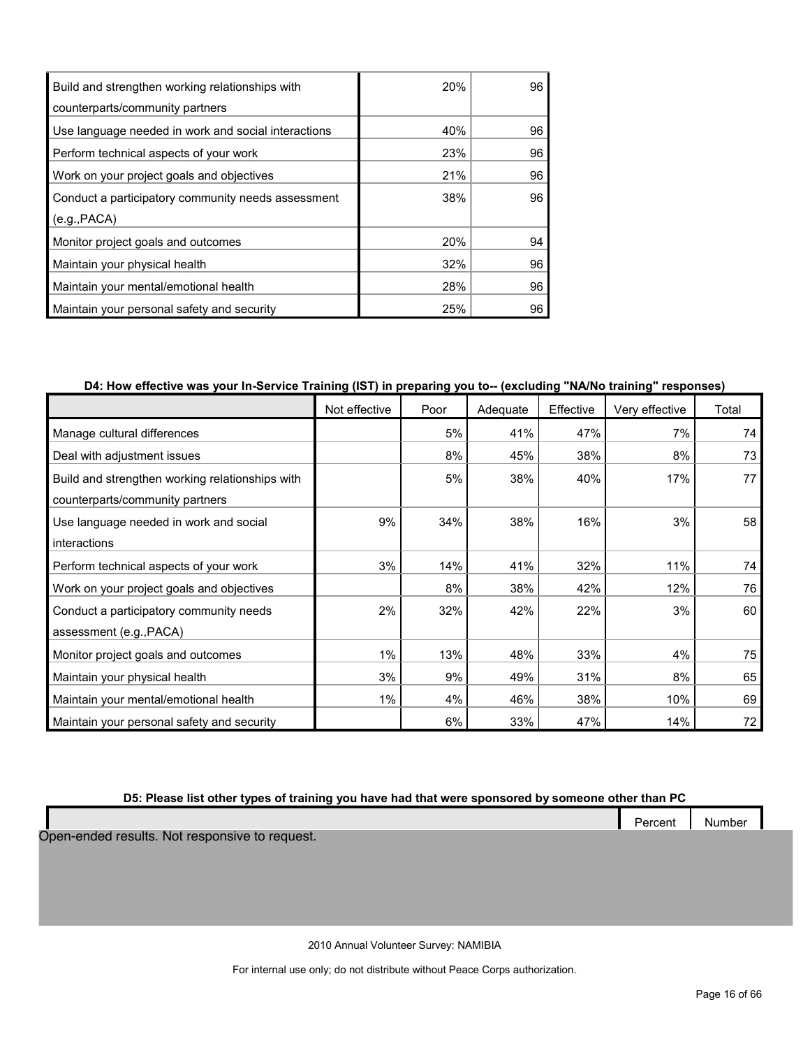| | | |
|---|---|---|
| Build and strengthen working relationships with counterparts/community partners | 20% | 96 |
| Use language needed in work and social interactions | 40% | 96 |
| Perform technical aspects of your work | 23% | 96 |
| Work on your project goals and objectives | 21% | 96 |
| Conduct a participatory community needs assessment (e.g.,PACA) | 38% | 96 |
| Monitor project goals and outcomes | 20% | 94 |
| Maintain your physical health | 32% | 96 |
| Maintain your mental/emotional health | 28% | 96 |
| Maintain your personal safety and security | 25% | 96 |

**D4: How effective was your In-Service Training (IST) in preparing you to-- (excluding "NA/No training" responses)**

| | Not effective | Poor | Adequate | Effective | Very effective | Total |
|---|---|---|---|---|---|---|
| Manage cultural differences | | 5% | 41% | 47% | 7% | 74 |
| Deal with adjustment issues | | 8% | 45% | 38% | 8% | 73 |
| Build and strengthen working relationships with counterparts/community partners | | 5% | 38% | 40% | 17% | 77 |
| Use language needed in work and social interactions | 9% | 34% | 38% | 16% | 3% | 58 |
| Perform technical aspects of your work | 3% | 14% | 41% | 32% | 11% | 74 |
| Work on your project goals and objectives | | 8% | 38% | 42% | 12% | 76 |
| Conduct a participatory community needs assessment (e.g.,PACA) | 2% | 32% | 42% | 22% | 3% | 60 |
| Monitor project goals and outcomes | 1% | 13% | 48% | 33% | 4% | 75 |
| Maintain your physical health | 3% | 9% | 49% | 31% | 8% | 65 |
| Maintain your mental/emotional health | 1% | 4% | 46% | 38% | 10% | 69 |
| Maintain your personal safety and security | | 6% | 33% | 47% | 14% | 72 |

**D5: Please list other types of training you have had that were sponsored by someone other than PC**

| | Percent | Number |
|---|---|---|
| Open-ended results. Not responsive to request. | | |

2010 Annual Volunteer Survey: NAMIBIA

For internal use only; do not distribute without Peace Corps authorization.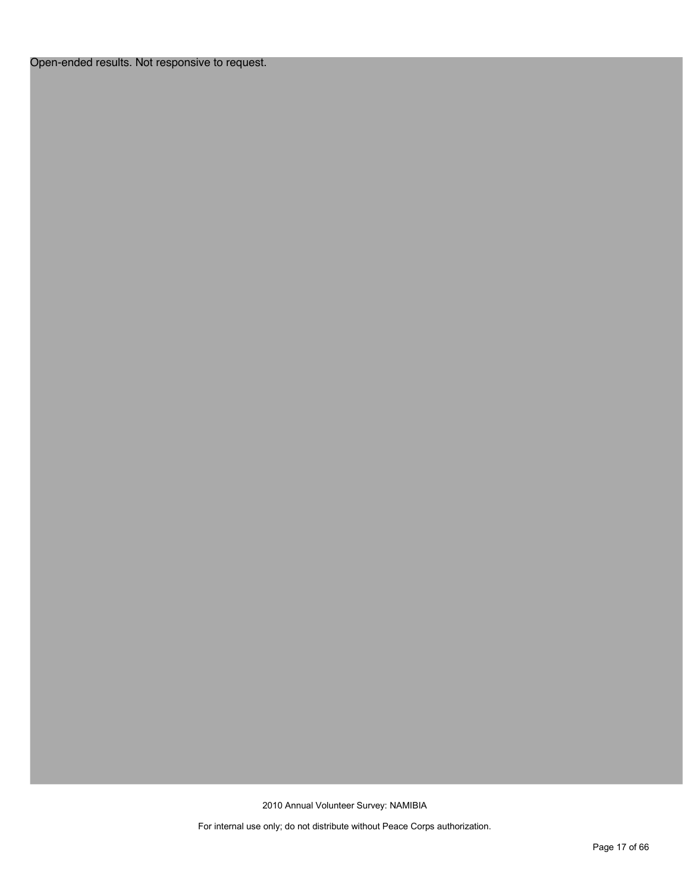Open-ended results. Not responsive to request.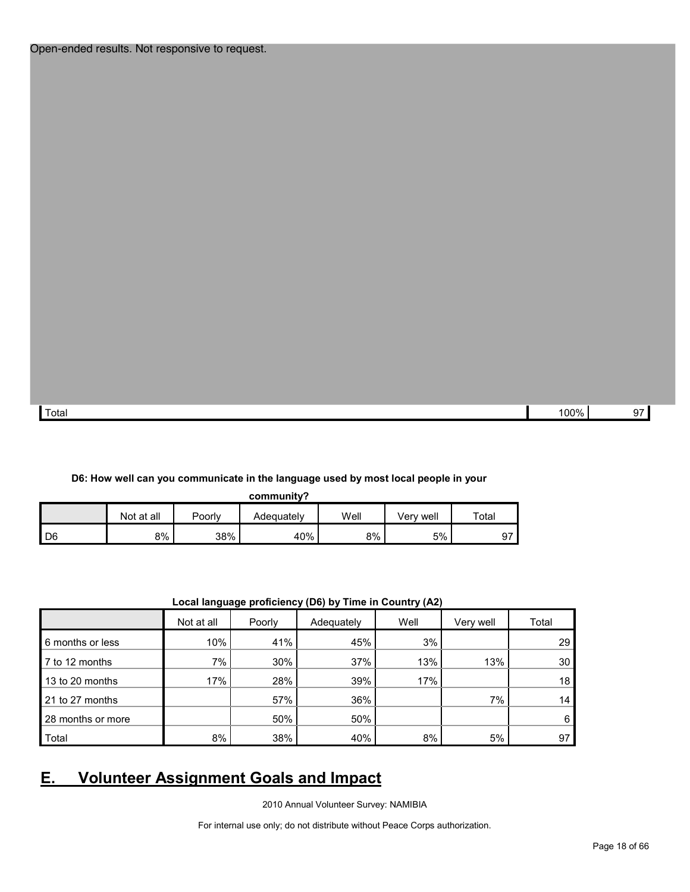Open-ended results. Not responsive to request.

| | | |
|---|---|---|
| Total | 100% | 97 |

**D6: How well can you communicate in the language used by most local people in your community?**

| | Not at all | Poorly | Adequately | Well | Very well | Total |
|---|---|---|---|---|---|---|
| D6 | 8% | 38% | 40% | 8% | 5% | 97 |

**Local language proficiency (D6) by Time in Country (A2)**

| | Not at all | Poorly | Adequately | Well | Very well | Total |
|---|---|---|---|---|---|---|
| 6 months or less | 10% | 41% | 45% | 3% | | 29 |
| 7 to 12 months | 7% | 30% | 37% | 13% | 13% | 30 |
| 13 to 20 months | 17% | 28% | 39% | 17% | | 18 |
| 21 to 27 months | | 57% | 36% | | 7% | 14 |
| 28 months or more | | 50% | 50% | | | 6 |
| Total | 8% | 38% | 40% | 8% | 5% | 97 |

# E. Volunteer Assignment Goals and Impact

2010 Annual Volunteer Survey: NAMIBIA

For internal use only; do not distribute without Peace Corps authorization.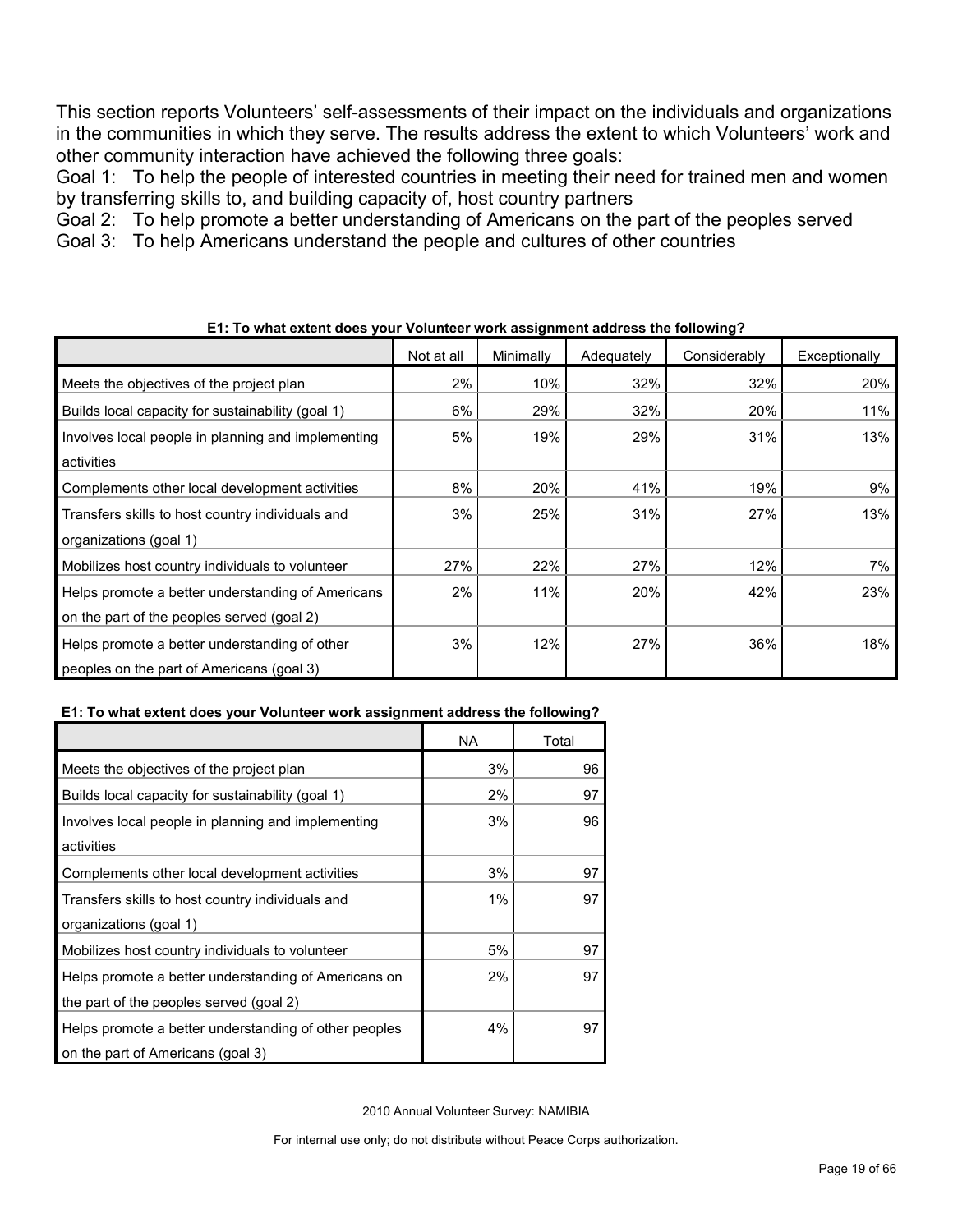This section reports Volunteers' self-assessments of their impact on the individuals and organizations in the communities in which they serve. The results address the extent to which Volunteers' work and other community interaction have achieved the following three goals:

Goal 1: To help the people of interested countries in meeting their need for trained men and women by transferring skills to, and building capacity of, host country partners

Goal 2: To help promote a better understanding of Americans on the part of the peoples served

Goal 3: To help Americans understand the people and cultures of other countries

**E1: To what extent does your Volunteer work assignment address the following?**

| | Not at all | Minimally | Adequately | Considerably | Exceptionally |
|---|---|---|---|---|---|
| Meets the objectives of the project plan | 2% | 10% | 32% | 32% | 20% |
| Builds local capacity for sustainability (goal 1) | 6% | 29% | 32% | 20% | 11% |
| Involves local people in planning and implementing activities | 5% | 19% | 29% | 31% | 13% |
| Complements other local development activities | 8% | 20% | 41% | 19% | 9% |
| Transfers skills to host country individuals and organizations (goal 1) | 3% | 25% | 31% | 27% | 13% |
| Mobilizes host country individuals to volunteer | 27% | 22% | 27% | 12% | 7% |
| Helps promote a better understanding of Americans on the part of the peoples served (goal 2) | 2% | 11% | 20% | 42% | 23% |
| Helps promote a better understanding of other peoples on the part of Americans (goal 3) | 3% | 12% | 27% | 36% | 18% |

**E1: To what extent does your Volunteer work assignment address the following?**

| | NA | Total |
|---|---|---|
| Meets the objectives of the project plan | 3% | 96 |
| Builds local capacity for sustainability (goal 1) | 2% | 97 |
| Involves local people in planning and implementing activities | 3% | 96 |
| Complements other local development activities | 3% | 97 |
| Transfers skills to host country individuals and organizations (goal 1) | 1% | 97 |
| Mobilizes host country individuals to volunteer | 5% | 97 |
| Helps promote a better understanding of Americans on the part of the peoples served (goal 2) | 2% | 97 |
| Helps promote a better understanding of other peoples on the part of Americans (goal 3) | 4% | 97 |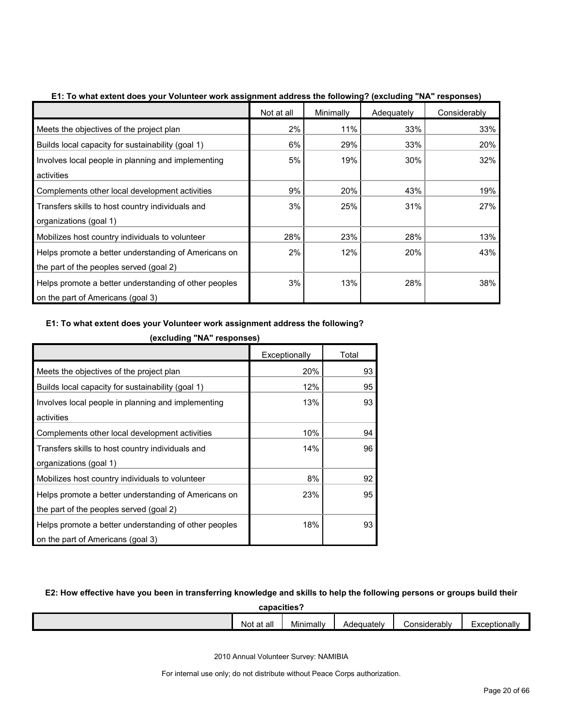**E1: To what extent does your Volunteer work assignment address the following? (excluding "NA" responses)**

| | Not at all | Minimally | Adequately | Considerably | Exceptionally | Total |
|---|---|---|---|---|---|---|
| Meets the objectives of the project plan | 2% | 11% | 33% | 33% | 20% | 93 |
| Builds local capacity for sustainability (goal 1) | 6% | 29% | 33% | 20% | 12% | 95 |
| Involves local people in planning and implementing activities | 5% | 19% | 30% | 32% | 13% | 93 |
| Complements other local development activities | 9% | 20% | 43% | 19% | 10% | 94 |
| Transfers skills to host country individuals and organizations (goal 1) | 3% | 25% | 31% | 27% | 14% | 96 |
| Mobilizes host country individuals to volunteer | 28% | 23% | 28% | 13% | 8% | 92 |
| Helps promote a better understanding of Americans on the part of the peoples served (goal 2) | 2% | 12% | 20% | 43% | 23% | 95 |
| Helps promote a better understanding of other peoples on the part of Americans (goal 3) | 3% | 13% | 28% | 38% | 18% | 93 |

**E2: How effective have you been in transferring knowledge and skills to help the following persons or groups build their capacities?**

| | Not at all | Minimally | Adequately | Considerably | Exceptionally |
|---|---|---|---|---|---|

2010 Annual Volunteer Survey: NAMIBIA

For internal use only; do not distribute without Peace Corps authorization.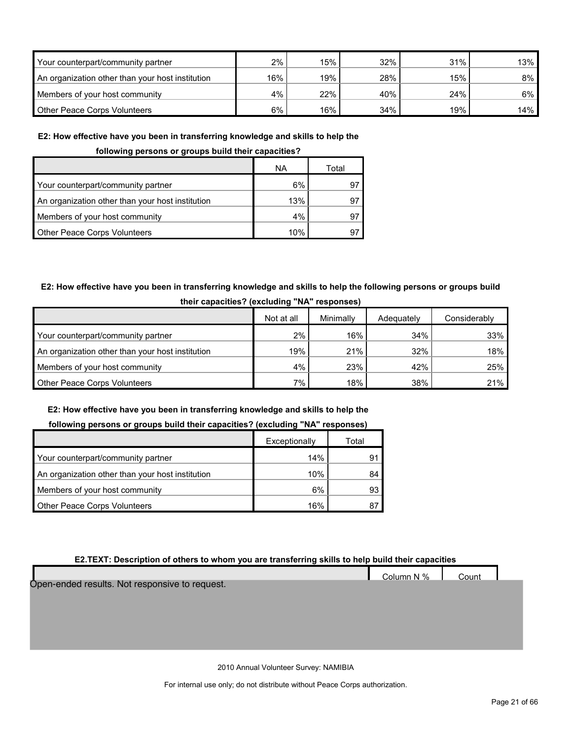| | | | | | |
|---|---|---|---|---|---|
| Your counterpart/community partner | 2% | 15% | 32% | 31% | 13% |
| An organization other than your host institution | 16% | 19% | 28% | 15% | 8% |
| Members of your host community | 4% | 22% | 40% | 24% | 6% |
| Other Peace Corps Volunteers | 6% | 16% | 34% | 19% | 14% |

**E2: How effective have you been in transferring knowledge and skills to help the following persons or groups build their capacities?**

| | NA | Total |
|---|---|---|
| Your counterpart/community partner | 6% | 97 |
| An organization other than your host institution | 13% | 97 |
| Members of your host community | 4% | 97 |
| Other Peace Corps Volunteers | 10% | 97 |

**E2: How effective have you been in transferring knowledge and skills to help the following persons or groups build their capacities? (excluding "NA" responses)**

| | Not at all | Minimally | Adequately | Considerably |
|---|---|---|---|---|
| Your counterpart/community partner | 2% | 16% | 34% | 33% |
| An organization other than your host institution | 19% | 21% | 32% | 18% |
| Members of your host community | 4% | 23% | 42% | 25% |
| Other Peace Corps Volunteers | 7% | 18% | 38% | 21% |

**E2: How effective have you been in transferring knowledge and skills to help the following persons or groups build their capacities? (excluding "NA" responses)**

| | Exceptionally | Total |
|---|---|---|
| Your counterpart/community partner | 14% | 91 |
| An organization other than your host institution | 10% | 84 |
| Members of your host community | 6% | 93 |
| Other Peace Corps Volunteers | 16% | 87 |

**E2.TEXT: Description of others to whom you are transferring skills to help build their capacities**

| | Column N % | Count |
|---|---|---|

Open-ended results. Not responsive to request.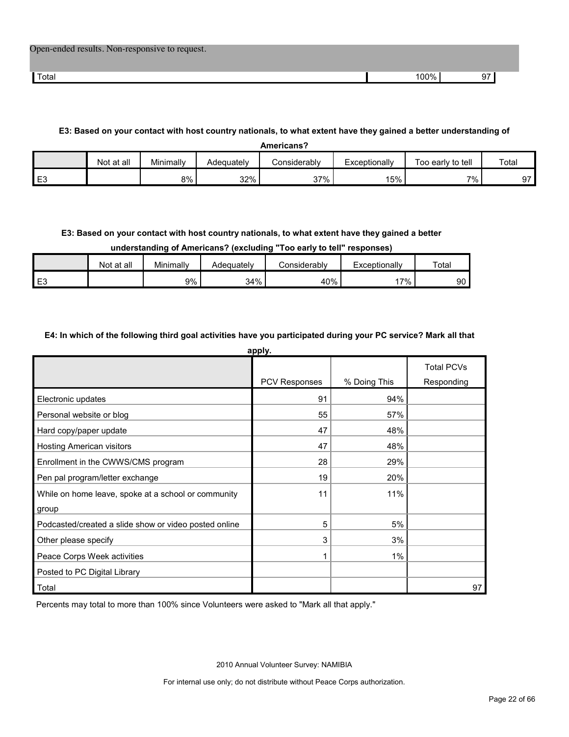| Open-ended results. Non-responsive to request. | | |
|---|---|---|
| Total | 100% | 97 |

**E3: Based on your contact with host country nationals, to what extent have they gained a better understanding of Americans?**

| | Not at all | Minimally | Adequately | Considerably | Exceptionally | Too early to tell | Total |
|---|---|---|---|---|---|---|---|
| E3 | | 8% | 32% | 37% | 15% | 7% | 97 |

**E3: Based on your contact with host country nationals, to what extent have they gained a better understanding of Americans? (excluding "Too early to tell" responses)**

| | Not at all | Minimally | Adequately | Considerably | Exceptionally | Total |
|---|---|---|---|---|---|---|
| E3 | | 9% | 34% | 40% | 17% | 90 |

**E4: In which of the following third goal activities have you participated during your PC service? Mark all that apply.**

| | PCV Responses | % Doing This | Total PCVs Responding |
|---|---|---|---|
| Electronic updates | 91 | 94% | |
| Personal website or blog | 55 | 57% | |
| Hard copy/paper update | 47 | 48% | |
| Hosting American visitors | 47 | 48% | |
| Enrollment in the CWWS/CMS program | 28 | 29% | |
| Pen pal program/letter exchange | 19 | 20% | |
| While on home leave, spoke at a school or community group | 11 | 11% | |
| Podcasted/created a slide show or video posted online | 5 | 5% | |
| Other please specify | 3 | 3% | |
| Peace Corps Week activities | 1 | 1% | |
| Posted to PC Digital Library | | | |
| Total | | | 97 |

Percents may total to more than 100% since Volunteers were asked to "Mark all that apply."

2010 Annual Volunteer Survey: NAMIBIA

For internal use only; do not distribute without Peace Corps authorization.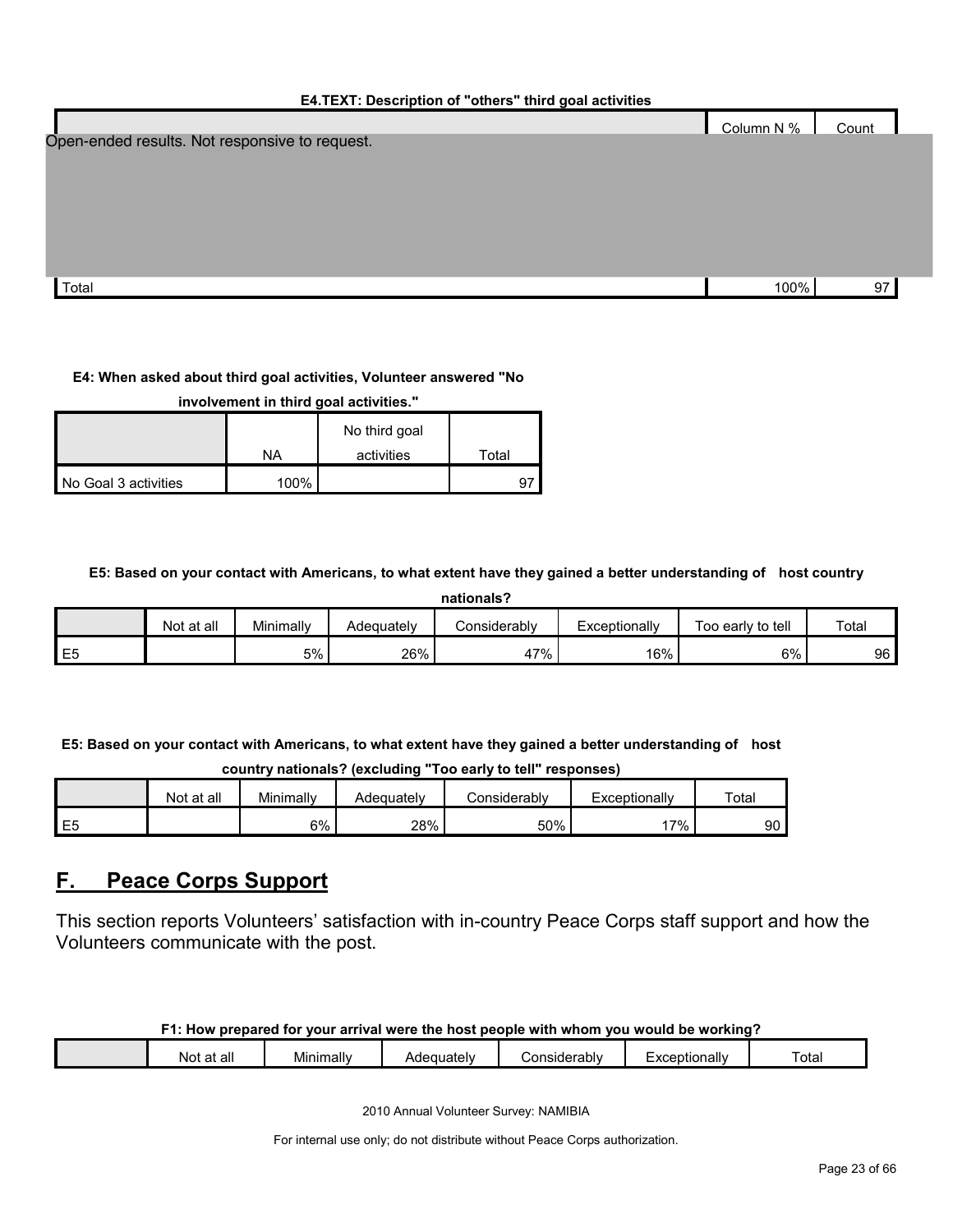**E4.TEXT: Description of "others" third goal activities**

| | Column N % | Count |
|---|---|---|
| Open-ended results. Not responsive to request. | | |
| Total | 100% | 97 |

**E4: When asked about third goal activities, Volunteer answered "No involvement in third goal activities."**

| | NA | No third goal activities | Total |
|---|---|---|---|
| No Goal 3 activities | 100% | | 97 |

**E5: Based on your contact with Americans, to what extent have they gained a better understanding of host country nationals?**

| | Not at all | Minimally | Adequately | Considerably | Exceptionally | Too early to tell | Total |
|---|---|---|---|---|---|---|---|
| E5 | | 5% | 26% | 47% | 16% | 6% | 96 |

**E5: Based on your contact with Americans, to what extent have they gained a better understanding of host country nationals? (excluding "Too early to tell" responses)**

| | Not at all | Minimally | Adequately | Considerably | Exceptionally | Total |
|---|---|---|---|---|---|---|
| E5 | | 6% | 28% | 50% | 17% | 90 |

## F. Peace Corps Support

This section reports Volunteers' satisfaction with in-country Peace Corps staff support and how the Volunteers communicate with the post.

**F1: How prepared for your arrival were the host people with whom you would be working?**

| | Not at all | Minimally | Adequately | Considerably | Exceptionally | Total |
|---|---|---|---|---|---|---|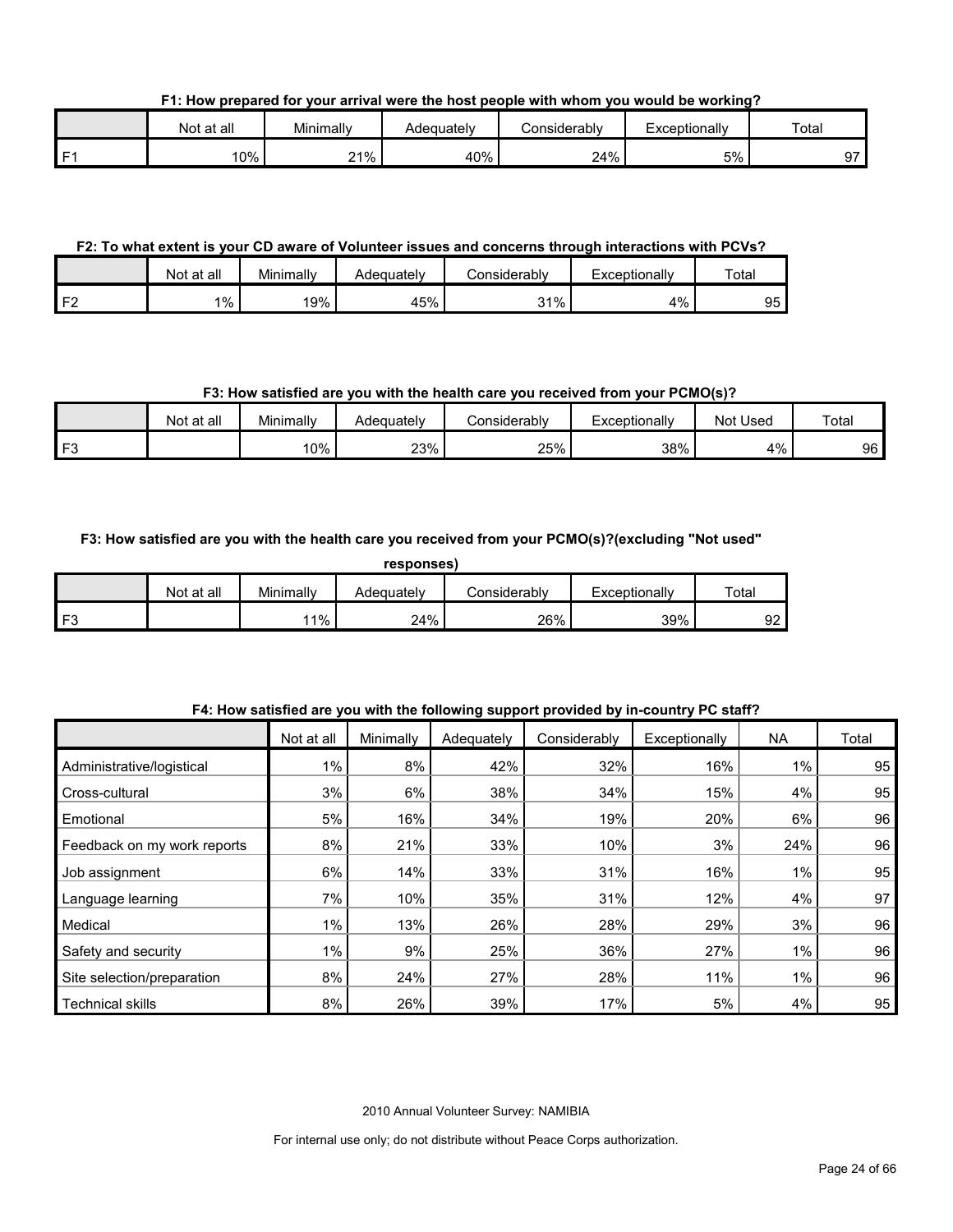**F1: How prepared for your arrival were the host people with whom you would be working?**

| | Not at all | Minimally | Adequately | Considerably | Exceptionally | Total |
|---|---|---|---|---|---|---|
| F1 | 10% | 21% | 40% | 24% | 5% | 97 |

**F2: To what extent is your CD aware of Volunteer issues and concerns through interactions with PCVs?**

| | Not at all | Minimally | Adequately | Considerably | Exceptionally | Total |
|---|---|---|---|---|---|---|
| F2 | 1% | 19% | 45% | 31% | 4% | 95 |

**F3: How satisfied are you with the health care you received from your PCMO(s)?**

| | Not at all | Minimally | Adequately | Considerably | Exceptionally | Not Used | Total |
|---|---|---|---|---|---|---|---|
| F3 | | 10% | 23% | 25% | 38% | 4% | 96 |

**F3: How satisfied are you with the health care you received from your PCMO(s)?(excluding "Not used" responses)**

| | Not at all | Minimally | Adequately | Considerably | Exceptionally | Total |
|---|---|---|---|---|---|---|
| F3 | | 11% | 24% | 26% | 39% | 92 |

**F4: How satisfied are you with the following support provided by in-country PC staff?**

| | Not at all | Minimally | Adequately | Considerably | Exceptionally | NA | Total |
|---|---|---|---|---|---|---|---|
| Administrative/logistical | 1% | 8% | 42% | 32% | 16% | 1% | 95 |
| Cross-cultural | 3% | 6% | 38% | 34% | 15% | 4% | 95 |
| Emotional | 5% | 16% | 34% | 19% | 20% | 6% | 96 |
| Feedback on my work reports | 8% | 21% | 33% | 10% | 3% | 24% | 96 |
| Job assignment | 6% | 14% | 33% | 31% | 16% | 1% | 95 |
| Language learning | 7% | 10% | 35% | 31% | 12% | 4% | 97 |
| Medical | 1% | 13% | 26% | 28% | 29% | 3% | 96 |
| Safety and security | 1% | 9% | 25% | 36% | 27% | 1% | 96 |
| Site selection/preparation | 8% | 24% | 27% | 28% | 11% | 1% | 96 |
| Technical skills | 8% | 26% | 39% | 17% | 5% | 4% | 95 |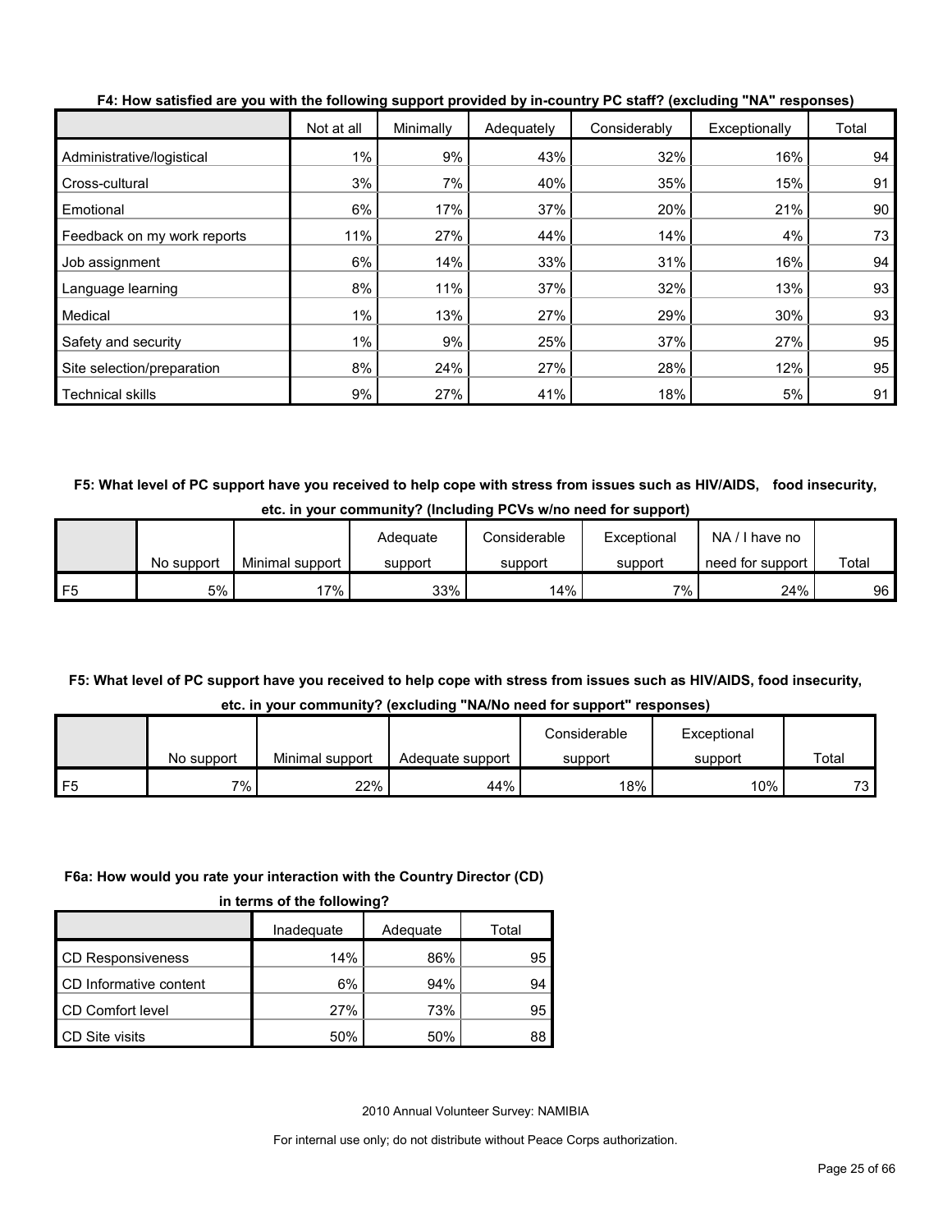**F4: How satisfied are you with the following support provided by in-country PC staff? (excluding "NA" responses)**

| | Not at all | Minimally | Adequately | Considerably | Exceptionally | Total |
|---|---|---|---|---|---|---|
| Administrative/logistical | 1% | 9% | 43% | 32% | 16% | 94 |
| Cross-cultural | 3% | 7% | 40% | 35% | 15% | 91 |
| Emotional | 6% | 17% | 37% | 20% | 21% | 90 |
| Feedback on my work reports | 11% | 27% | 44% | 14% | 4% | 73 |
| Job assignment | 6% | 14% | 33% | 31% | 16% | 94 |
| Language learning | 8% | 11% | 37% | 32% | 13% | 93 |
| Medical | 1% | 13% | 27% | 29% | 30% | 93 |
| Safety and security | 1% | 9% | 25% | 37% | 27% | 95 |
| Site selection/preparation | 8% | 24% | 27% | 28% | 12% | 95 |
| Technical skills | 9% | 27% | 41% | 18% | 5% | 91 |

**F5: What level of PC support have you received to help cope with stress from issues such as HIV/AIDS, food insecurity, etc. in your community? (Including PCVs w/no need for support)**

| | No support | Minimal support | Adequate support | Considerable support | Exceptional support | NA / I have no need for support | Total |
|---|---|---|---|---|---|---|---|
| F5 | 5% | 17% | 33% | 14% | 7% | 24% | 96 |

**F5: What level of PC support have you received to help cope with stress from issues such as HIV/AIDS, food insecurity, etc. in your community? (excluding "NA/No need for support" responses)**

| | No support | Minimal support | Adequate support | Considerable support | Exceptional support | Total |
|---|---|---|---|---|---|---|
| F5 | 7% | 22% | 44% | 18% | 10% | 73 |

**F6a: How would you rate your interaction with the Country Director (CD) in terms of the following?**

| | Inadequate | Adequate | Total |
|---|---|---|---|
| CD Responsiveness | 14% | 86% | 95 |
| CD Informative content | 6% | 94% | 94 |
| CD Comfort level | 27% | 73% | 95 |
| CD Site visits | 50% | 50% | 88 |

2010 Annual Volunteer Survey: NAMIBIA

For internal use only; do not distribute without Peace Corps authorization.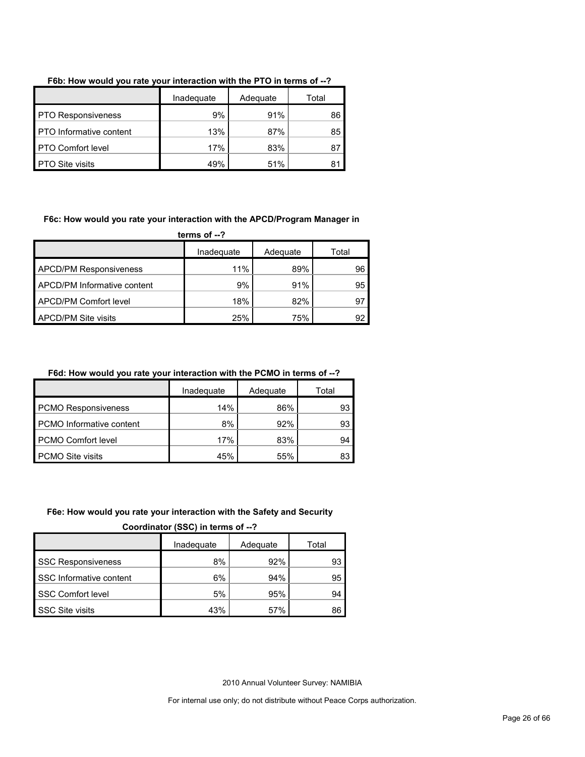**F6b: How would you rate your interaction with the PTO in terms of --?**

| | Inadequate | Adequate | Total |
|---|---|---|---|
| PTO Responsiveness | 9% | 91% | 86 |
| PTO Informative content | 13% | 87% | 85 |
| PTO Comfort level | 17% | 83% | 87 |
| PTO Site visits | 49% | 51% | 81 |

**F6c: How would you rate your interaction with the APCD/Program Manager in terms of --?**

| | Inadequate | Adequate | Total |
|---|---|---|---|
| APCD/PM Responsiveness | 11% | 89% | 96 |
| APCD/PM Informative content | 9% | 91% | 95 |
| APCD/PM Comfort level | 18% | 82% | 97 |
| APCD/PM Site visits | 25% | 75% | 92 |

**F6d: How would you rate your interaction with the PCMO in terms of --?**

| | Inadequate | Adequate | Total |
|---|---|---|---|
| PCMO Responsiveness | 14% | 86% | 93 |
| PCMO Informative content | 8% | 92% | 93 |
| PCMO Comfort level | 17% | 83% | 94 |
| PCMO Site visits | 45% | 55% | 83 |

**F6e: How would you rate your interaction with the Safety and Security Coordinator (SSC) in terms of --?**

| | Inadequate | Adequate | Total |
|---|---|---|---|
| SSC Responsiveness | 8% | 92% | 93 |
| SSC Informative content | 6% | 94% | 95 |
| SSC Comfort level | 5% | 95% | 94 |
| SSC Site visits | 43% | 57% | 86 |

2010 Annual Volunteer Survey: NAMIBIA

For internal use only; do not distribute without Peace Corps authorization.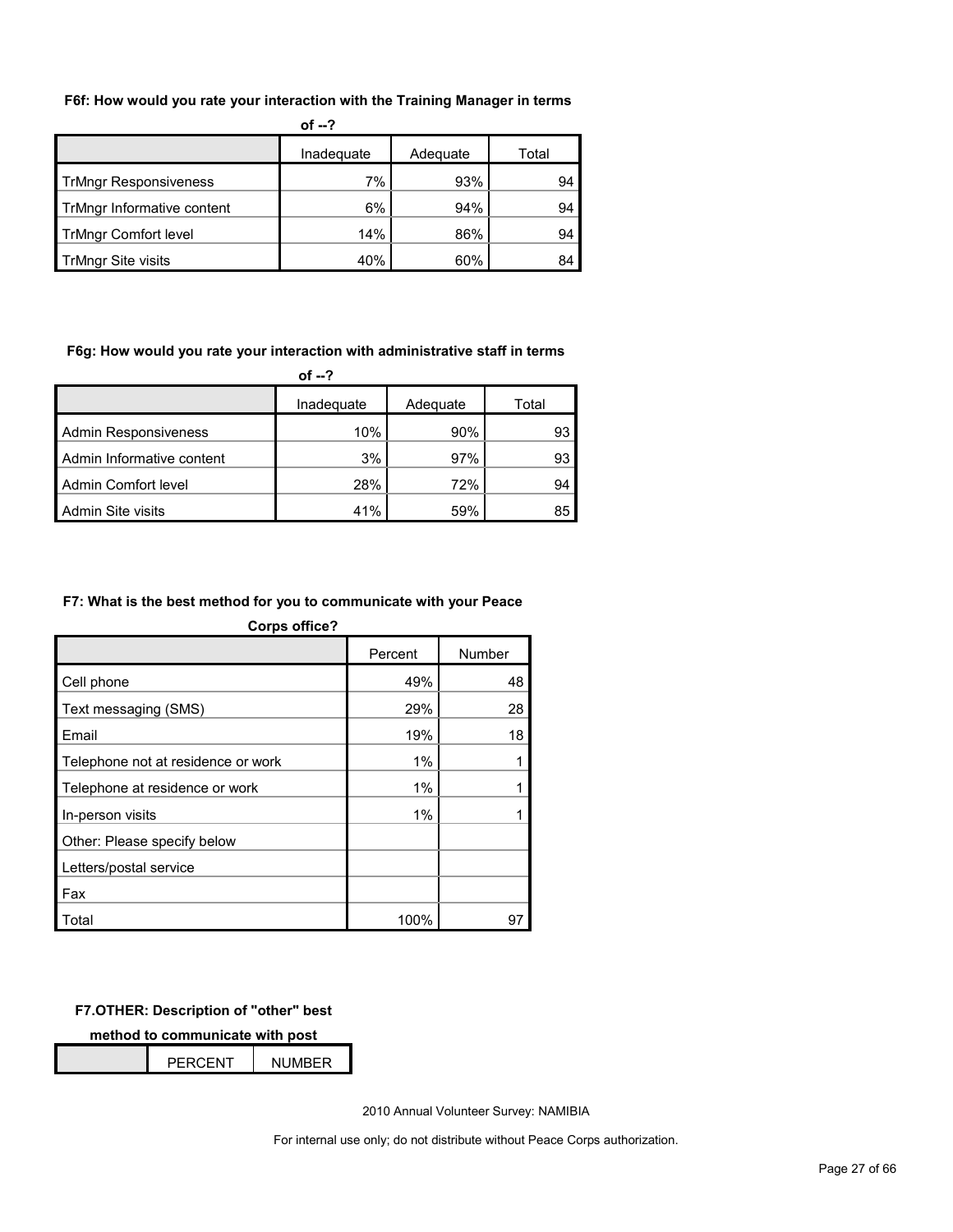**F6f: How would you rate your interaction with the Training Manager in terms of --?**

| | Inadequate | Adequate | Total |
|---|---|---|---|
| TrMngr Responsiveness | 7% | 93% | 94 |
| TrMngr Informative content | 6% | 94% | 94 |
| TrMngr Comfort level | 14% | 86% | 94 |
| TrMngr Site visits | 40% | 60% | 84 |

**F6g: How would you rate your interaction with administrative staff in terms of --?**

| | Inadequate | Adequate | Total |
|---|---|---|---|
| Admin Responsiveness | 10% | 90% | 93 |
| Admin Informative content | 3% | 97% | 93 |
| Admin Comfort level | 28% | 72% | 94 |
| Admin Site visits | 41% | 59% | 85 |

**F7: What is the best method for you to communicate with your Peace Corps office?**

| | Percent | Number |
|---|---|---|
| Cell phone | 49% | 48 |
| Text messaging (SMS) | 29% | 28 |
| Email | 19% | 18 |
| Telephone not at residence or work | 1% | 1 |
| Telephone at residence or work | 1% | 1 |
| In-person visits | 1% | 1 |
| Other: Please specify below | | |
| Letters/postal service | | |
| Fax | | |
| Total | 100% | 97 |

**F7.OTHER: Description of "other" best method to communicate with post**

| | PERCENT | NUMBER |
|---|---|---|

2010 Annual Volunteer Survey: NAMIBIA

For internal use only; do not distribute without Peace Corps authorization.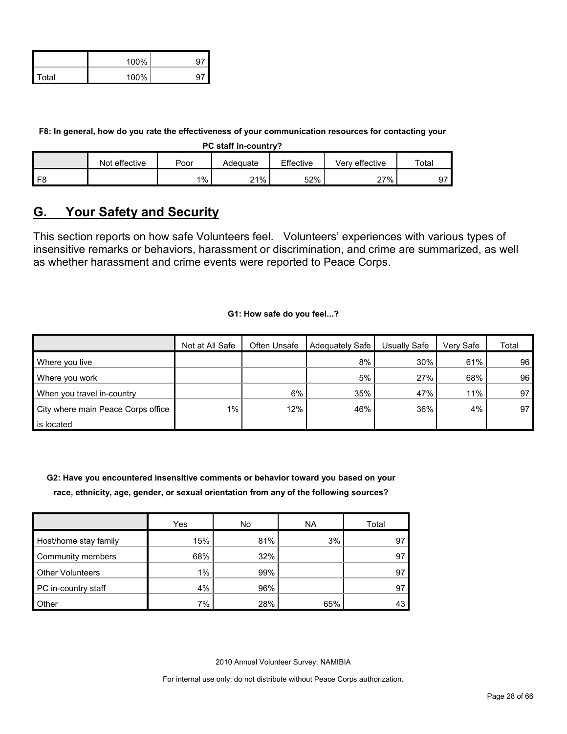| | | |
|---|---|---|
| | 100% | 97 |
| Total | 100% | 97 |

**F8: In general, how do you rate the effectiveness of your communication resources for contacting your PC staff in-country?**

| | Not effective | Poor | Adequate | Effective | Very effective | Total |
|---|---|---|---|---|---|---|
| F8 | | 1% | 21% | 52% | 27% | 97 |

## G. Your Safety and Security

This section reports on how safe Volunteers feel. Volunteers' experiences with various types of insensitive remarks or behaviors, harassment or discrimination, and crime are summarized, as well as whether harassment and crime events were reported to Peace Corps.

**G1: How safe do you feel...?**

| | Not at All Safe | Often Unsafe | Adequately Safe | Usually Safe | Very Safe | Total |
|---|---|---|---|---|---|---|
| Where you live | | | 8% | 30% | 61% | 96 |
| Where you work | | | 5% | 27% | 68% | 96 |
| When you travel in-country | | 6% | 35% | 47% | 11% | 97 |
| City where main Peace Corps office is located | 1% | 12% | 46% | 36% | 4% | 97 |

**G2: Have you encountered insensitive comments or behavior toward you based on your race, ethnicity, age, gender, or sexual orientation from any of the following sources?**

| | Yes | No | NA | Total |
|---|---|---|---|---|
| Host/home stay family | 15% | 81% | 3% | 97 |
| Community members | 68% | 32% | | 97 |
| Other Volunteers | 1% | 99% | | 97 |
| PC in-country staff | 4% | 96% | | 97 |
| Other | 7% | 28% | 65% | 43 |

2010 Annual Volunteer Survey: NAMIBIA

For internal use only; do not distribute without Peace Corps authorization.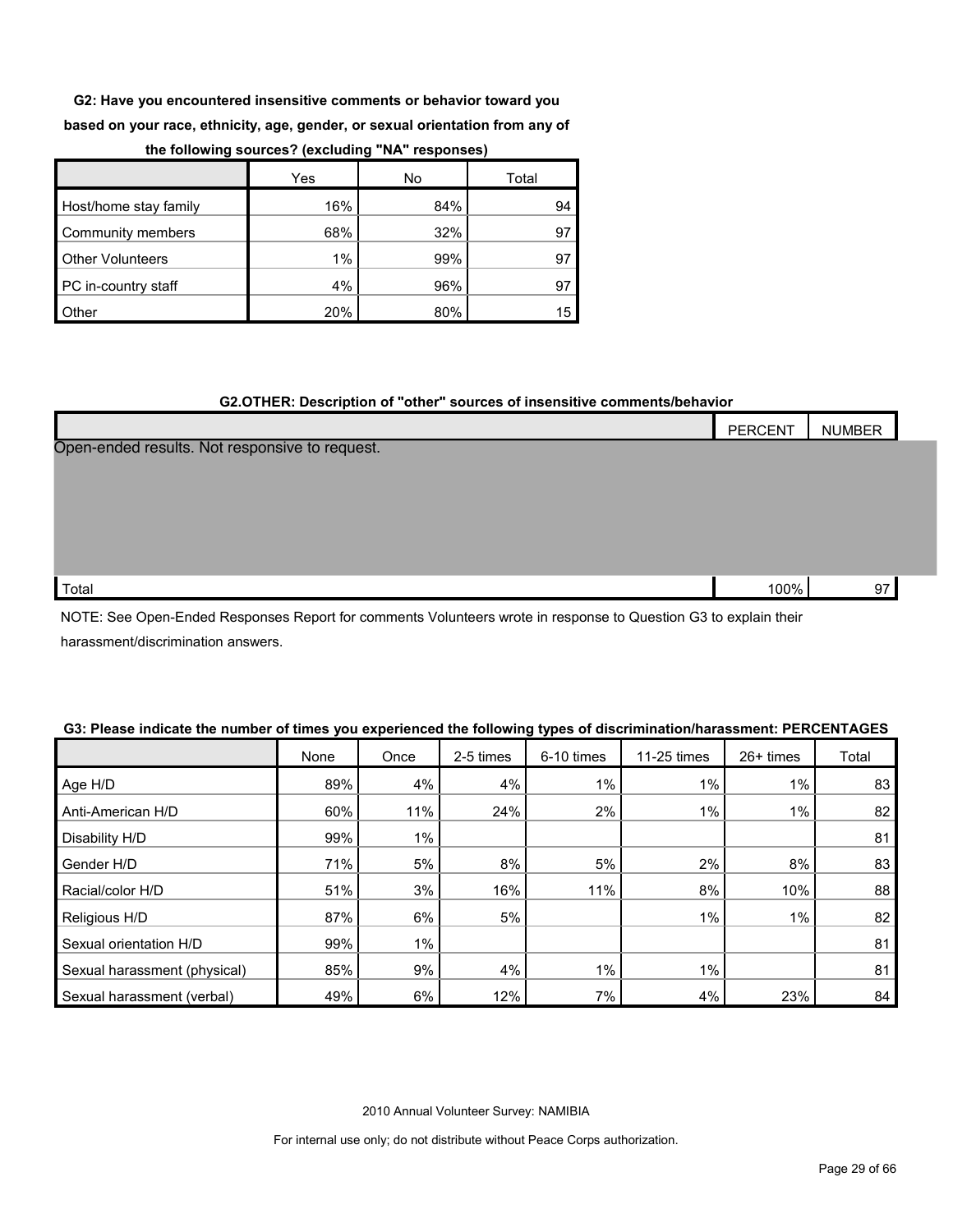**G2: Have you encountered insensitive comments or behavior toward you based on your race, ethnicity, age, gender, or sexual orientation from any of the following sources? (excluding "NA" responses)**

| | Yes | No | Total |
|---|---|---|---|
| Host/home stay family | 16% | 84% | 94 |
| Community members | 68% | 32% | 97 |
| Other Volunteers | 1% | 99% | 97 |
| PC in-country staff | 4% | 96% | 97 |
| Other | 20% | 80% | 15 |

**G2.OTHER: Description of "other" sources of insensitive comments/behavior**

| | PERCENT | NUMBER |
|---|---|---|
| Open-ended results. Not responsive to request. | | |
| Total | 100% | 97 |

NOTE: See Open-Ended Responses Report for comments Volunteers wrote in response to Question G3 to explain their harassment/discrimination answers.

**G3: Please indicate the number of times you experienced the following types of discrimination/harassment: PERCENTAGES**

| | None | Once | 2-5 times | 6-10 times | 11-25 times | 26+ times | Total |
|---|---|---|---|---|---|---|---|
| Age H/D | 89% | 4% | 4% | 1% | 1% | 1% | 83 |
| Anti-American H/D | 60% | 11% | 24% | 2% | 1% | 1% | 82 |
| Disability H/D | 99% | 1% | | | | | 81 |
| Gender H/D | 71% | 5% | 8% | 5% | 2% | 8% | 83 |
| Racial/color H/D | 51% | 3% | 16% | 11% | 8% | 10% | 88 |
| Religious H/D | 87% | 6% | 5% | | 1% | 1% | 82 |
| Sexual orientation H/D | 99% | 1% | | | | | 81 |
| Sexual harassment (physical) | 85% | 9% | 4% | 1% | 1% | | 81 |
| Sexual harassment (verbal) | 49% | 6% | 12% | 7% | 4% | 23% | 84 |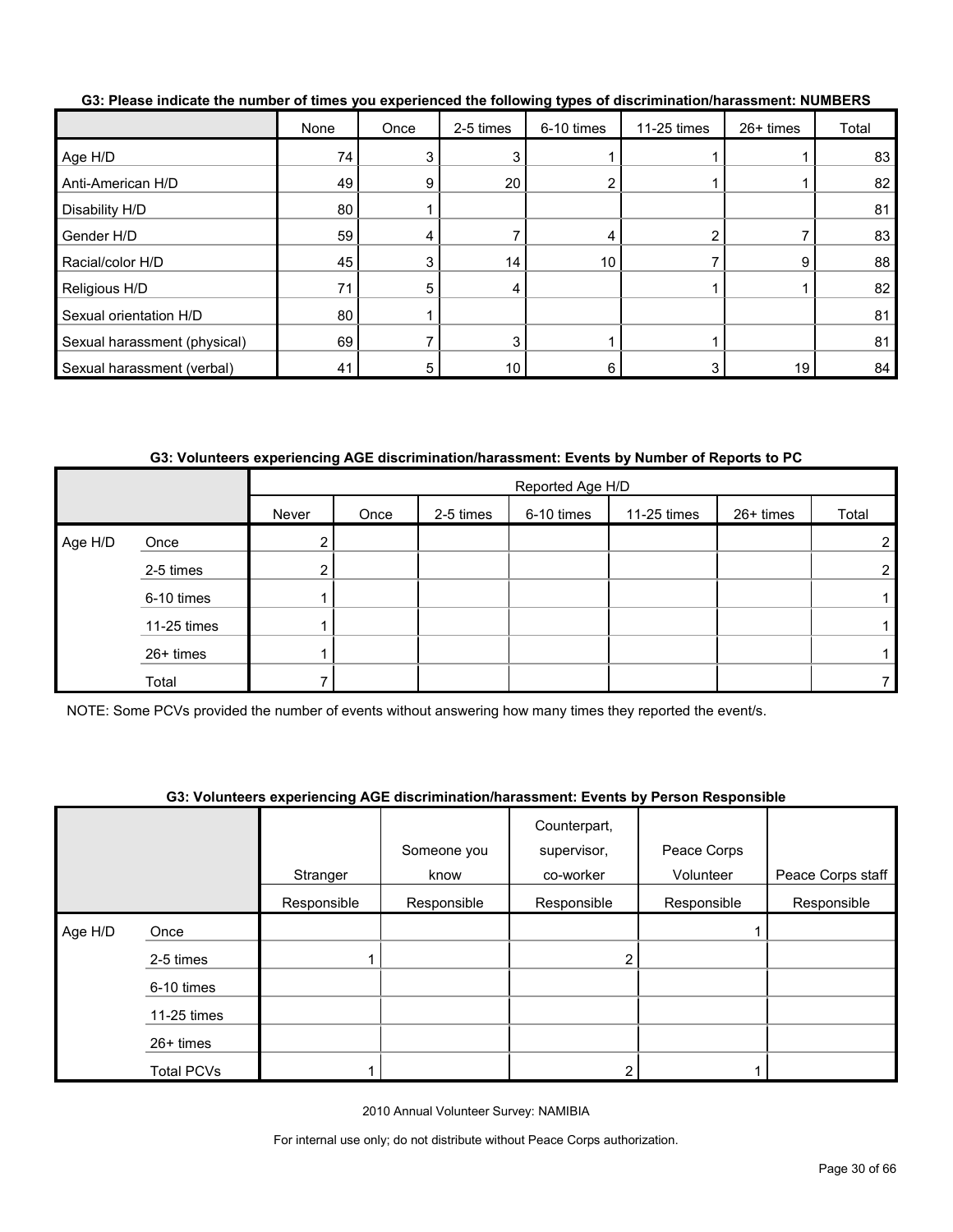**G3: Please indicate the number of times you experienced the following types of discrimination/harassment: NUMBERS**

| | None | Once | 2-5 times | 6-10 times | 11-25 times | 26+ times | Total |
|---|---|---|---|---|---|---|---|
| Age H/D | 74 | 3 | 3 | 1 | 1 | 1 | 83 |
| Anti-American H/D | 49 | 9 | 20 | 2 | 1 | 1 | 82 |
| Disability H/D | 80 | 1 | | | | | 81 |
| Gender H/D | 59 | 4 | 7 | 4 | 2 | 7 | 83 |
| Racial/color H/D | 45 | 3 | 14 | 10 | 7 | 9 | 88 |
| Religious H/D | 71 | 5 | 4 | | 1 | 1 | 82 |
| Sexual orientation H/D | 80 | 1 | | | | | 81 |
| Sexual harassment (physical) | 69 | 7 | 3 | 1 | 1 | | 81 |
| Sexual harassment (verbal) | 41 | 5 | 10 | 6 | 3 | 19 | 84 |

**G3: Volunteers experiencing AGE discrimination/harassment: Events by Number of Reports to PC**

| | | Reported Age H/D | | | | | | |
|---|---|---|---|---|---|---|---|---|
| | | Never | Once | 2-5 times | 6-10 times | 11-25 times | 26+ times | Total |
| Age H/D | Once | 2 | | | | | | 2 |
| | 2-5 times | 2 | | | | | | 2 |
| | 6-10 times | 1 | | | | | | 1 |
| | 11-25 times | 1 | | | | | | 1 |
| | 26+ times | 1 | | | | | | 1 |
| | Total | 7 | | | | | | 7 |

NOTE: Some PCVs provided the number of events without answering how many times they reported the event/s.

**G3: Volunteers experiencing AGE discrimination/harassment: Events by Person Responsible**

| | | Stranger Responsible | Someone you know Responsible | Counterpart, supervisor, co-worker Responsible | Peace Corps Volunteer Responsible | Peace Corps staff Responsible |
|---|---|---|---|---|---|---|
| Age H/D | Once | | | | 1 | |
| | 2-5 times | 1 | | 2 | | |
| | 6-10 times | | | | | |
| | 11-25 times | | | | | |
| | 26+ times | | | | | |
| | Total PCVs | 1 | | 2 | 1 | |

2010 Annual Volunteer Survey: NAMIBIA

For internal use only; do not distribute without Peace Corps authorization.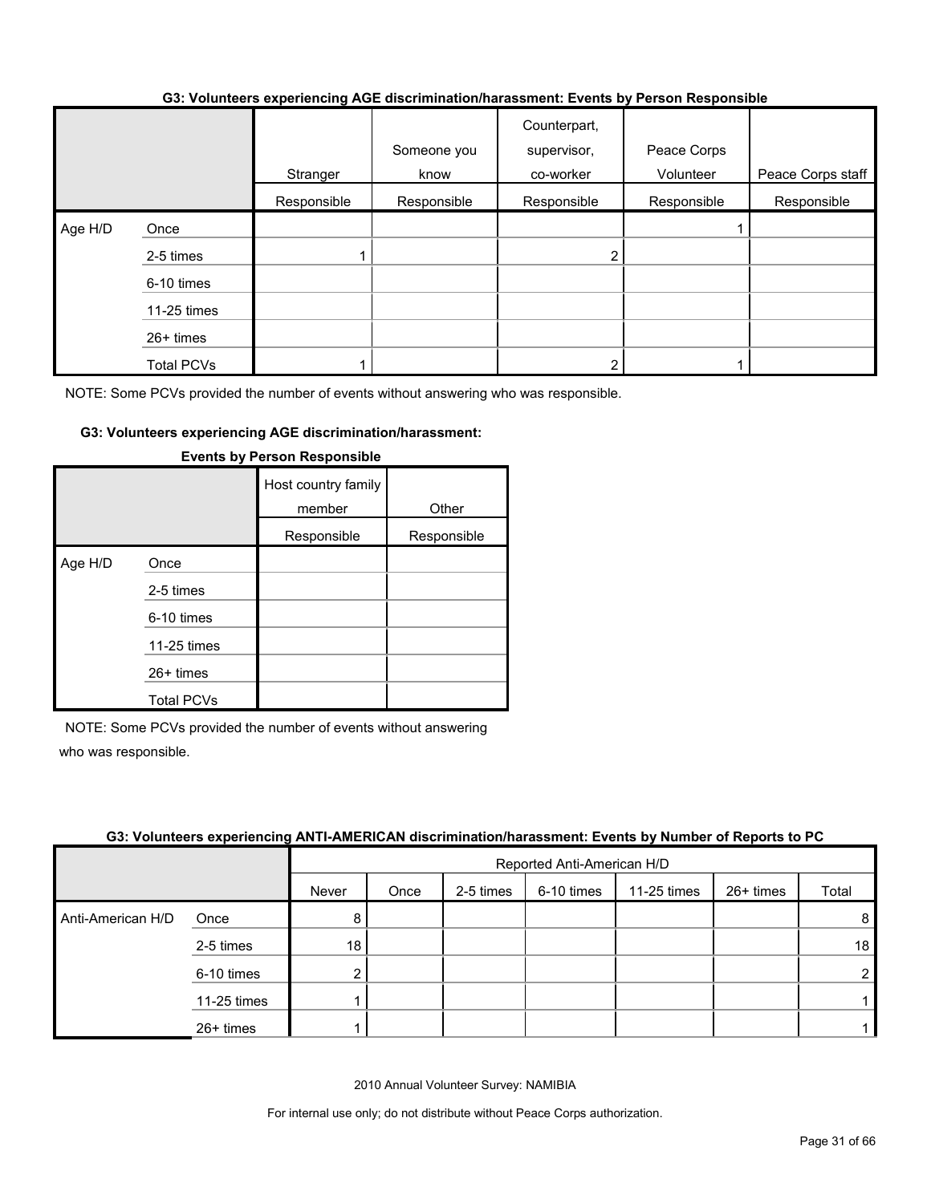### G3: Volunteers experiencing AGE discrimination/harassment: Events by Person Responsible

| | | Stranger | Someone you know | Counterpart, supervisor, co-worker | Peace Corps Volunteer | Peace Corps staff |
|---|---|---|---|---|---|---|
| | | Responsible | Responsible | Responsible | Responsible | Responsible |
| Age H/D | Once | | | | 1 | |
| | 2-5 times | 1 | | 2 | | |
| | 6-10 times | | | | | |
| | 11-25 times | | | | | |
| | 26+ times | | | | | |
| | Total PCVs | 1 | | 2 | 1 | |

NOTE: Some PCVs provided the number of events without answering who was responsible.

### G3: Volunteers experiencing AGE discrimination/harassment: Events by Person Responsible

| | | Host country family member | Other |
|---|---|---|---|
| | | Responsible | Responsible |
| Age H/D | Once | | |
| | 2-5 times | | |
| | 6-10 times | | |
| | 11-25 times | | |
| | 26+ times | | |
| | Total PCVs | | |

NOTE: Some PCVs provided the number of events without answering who was responsible.

### G3: Volunteers experiencing ANTI-AMERICAN discrimination/harassment: Events by Number of Reports to PC

| | | Reported Anti-American H/D | | | | | | |
|---|---|---|---|---|---|---|---|---|
| | | Never | Once | 2-5 times | 6-10 times | 11-25 times | 26+ times | Total |
| Anti-American H/D | Once | 8 | | | | | | 8 |
| | 2-5 times | 18 | | | | | | 18 |
| | 6-10 times | 2 | | | | | | 2 |
| | 11-25 times | 1 | | | | | | 1 |
| | 26+ times | 1 | | | | | | 1 |

2010 Annual Volunteer Survey: NAMIBIA

For internal use only; do not distribute without Peace Corps authorization.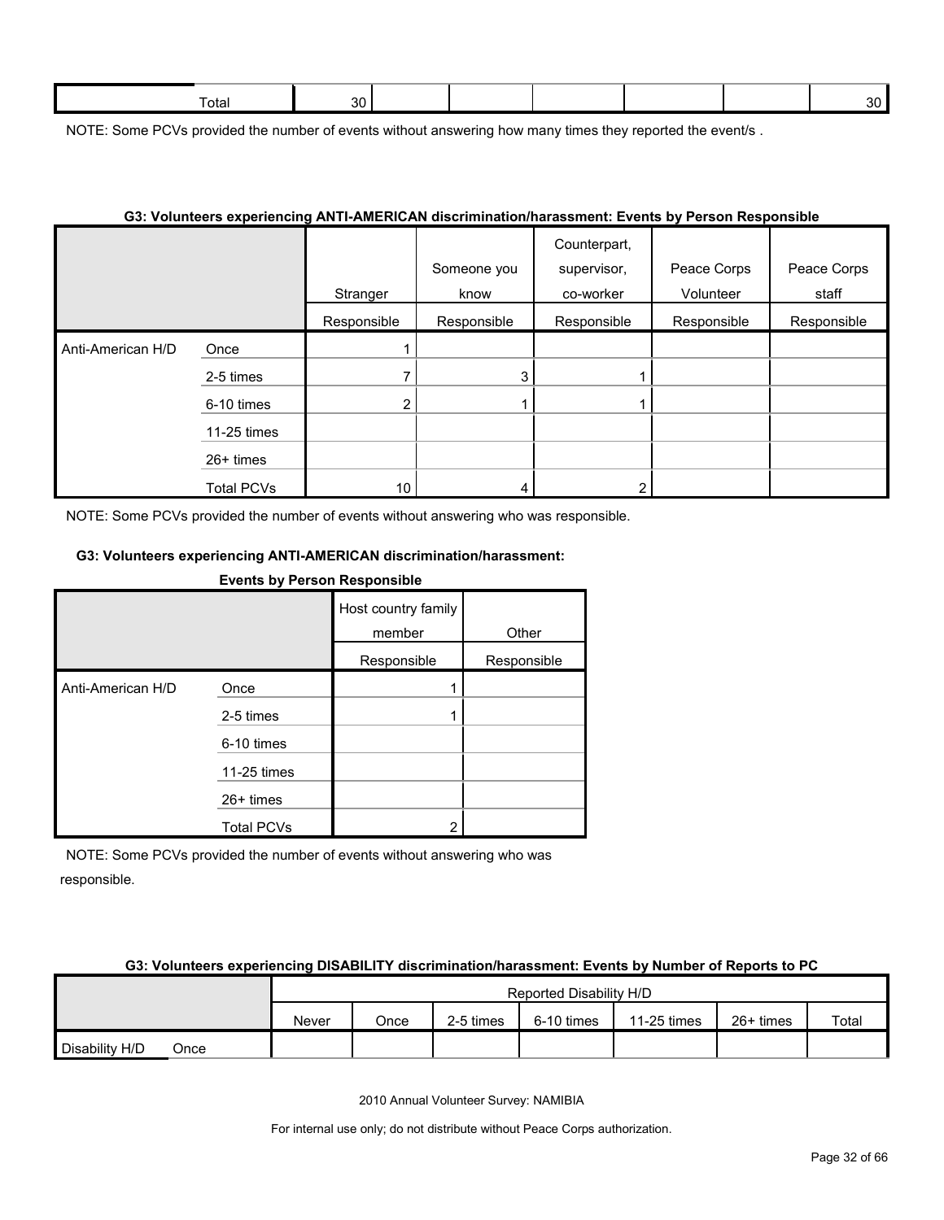| | Total | 30 | | | | | | 30 |
|---|---|---|---|---|---|---|---|---|

NOTE: Some PCVs provided the number of events without answering how many times they reported the event/s .

**G3: Volunteers experiencing ANTI-AMERICAN discrimination/harassment: Events by Person Responsible**

| | | Stranger | Someone you know | Counterpart, supervisor, co-worker | Peace Corps Volunteer | Peace Corps staff |
|---|---|---|---|---|---|---|
| | | Responsible | Responsible | Responsible | Responsible | Responsible |
| Anti-American H/D | Once | 1 | | | | |
| | 2-5 times | 7 | 3 | 1 | | |
| | 6-10 times | 2 | 1 | 1 | | |
| | 11-25 times | | | | | |
| | 26+ times | | | | | |
| | Total PCVs | 10 | 4 | 2 | | |

NOTE: Some PCVs provided the number of events without answering who was responsible.

**G3: Volunteers experiencing ANTI-AMERICAN discrimination/harassment: Events by Person Responsible**

| | | Host country family member | Other |
|---|---|---|---|
| | | Responsible | Responsible |
| Anti-American H/D | Once | 1 | |
| | 2-5 times | 1 | |
| | 6-10 times | | |
| | 11-25 times | | |
| | 26+ times | | |
| | Total PCVs | 2 | |

NOTE: Some PCVs provided the number of events without answering who was responsible.

**G3: Volunteers experiencing DISABILITY discrimination/harassment: Events by Number of Reports to PC**

| | | Reported Disability H/D | | | | | | |
|---|---|---|---|---|---|---|---|---|
| | | Never | Once | 2-5 times | 6-10 times | 11-25 times | 26+ times | Total |
| Disability H/D | Once | | | | | | | |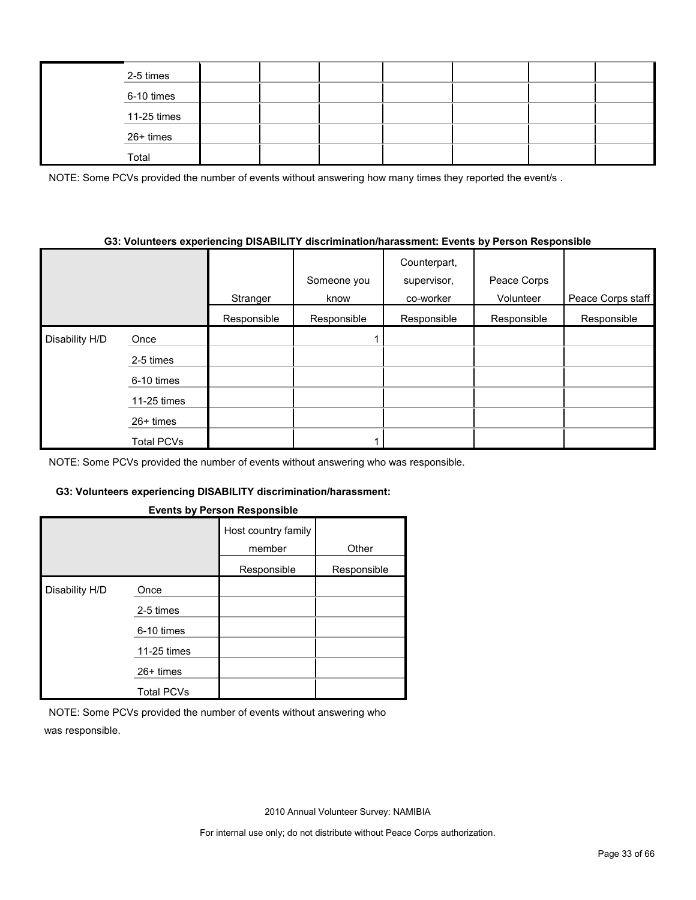|  |  |  |  |  |  |  |  |  |
|---|---|---|---|---|---|---|---|---|
|  | 2-5 times |  |  |  |  |  |  |  |
|  | 6-10 times |  |  |  |  |  |  |  |
|  | 11-25 times |  |  |  |  |  |  |  |
|  | 26+ times |  |  |  |  |  |  |  |
|  | Total |  |  |  |  |  |  |  |

NOTE: Some PCVs provided the number of events without answering how many times they reported the event/s .

**G3: Volunteers experiencing DISABILITY discrimination/harassment: Events by Person Responsible**

|  |  | Stranger | Someone you know | Counterpart, supervisor, co-worker | Peace Corps Volunteer | Peace Corps staff |
|---|---|---|---|---|---|---|
|  |  | Responsible | Responsible | Responsible | Responsible | Responsible |
| Disability H/D | Once |  | 1 |  |  |  |
|  | 2-5 times |  |  |  |  |  |
|  | 6-10 times |  |  |  |  |  |
|  | 11-25 times |  |  |  |  |  |
|  | 26+ times |  |  |  |  |  |
|  | Total PCVs |  | 1 |  |  |  |

NOTE: Some PCVs provided the number of events without answering who was responsible.

**G3: Volunteers experiencing DISABILITY discrimination/harassment: Events by Person Responsible**

|  |  | Host country family member | Other |
|---|---|---|---|
|  |  | Responsible | Responsible |
| Disability H/D | Once |  |  |
|  | 2-5 times |  |  |
|  | 6-10 times |  |  |
|  | 11-25 times |  |  |
|  | 26+ times |  |  |
|  | Total PCVs |  |  |

NOTE: Some PCVs provided the number of events without answering who was responsible.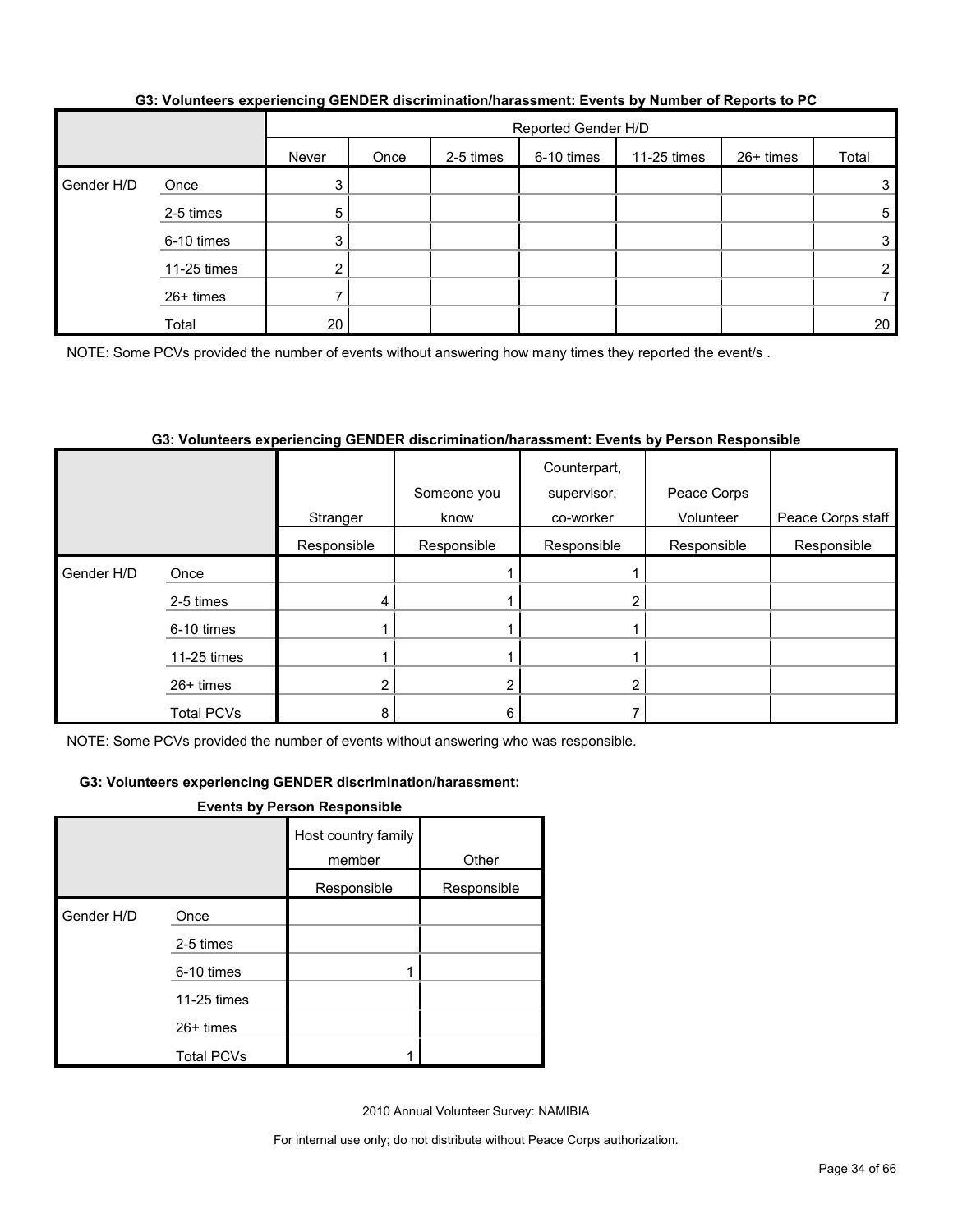**G3: Volunteers experiencing GENDER discrimination/harassment: Events by Number of Reports to PC**

| | | Reported Gender H/D | | | | | | |
|---|---|---|---|---|---|---|---|---|
| | | Never | Once | 2-5 times | 6-10 times | 11-25 times | 26+ times | Total |
| Gender H/D | Once | 3 | | | | | | 3 |
| | 2-5 times | 5 | | | | | | 5 |
| | 6-10 times | 3 | | | | | | 3 |
| | 11-25 times | 2 | | | | | | 2 |
| | 26+ times | 7 | | | | | | 7 |
| | Total | 20 | | | | | | 20 |

NOTE: Some PCVs provided the number of events without answering how many times they reported the event/s .

**G3: Volunteers experiencing GENDER discrimination/harassment: Events by Person Responsible**

| | | Stranger | Someone you know | Counterpart, supervisor, co-worker | Peace Corps Volunteer | Peace Corps staff | Host country family member | Other |
|---|---|---|---|---|---|---|---|---|
| | | Responsible | Responsible | Responsible | Responsible | Responsible | Responsible | Responsible |
| Gender H/D | Once | | 1 | 1 | | | | |
| | 2-5 times | 4 | 1 | 2 | | | | |
| | 6-10 times | 1 | 1 | 1 | | | 1 | |
| | 11-25 times | 1 | 1 | 1 | | | | |
| | 26+ times | 2 | 2 | 2 | | | | |
| | Total PCVs | 8 | 6 | 7 | | | 1 | |

NOTE: Some PCVs provided the number of events without answering who was responsible.

2010 Annual Volunteer Survey: NAMIBIA

For internal use only; do not distribute without Peace Corps authorization.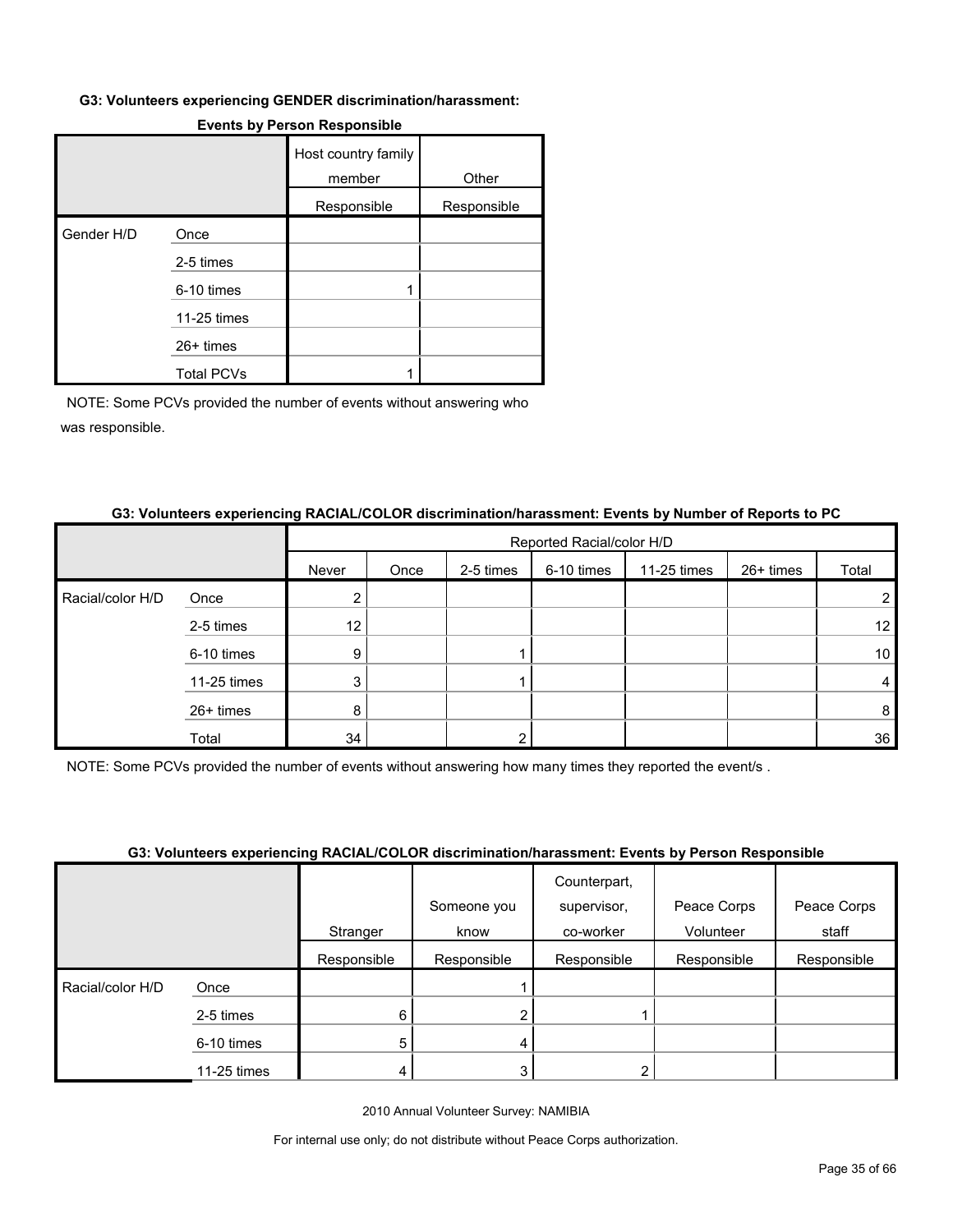**G3: Volunteers experiencing GENDER discrimination/harassment: Events by Person Responsible**

| | | Host country family member | Other |
|---|---|---|---|
| | | Responsible | Responsible |
| Gender H/D | Once | | |
| | 2-5 times | | |
| | 6-10 times | 1 | |
| | 11-25 times | | |
| | 26+ times | | |
| | Total PCVs | 1 | |

NOTE: Some PCVs provided the number of events without answering who was responsible.

**G3: Volunteers experiencing RACIAL/COLOR discrimination/harassment: Events by Number of Reports to PC**

| | | Reported Racial/color H/D | | | | | | |
|---|---|---|---|---|---|---|---|---|
| | | Never | Once | 2-5 times | 6-10 times | 11-25 times | 26+ times | Total |
| Racial/color H/D | Once | 2 | | | | | | 2 |
| | 2-5 times | 12 | | | | | | 12 |
| | 6-10 times | 9 | | 1 | | | | 10 |
| | 11-25 times | 3 | | 1 | | | | 4 |
| | 26+ times | 8 | | | | | | 8 |
| | Total | 34 | | 2 | | | | 36 |

NOTE: Some PCVs provided the number of events without answering how many times they reported the event/s .

**G3: Volunteers experiencing RACIAL/COLOR discrimination/harassment: Events by Person Responsible**

| | | Stranger | Someone you know | Counterpart, supervisor, co-worker | Peace Corps Volunteer | Peace Corps staff |
|---|---|---|---|---|---|---|
| | | Responsible | Responsible | Responsible | Responsible | Responsible |
| Racial/color H/D | Once | | 1 | | | |
| | 2-5 times | 6 | 2 | 1 | | |
| | 6-10 times | 5 | 4 | | | |
| | 11-25 times | 4 | 3 | 2 | | |

2010 Annual Volunteer Survey: NAMIBIA

For internal use only; do not distribute without Peace Corps authorization.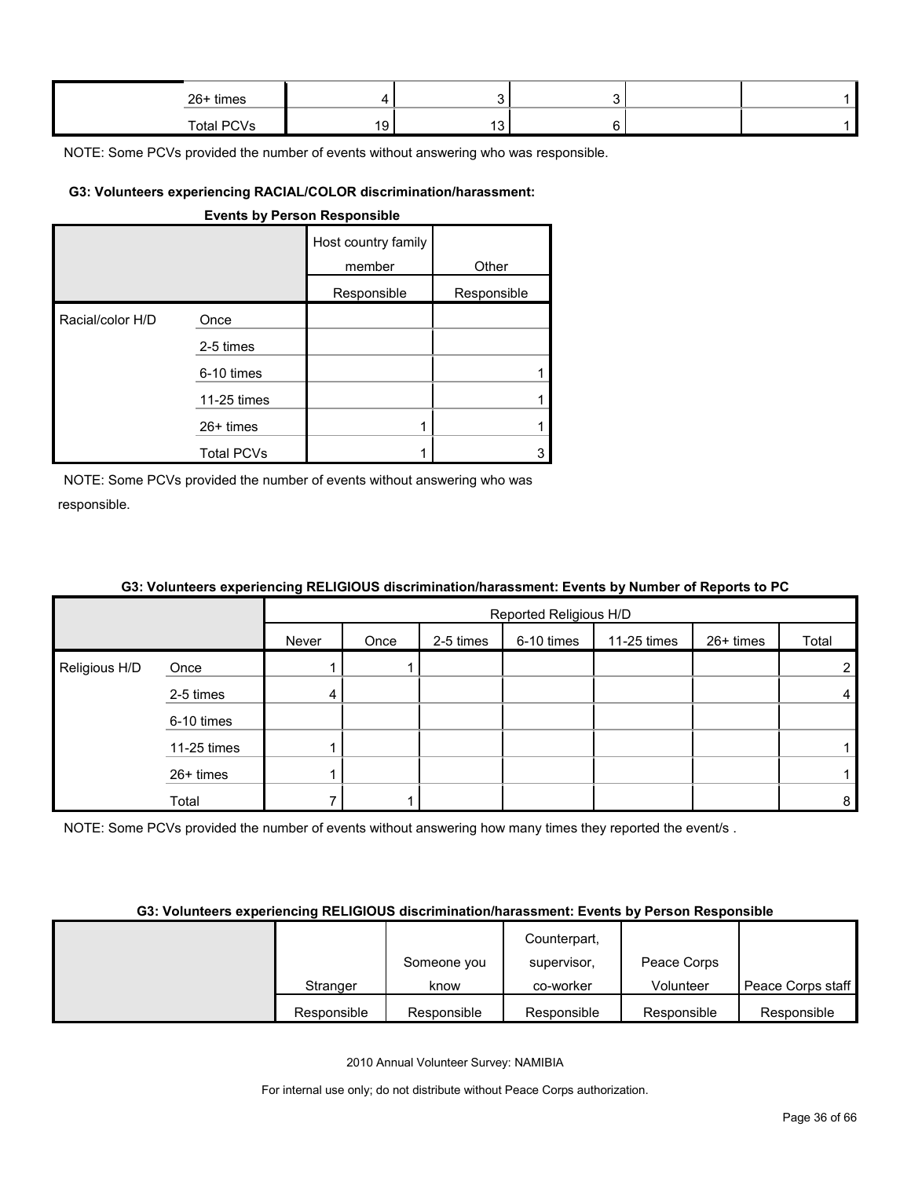| | | | | | | |
|---|---|---|---|---|---|---|
| | 26+ times | 4 | 3 | 3 | | 1 |
| | Total PCVs | 19 | 13 | 6 | | 1 |

NOTE: Some PCVs provided the number of events without answering who was responsible.

**G3: Volunteers experiencing RACIAL/COLOR discrimination/harassment: Events by Person Responsible**

| | | Host country family member | Other |
|---|---|---|---|
| | | Responsible | Responsible |
| Racial/color H/D | Once | | |
| | 2-5 times | | |
| | 6-10 times | | 1 |
| | 11-25 times | | 1 |
| | 26+ times | 1 | 1 |
| | Total PCVs | 1 | 3 |

NOTE: Some PCVs provided the number of events without answering who was responsible.

**G3: Volunteers experiencing RELIGIOUS discrimination/harassment: Events by Number of Reports to PC**

| | | Reported Religious H/D | | | | | | |
|---|---|---|---|---|---|---|---|---|
| | | Never | Once | 2-5 times | 6-10 times | 11-25 times | 26+ times | Total |
| Religious H/D | Once | 1 | 1 | | | | | 2 |
| | 2-5 times | 4 | | | | | | 4 |
| | 6-10 times | | | | | | | |
| | 11-25 times | 1 | | | | | | 1 |
| | 26+ times | 1 | | | | | | 1 |
| | Total | 7 | 1 | | | | | 8 |

NOTE: Some PCVs provided the number of events without answering how many times they reported the event/s .

**G3: Volunteers experiencing RELIGIOUS discrimination/harassment: Events by Person Responsible**

| | Stranger | Someone you know | Counterpart, supervisor, co-worker | Peace Corps Volunteer | Peace Corps staff |
|---|---|---|---|---|---|
| | Responsible | Responsible | Responsible | Responsible | Responsible |

2010 Annual Volunteer Survey: NAMIBIA

For internal use only; do not distribute without Peace Corps authorization.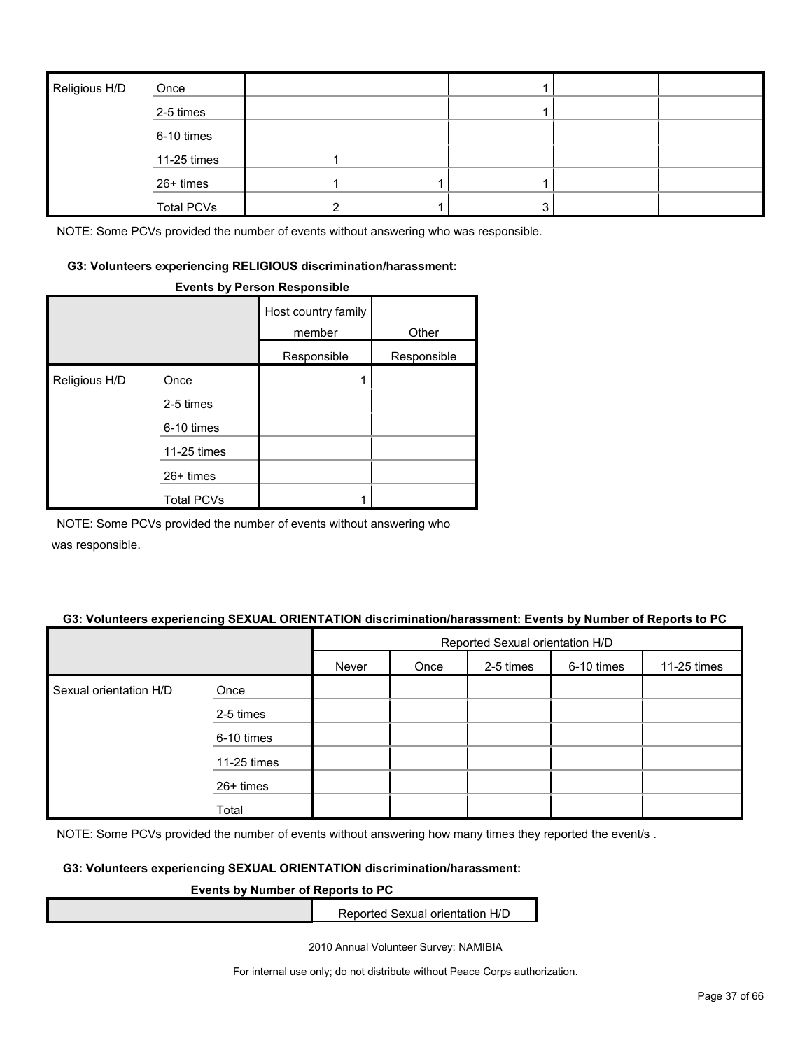| Religious H/D | Once | | | 1 | | |
|---|---|---|---|---|---|---|
| | 2-5 times | | | 1 | | |
| | 6-10 times | | | | | |
| | 11-25 times | 1 | | | | |
| | 26+ times | 1 | 1 | 1 | | |
| | Total PCVs | 2 | 1 | 3 | | |

NOTE: Some PCVs provided the number of events without answering who was responsible.

#### G3: Volunteers experiencing RELIGIOUS discrimination/harassment:

**Events by Person Responsible**

| | | Host country family member | Other |
|---|---|---|---|
| | | Responsible | Responsible |
| Religious H/D | Once | 1 | |
| | 2-5 times | | |
| | 6-10 times | | |
| | 11-25 times | | |
| | 26+ times | | |
| | Total PCVs | 1 | |

NOTE: Some PCVs provided the number of events without answering who was responsible.

#### G3: Volunteers experiencing SEXUAL ORIENTATION discrimination/harassment: Events by Number of Reports to PC

| | | Reported Sexual orientation H/D | | | | |
|---|---|---|---|---|---|---|
| | | Never | Once | 2-5 times | 6-10 times | 11-25 times |
| Sexual orientation H/D | Once | | | | | |
| | 2-5 times | | | | | |
| | 6-10 times | | | | | |
| | 11-25 times | | | | | |
| | 26+ times | | | | | |
| | Total | | | | | |

NOTE: Some PCVs provided the number of events without answering how many times they reported the event/s .

#### G3: Volunteers experiencing SEXUAL ORIENTATION discrimination/harassment:

**Events by Number of Reports to PC**

| | Reported Sexual orientation H/D |
|---|---|

2010 Annual Volunteer Survey: NAMIBIA

For internal use only; do not distribute without Peace Corps authorization.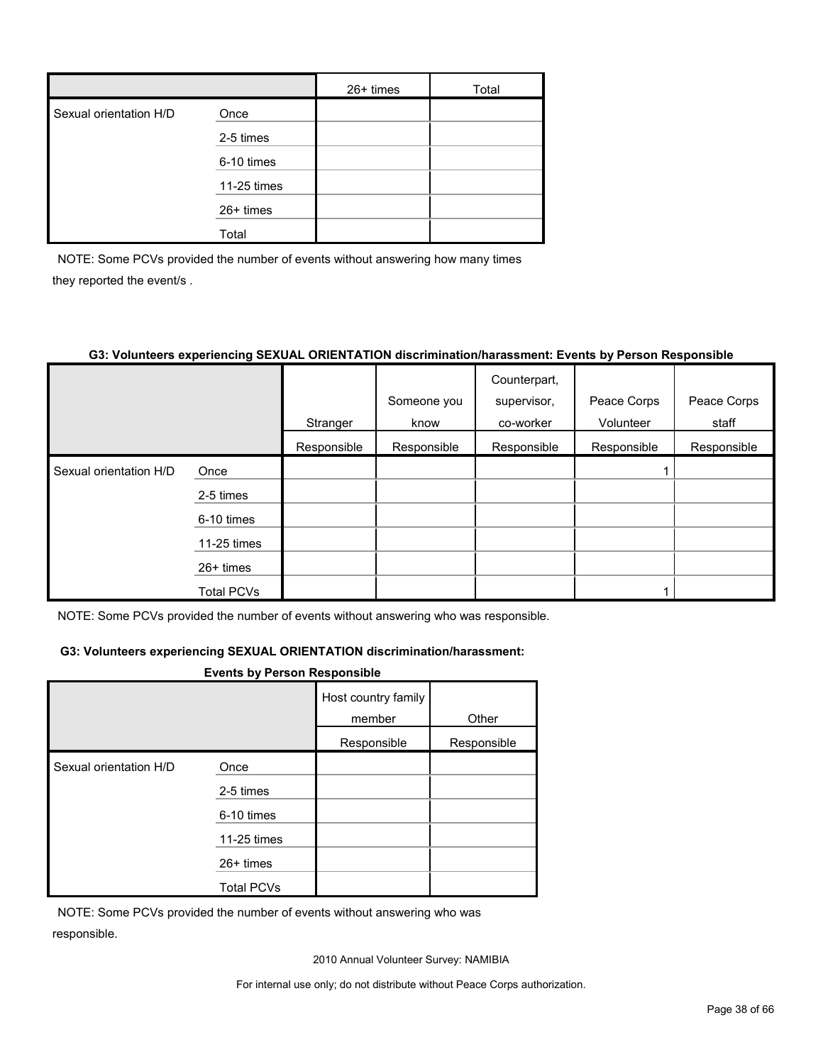| | | 26+ times | Total |
|---|---|---|---|
| Sexual orientation H/D | Once | | |
| | 2-5 times | | |
| | 6-10 times | | |
| | 11-25 times | | |
| | 26+ times | | |
| | Total | | |

NOTE: Some PCVs provided the number of events without answering how many times they reported the event/s .

#### G3: Volunteers experiencing SEXUAL ORIENTATION discrimination/harassment: Events by Person Responsible

| | | Stranger | Someone you know | Counterpart, supervisor, co-worker | Peace Corps Volunteer | Peace Corps staff |
|---|---|---|---|---|---|---|
| | | Responsible | Responsible | Responsible | Responsible | Responsible |
| Sexual orientation H/D | Once | | | | 1 | |
| | 2-5 times | | | | | |
| | 6-10 times | | | | | |
| | 11-25 times | | | | | |
| | 26+ times | | | | | |
| | Total PCVs | | | | 1 | |

NOTE: Some PCVs provided the number of events without answering who was responsible.

#### G3: Volunteers experiencing SEXUAL ORIENTATION discrimination/harassment: Events by Person Responsible

| | | Host country family member | Other |
|---|---|---|---|
| | | Responsible | Responsible |
| Sexual orientation H/D | Once | | |
| | 2-5 times | | |
| | 6-10 times | | |
| | 11-25 times | | |
| | 26+ times | | |
| | Total PCVs | | |

NOTE: Some PCVs provided the number of events without answering who was responsible.

2010 Annual Volunteer Survey: NAMIBIA

For internal use only; do not distribute without Peace Corps authorization.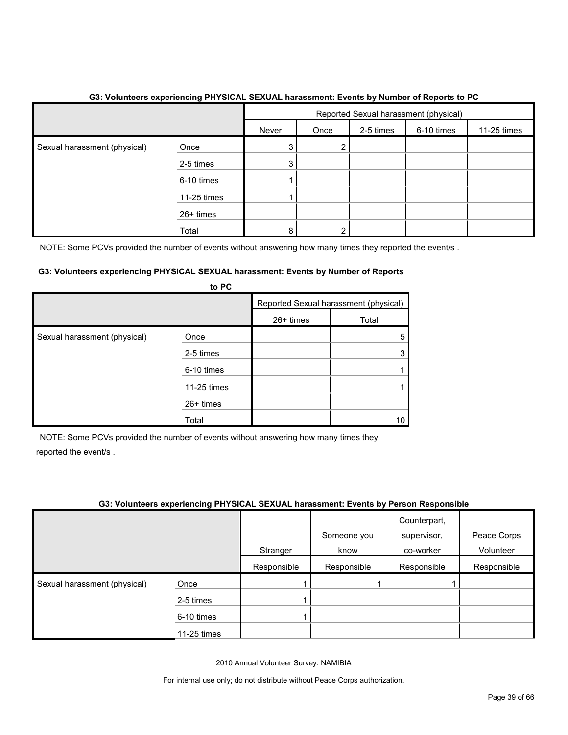**G3: Volunteers experiencing PHYSICAL SEXUAL harassment: Events by Number of Reports to PC**

| | | Reported Sexual harassment (physical) | | | | |
|---|---|---|---|---|---|---|
| | | Never | Once | 2-5 times | 6-10 times | 11-25 times |
| Sexual harassment (physical) | Once | 3 | 2 | | | |
| | 2-5 times | 3 | | | | |
| | 6-10 times | 1 | | | | |
| | 11-25 times | 1 | | | | |
| | 26+ times | | | | | |
| | Total | 8 | 2 | | | |

NOTE: Some PCVs provided the number of events without answering how many times they reported the event/s .

**G3: Volunteers experiencing PHYSICAL SEXUAL harassment: Events by Number of Reports to PC**

| | | Reported Sexual harassment (physical) | |
|---|---|---|---|
| | | 26+ times | Total |
| Sexual harassment (physical) | Once | | 5 |
| | 2-5 times | | 3 |
| | 6-10 times | | 1 |
| | 11-25 times | | 1 |
| | 26+ times | | |
| | Total | | 10 |

NOTE: Some PCVs provided the number of events without answering how many times they reported the event/s .

**G3: Volunteers experiencing PHYSICAL SEXUAL harassment: Events by Person Responsible**

| | | Stranger | Someone you know | Counterpart, supervisor, co-worker | Peace Corps Volunteer |
|---|---|---|---|---|---|
| | | Responsible | Responsible | Responsible | Responsible |
| Sexual harassment (physical) | Once | 1 | 1 | 1 | |
| | 2-5 times | 1 | | | |
| | 6-10 times | 1 | | | |
| | 11-25 times | | | | |

2010 Annual Volunteer Survey: NAMIBIA

For internal use only; do not distribute without Peace Corps authorization.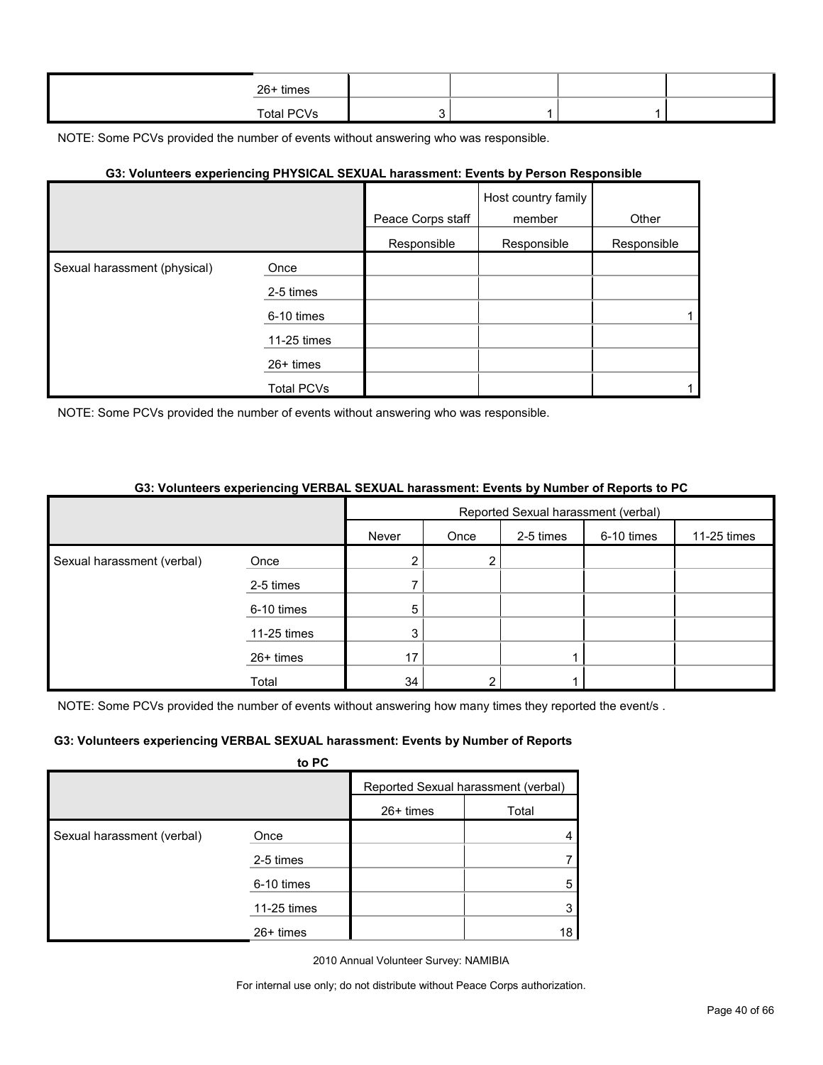| | | | | | |
|---|---|---|---|---|---|
| | 26+ times | | | | |
| | Total PCVs | 3 | 1 | 1 | |

NOTE: Some PCVs provided the number of events without answering who was responsible.

#### G3: Volunteers experiencing PHYSICAL SEXUAL harassment: Events by Person Responsible

| | | Peace Corps staff | Host country family member | Other |
|---|---|---|---|---|
| | | Responsible | Responsible | Responsible |
| Sexual harassment (physical) | Once | | | |
| | 2-5 times | | | |
| | 6-10 times | | | 1 |
| | 11-25 times | | | |
| | 26+ times | | | |
| | Total PCVs | | | 1 |

NOTE: Some PCVs provided the number of events without answering who was responsible.

#### G3: Volunteers experiencing VERBAL SEXUAL harassment: Events by Number of Reports to PC

| | | Reported Sexual harassment (verbal) | | | | |
|---|---|---|---|---|---|---|
| | | Never | Once | 2-5 times | 6-10 times | 11-25 times |
| Sexual harassment (verbal) | Once | 2 | 2 | | | |
| | 2-5 times | 7 | | | | |
| | 6-10 times | 5 | | | | |
| | 11-25 times | 3 | | | | |
| | 26+ times | 17 | | 1 | | |
| | Total | 34 | 2 | 1 | | |

NOTE: Some PCVs provided the number of events without answering how many times they reported the event/s .

#### G3: Volunteers experiencing VERBAL SEXUAL harassment: Events by Number of Reports to PC

| | | Reported Sexual harassment (verbal) | |
|---|---|---|---|
| | | 26+ times | Total |
| Sexual harassment (verbal) | Once | | 4 |
| | 2-5 times | | 7 |
| | 6-10 times | | 5 |
| | 11-25 times | | 3 |
| | 26+ times | | 18 |

2010 Annual Volunteer Survey: NAMIBIA

For internal use only; do not distribute without Peace Corps authorization.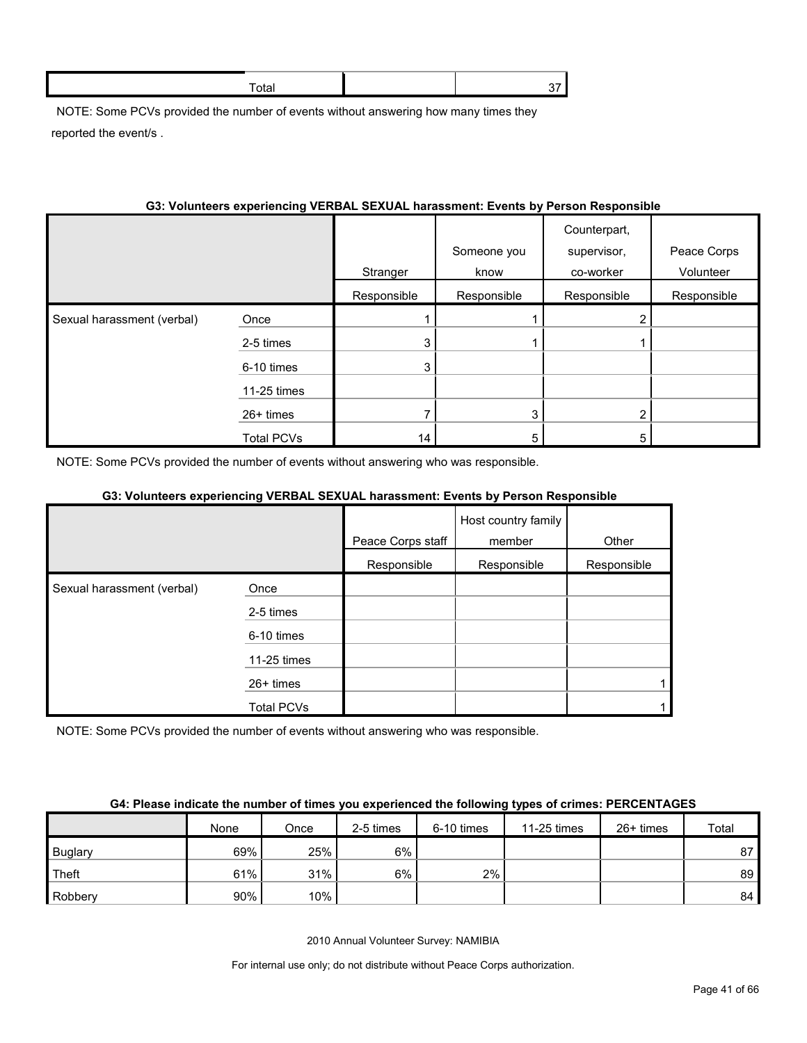| Total | | | 37 |
|---|---|---|---|

NOTE: Some PCVs provided the number of events without answering how many times they reported the event/s .

**G3: Volunteers experiencing VERBAL SEXUAL harassment: Events by Person Responsible**

| | | Stranger | Someone you know | Counterpart, supervisor, co-worker | Peace Corps Volunteer |
|---|---|---|---|---|---|
| | | Responsible | Responsible | Responsible | Responsible |
| Sexual harassment (verbal) | Once | 1 | 1 | 2 | |
| | 2-5 times | 3 | 1 | 1 | |
| | 6-10 times | 3 | | | |
| | 11-25 times | | | | |
| | 26+ times | 7 | 3 | 2 | |
| | Total PCVs | 14 | 5 | 5 | |

NOTE: Some PCVs provided the number of events without answering who was responsible.

**G3: Volunteers experiencing VERBAL SEXUAL harassment: Events by Person Responsible**

| | | Peace Corps staff | Host country family member | Other |
|---|---|---|---|---|
| | | Responsible | Responsible | Responsible |
| Sexual harassment (verbal) | Once | | | |
| | 2-5 times | | | |
| | 6-10 times | | | |
| | 11-25 times | | | |
| | 26+ times | | | 1 |
| | Total PCVs | | | 1 |

NOTE: Some PCVs provided the number of events without answering who was responsible.

**G4: Please indicate the number of times you experienced the following types of crimes: PERCENTAGES**

| | None | Once | 2-5 times | 6-10 times | 11-25 times | 26+ times | Total |
|---|---|---|---|---|---|---|---|
| Buglary | 69% | 25% | 6% | | | | 87 |
| Theft | 61% | 31% | 6% | 2% | | | 89 |
| Robbery | 90% | 10% | | | | | 84 |

2010 Annual Volunteer Survey: NAMIBIA

For internal use only; do not distribute without Peace Corps authorization.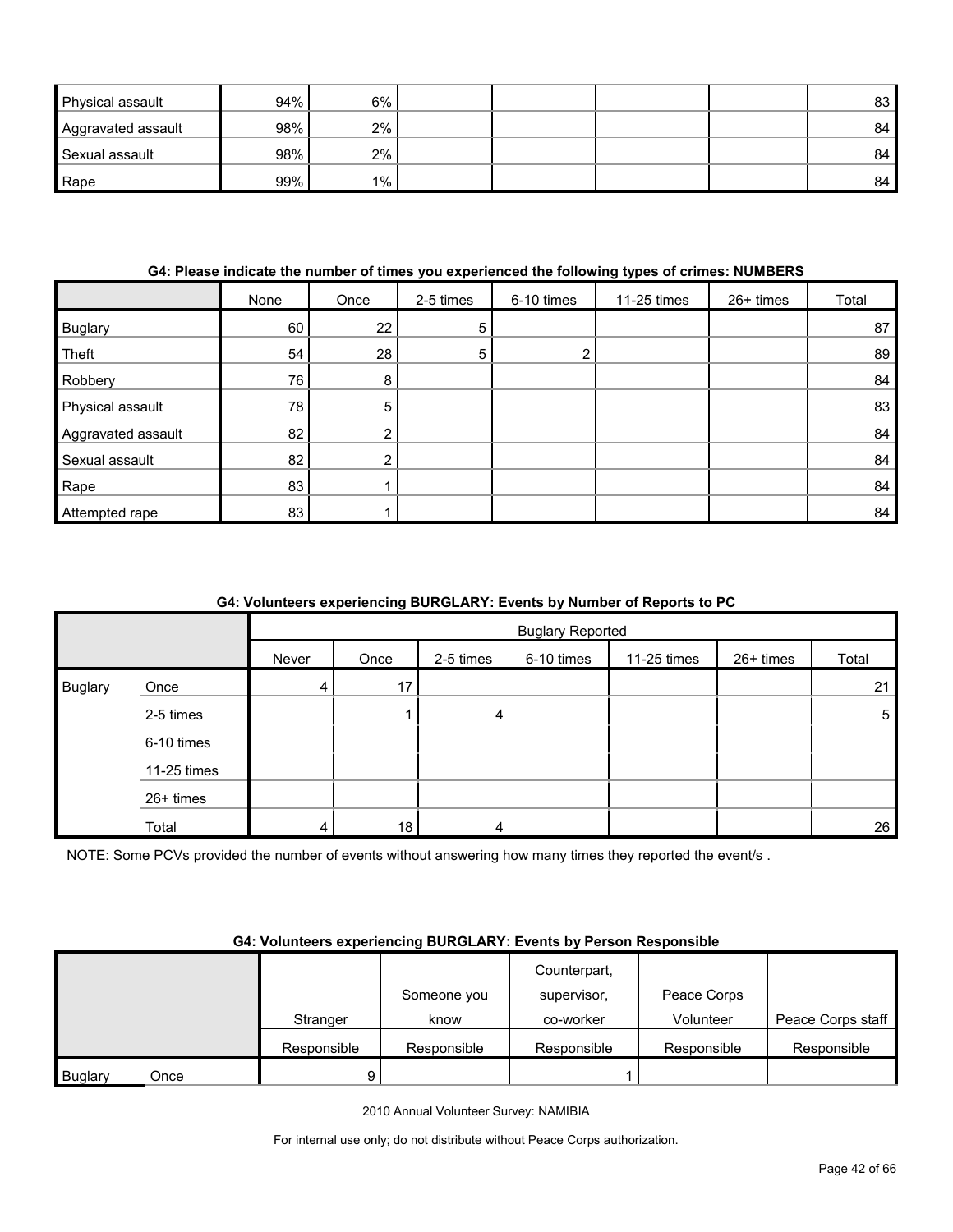| | | | | | | | |
|---|---|---|---|---|---|---|---|
| Physical assault | 94% | 6% | | | | | 83 |
| Aggravated assault | 98% | 2% | | | | | 84 |
| Sexual assault | 98% | 2% | | | | | 84 |
| Rape | 99% | 1% | | | | | 84 |

**G4: Please indicate the number of times you experienced the following types of crimes: NUMBERS**

| | None | Once | 2-5 times | 6-10 times | 11-25 times | 26+ times | Total |
|---|---|---|---|---|---|---|---|
| Buglary | 60 | 22 | 5 | | | | 87 |
| Theft | 54 | 28 | 5 | 2 | | | 89 |
| Robbery | 76 | 8 | | | | | 84 |
| Physical assault | 78 | 5 | | | | | 83 |
| Aggravated assault | 82 | 2 | | | | | 84 |
| Sexual assault | 82 | 2 | | | | | 84 |
| Rape | 83 | 1 | | | | | 84 |
| Attempted rape | 83 | 1 | | | | | 84 |

**G4: Volunteers experiencing BURGLARY: Events by Number of Reports to PC**

| | | Buglary Reported | | | | | | |
|---|---|---|---|---|---|---|---|---|
| | | Never | Once | 2-5 times | 6-10 times | 11-25 times | 26+ times | Total |
| Buglary | Once | 4 | 17 | | | | | 21 |
| | 2-5 times | | 1 | 4 | | | | 5 |
| | 6-10 times | | | | | | | |
| | 11-25 times | | | | | | | |
| | 26+ times | | | | | | | |
| | Total | 4 | 18 | 4 | | | | 26 |

NOTE: Some PCVs provided the number of events without answering how many times they reported the event/s .

**G4: Volunteers experiencing BURGLARY: Events by Person Responsible**

| | | Stranger | Someone you know | Counterpart, supervisor, co-worker | Peace Corps Volunteer | Peace Corps staff |
|---|---|---|---|---|---|---|
| | | Responsible | Responsible | Responsible | Responsible | Responsible |
| Buglary | Once | 9 | | 1 | | |

2010 Annual Volunteer Survey: NAMIBIA

For internal use only; do not distribute without Peace Corps authorization.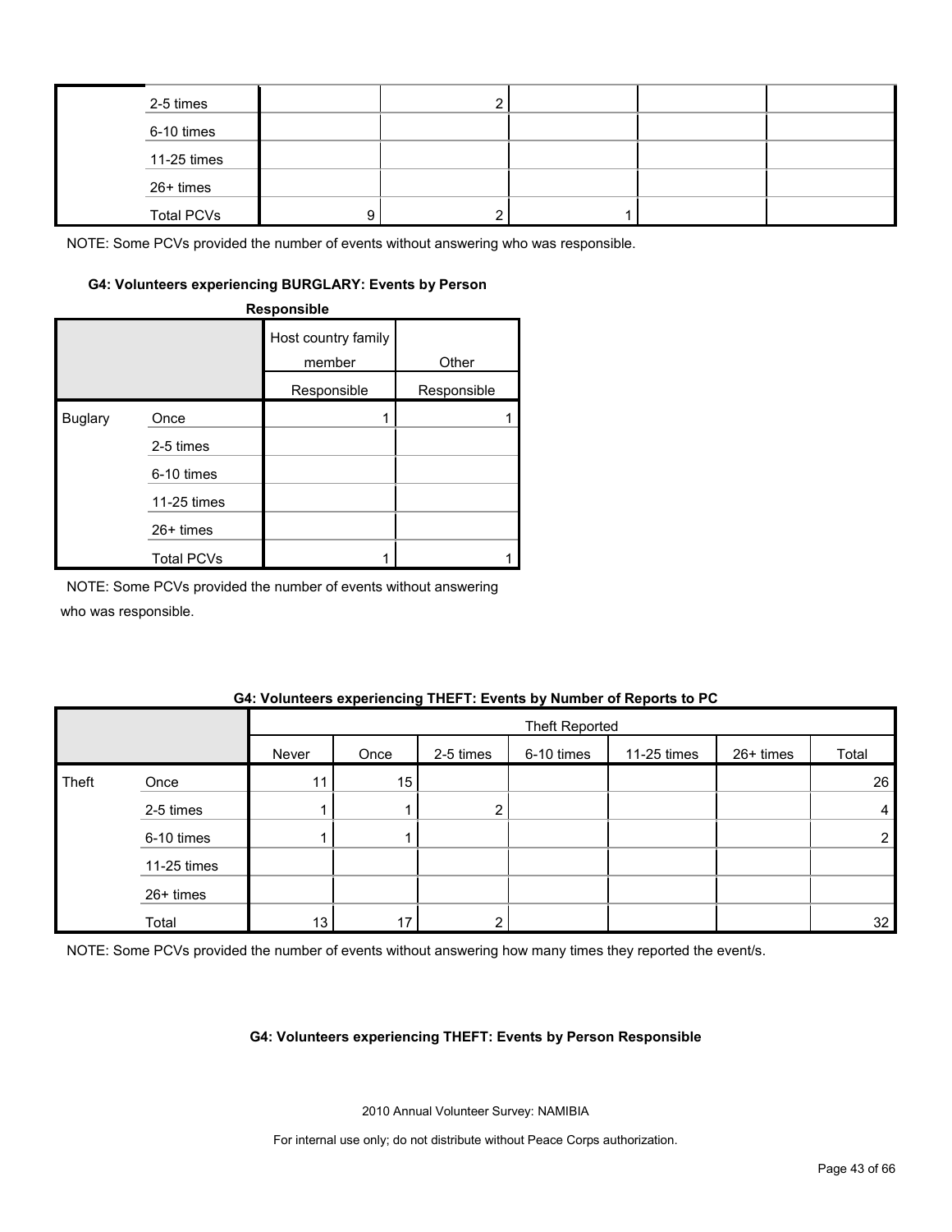| | | | | | | |
|---|---|---|---|---|---|---|
| | 2-5 times | | 2 | | | |
| | 6-10 times | | | | | |
| | 11-25 times | | | | | |
| | 26+ times | | | | | |
| | Total PCVs | 9 | 2 | 1 | | |

NOTE: Some PCVs provided the number of events without answering who was responsible.

**G4: Volunteers experiencing BURGLARY: Events by Person Responsible**

| | | Host country family member | Other |
|---|---|---|---|
| | | Responsible | Responsible |
| Buglary | Once | 1 | 1 |
| | 2-5 times | | |
| | 6-10 times | | |
| | 11-25 times | | |
| | 26+ times | | |
| | Total PCVs | 1 | 1 |

NOTE: Some PCVs provided the number of events without answering who was responsible.

**G4: Volunteers experiencing THEFT: Events by Number of Reports to PC**

| | | Theft Reported | | | | | | |
|---|---|---|---|---|---|---|---|---|
| | | Never | Once | 2-5 times | 6-10 times | 11-25 times | 26+ times | Total |
| Theft | Once | 11 | 15 | | | | | 26 |
| | 2-5 times | 1 | 1 | 2 | | | | 4 |
| | 6-10 times | 1 | 1 | | | | | 2 |
| | 11-25 times | | | | | | | |
| | 26+ times | | | | | | | |
| | Total | 13 | 17 | 2 | | | | 32 |

NOTE: Some PCVs provided the number of events without answering how many times they reported the event/s.

**G4: Volunteers experiencing THEFT: Events by Person Responsible**

2010 Annual Volunteer Survey: NAMIBIA

For internal use only; do not distribute without Peace Corps authorization.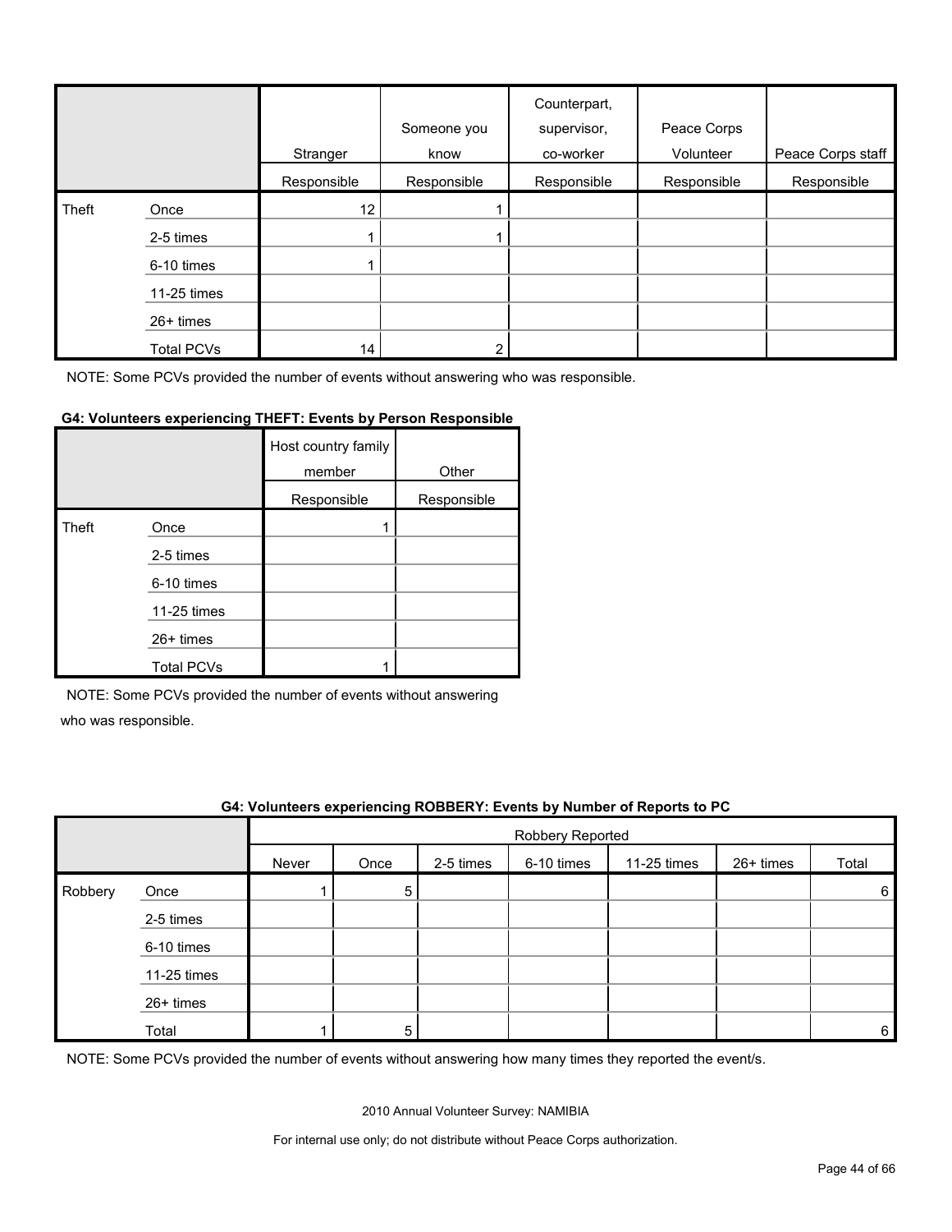| | | Stranger | Someone you know | Counterpart, supervisor, co-worker | Peace Corps Volunteer | Peace Corps staff |
|---|---|---|---|---|---|---|
| | | Responsible | Responsible | Responsible | Responsible | Responsible |
| Theft | Once | 12 | 1 | | | |
| | 2-5 times | 1 | 1 | | | |
| | 6-10 times | 1 | | | | |
| | 11-25 times | | | | | |
| | 26+ times | | | | | |
| | Total PCVs | 14 | 2 | | | |

NOTE: Some PCVs provided the number of events without answering who was responsible.

**G4: Volunteers experiencing THEFT: Events by Person Responsible**

| | | Host country family member | Other |
|---|---|---|---|
| | | Responsible | Responsible |
| Theft | Once | 1 | |
| | 2-5 times | | |
| | 6-10 times | | |
| | 11-25 times | | |
| | 26+ times | | |
| | Total PCVs | 1 | |

NOTE: Some PCVs provided the number of events without answering who was responsible.

**G4: Volunteers experiencing ROBBERY: Events by Number of Reports to PC**

| | | Robbery Reported | | | | | | |
|---|---|---|---|---|---|---|---|---|
| | | Never | Once | 2-5 times | 6-10 times | 11-25 times | 26+ times | Total |
| Robbery | Once | 1 | 5 | | | | | 6 |
| | 2-5 times | | | | | | | |
| | 6-10 times | | | | | | | |
| | 11-25 times | | | | | | | |
| | 26+ times | | | | | | | |
| | Total | 1 | 5 | | | | | 6 |

NOTE: Some PCVs provided the number of events without answering how many times they reported the event/s.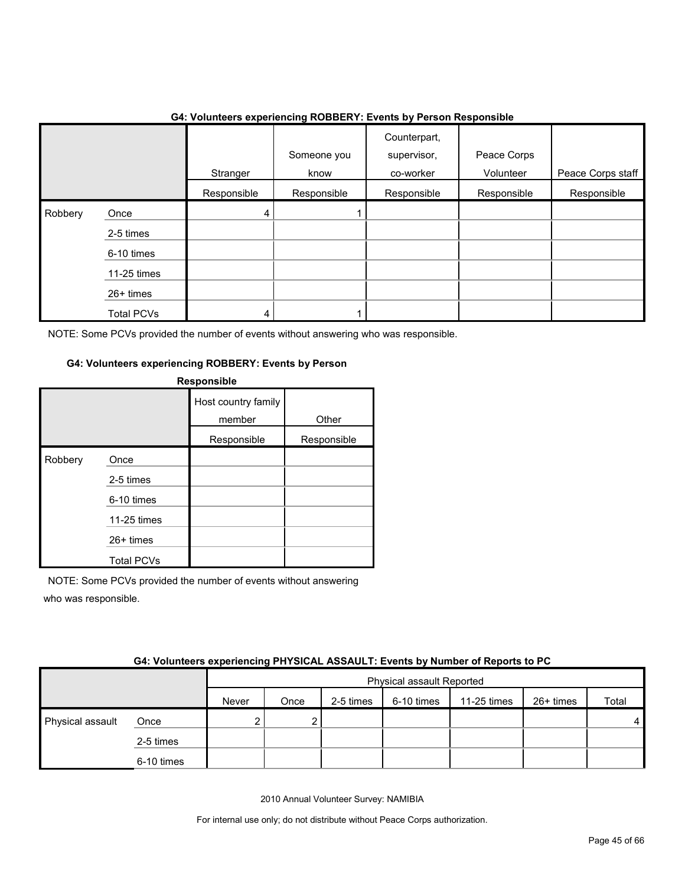**G4: Volunteers experiencing ROBBERY: Events by Person Responsible**

| | | Stranger | Someone you know | Counterpart, supervisor, co-worker | Peace Corps Volunteer | Peace Corps staff |
|---|---|---|---|---|---|---|
| | | Responsible | Responsible | Responsible | Responsible | Responsible |
| Robbery | Once | 4 | 1 | | | |
| | 2-5 times | | | | | |
| | 6-10 times | | | | | |
| | 11-25 times | | | | | |
| | 26+ times | | | | | |
| | Total PCVs | 4 | 1 | | | |

NOTE: Some PCVs provided the number of events without answering who was responsible.

**G4: Volunteers experiencing ROBBERY: Events by Person Responsible**

| | | Host country family member | Other |
|---|---|---|---|
| | | Responsible | Responsible |
| Robbery | Once | | |
| | 2-5 times | | |
| | 6-10 times | | |
| | 11-25 times | | |
| | 26+ times | | |
| | Total PCVs | | |

NOTE: Some PCVs provided the number of events without answering who was responsible.

**G4: Volunteers experiencing PHYSICAL ASSAULT: Events by Number of Reports to PC**

| | | Physical assault Reported | | | | | | |
|---|---|---|---|---|---|---|---|---|
| | | Never | Once | 2-5 times | 6-10 times | 11-25 times | 26+ times | Total |
| Physical assault | Once | 2 | 2 | | | | | 4 |
| | 2-5 times | | | | | | | |
| | 6-10 times | | | | | | | |

2010 Annual Volunteer Survey: NAMIBIA

For internal use only; do not distribute without Peace Corps authorization.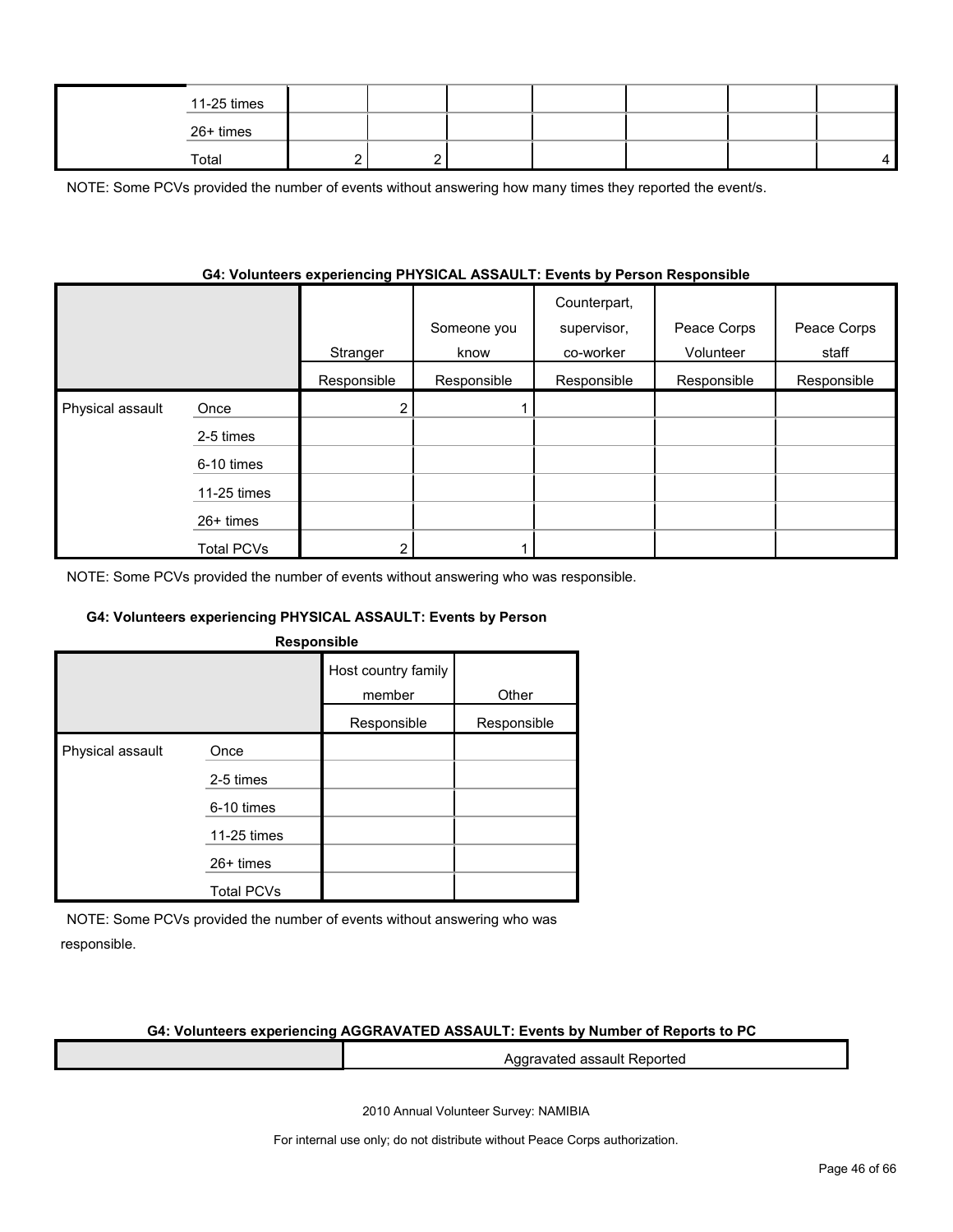| | | | | | | | | |
|---|---|---|---|---|---|---|---|---|
| | 11-25 times | | | | | | | |
| | 26+ times | | | | | | | |
| | Total | 2 | 2 | | | | | 4 |

NOTE: Some PCVs provided the number of events without answering how many times they reported the event/s.

**G4: Volunteers experiencing PHYSICAL ASSAULT: Events by Person Responsible**

| | | Stranger | Someone you know | Counterpart, supervisor, co-worker | Peace Corps Volunteer | Peace Corps staff |
|---|---|---|---|---|---|---|
| | | Responsible | Responsible | Responsible | Responsible | Responsible |
| Physical assault | Once | 2 | 1 | | | |
| | 2-5 times | | | | | |
| | 6-10 times | | | | | |
| | 11-25 times | | | | | |
| | 26+ times | | | | | |
| | Total PCVs | 2 | 1 | | | |

NOTE: Some PCVs provided the number of events without answering who was responsible.

**G4: Volunteers experiencing PHYSICAL ASSAULT: Events by Person Responsible**

| | | Host country family member | Other |
|---|---|---|---|
| | | Responsible | Responsible |
| Physical assault | Once | | |
| | 2-5 times | | |
| | 6-10 times | | |
| | 11-25 times | | |
| | 26+ times | | |
| | Total PCVs | | |

NOTE: Some PCVs provided the number of events without answering who was responsible.

**G4: Volunteers experiencing AGGRAVATED ASSAULT: Events by Number of Reports to PC**

| | Aggravated assault Reported |
|---|---|

2010 Annual Volunteer Survey: NAMIBIA

For internal use only; do not distribute without Peace Corps authorization.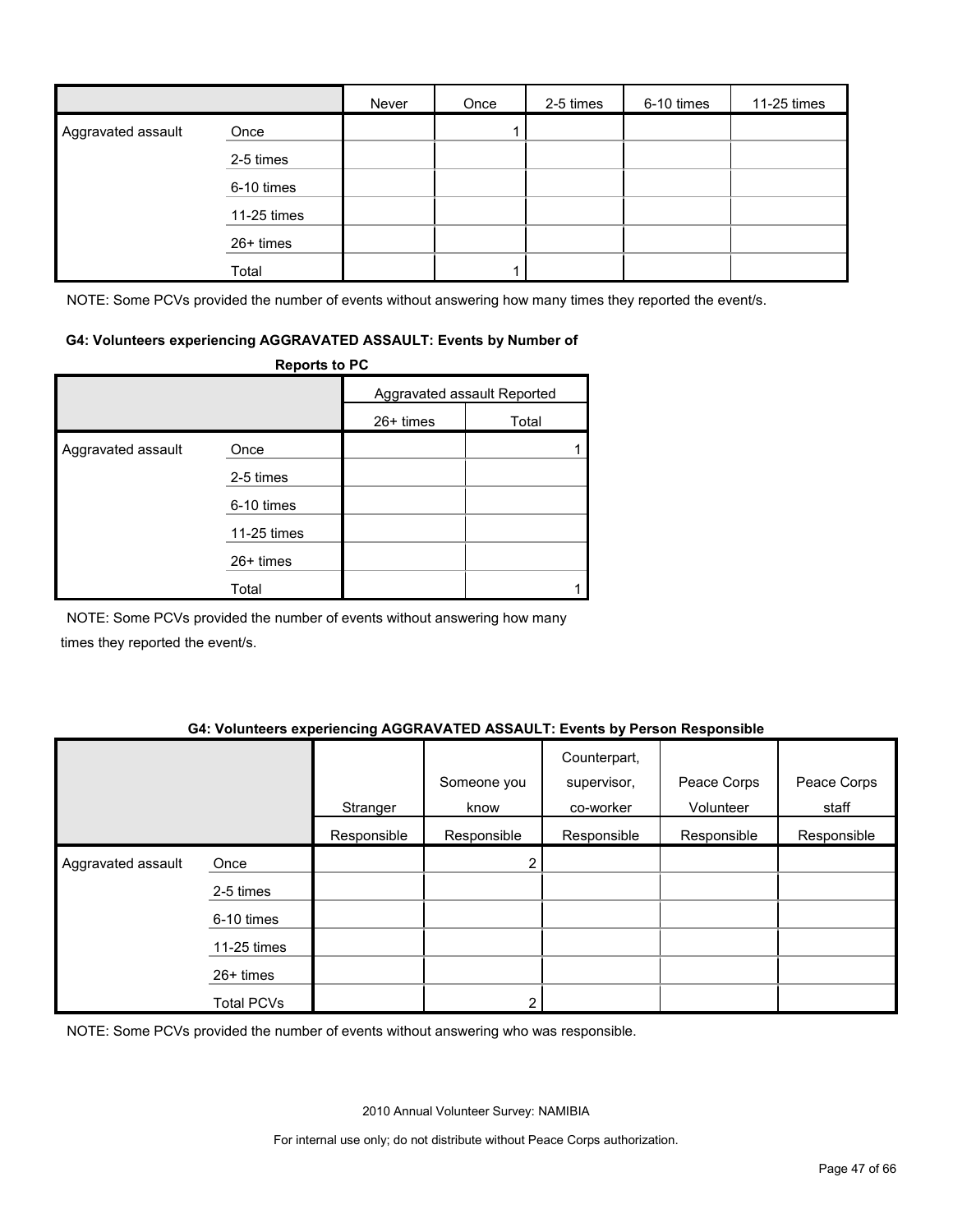| | | Never | Once | 2-5 times | 6-10 times | 11-25 times |
|---|---|---|---|---|---|---|
| Aggravated assault | Once | | 1 | | | |
| | 2-5 times | | | | | |
| | 6-10 times | | | | | |
| | 11-25 times | | | | | |
| | 26+ times | | | | | |
| | Total | | 1 | | | |

NOTE: Some PCVs provided the number of events without answering how many times they reported the event/s.

**G4: Volunteers experiencing AGGRAVATED ASSAULT: Events by Number of Reports to PC**

| | | Aggravated assault Reported | |
|---|---|---|---|
| | | 26+ times | Total |
| Aggravated assault | Once | | 1 |
| | 2-5 times | | |
| | 6-10 times | | |
| | 11-25 times | | |
| | 26+ times | | |
| | Total | | 1 |

NOTE: Some PCVs provided the number of events without answering how many times they reported the event/s.

**G4: Volunteers experiencing AGGRAVATED ASSAULT: Events by Person Responsible**

| | | Stranger | Someone you know | Counterpart, supervisor, co-worker | Peace Corps Volunteer | Peace Corps staff |
|---|---|---|---|---|---|---|
| | | Responsible | Responsible | Responsible | Responsible | Responsible |
| Aggravated assault | Once | | 2 | | | |
| | 2-5 times | | | | | |
| | 6-10 times | | | | | |
| | 11-25 times | | | | | |
| | 26+ times | | | | | |
| | Total PCVs | | 2 | | | |

NOTE: Some PCVs provided the number of events without answering who was responsible.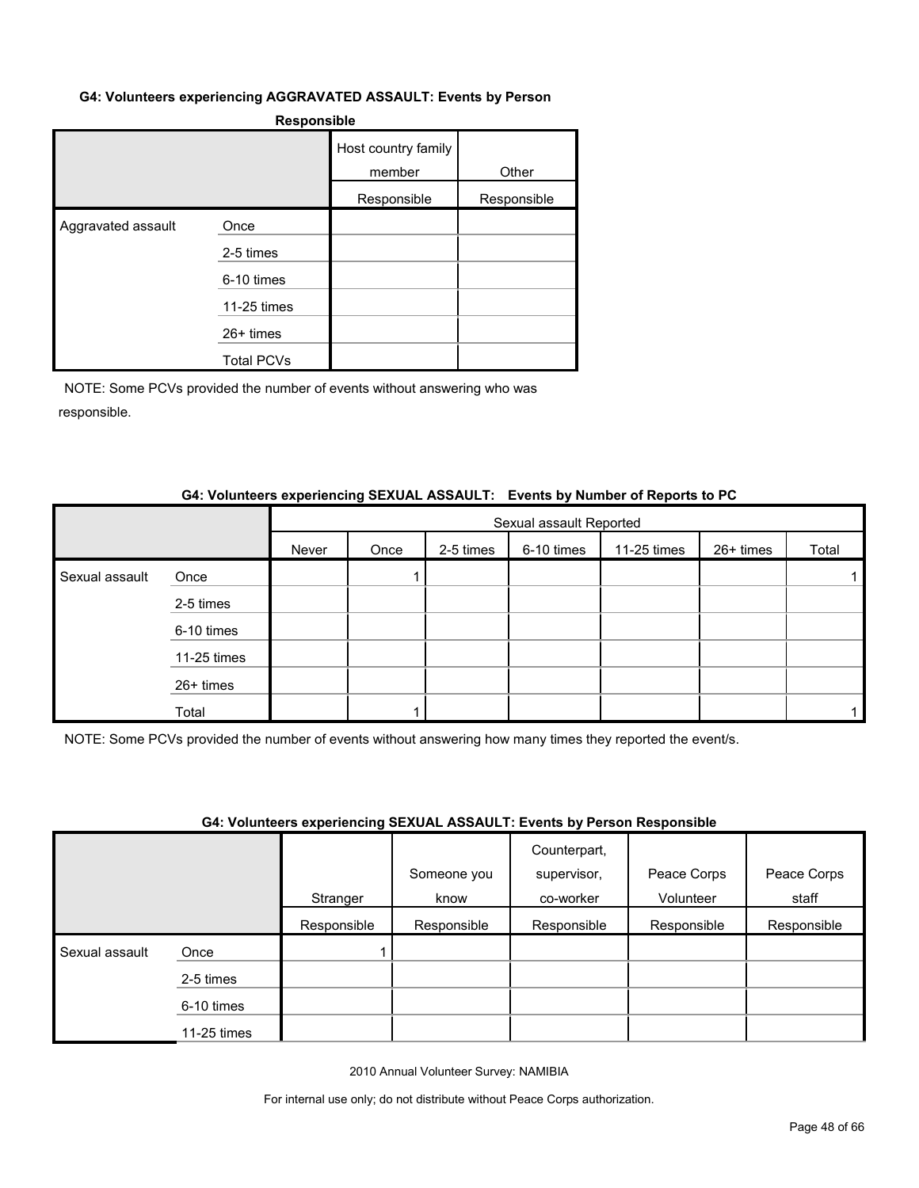#### G4: Volunteers experiencing AGGRAVATED ASSAULT: Events by Person Responsible

| | | Host country family member | Other |
|---|---|---|---|
| | | Responsible | Responsible |
| Aggravated assault | Once | | |
| | 2-5 times | | |
| | 6-10 times | | |
| | 11-25 times | | |
| | 26+ times | | |
| | Total PCVs | | |

NOTE: Some PCVs provided the number of events without answering who was responsible.

#### G4: Volunteers experiencing SEXUAL ASSAULT: Events by Number of Reports to PC

| | | Sexual assault Reported | | | | | | |
|---|---|---|---|---|---|---|---|---|
| | | Never | Once | 2-5 times | 6-10 times | 11-25 times | 26+ times | Total |
| Sexual assault | Once | | 1 | | | | | 1 |
| | 2-5 times | | | | | | | |
| | 6-10 times | | | | | | | |
| | 11-25 times | | | | | | | |
| | 26+ times | | | | | | | |
| | Total | | 1 | | | | | 1 |

NOTE: Some PCVs provided the number of events without answering how many times they reported the event/s.

#### G4: Volunteers experiencing SEXUAL ASSAULT: Events by Person Responsible

| | | Stranger | Someone you know | Counterpart, supervisor, co-worker | Peace Corps Volunteer | Peace Corps staff |
|---|---|---|---|---|---|---|
| | | Responsible | Responsible | Responsible | Responsible | Responsible |
| Sexual assault | Once | 1 | | | | |
| | 2-5 times | | | | | |
| | 6-10 times | | | | | |
| | 11-25 times | | | | | |

2010 Annual Volunteer Survey: NAMIBIA

For internal use only; do not distribute without Peace Corps authorization.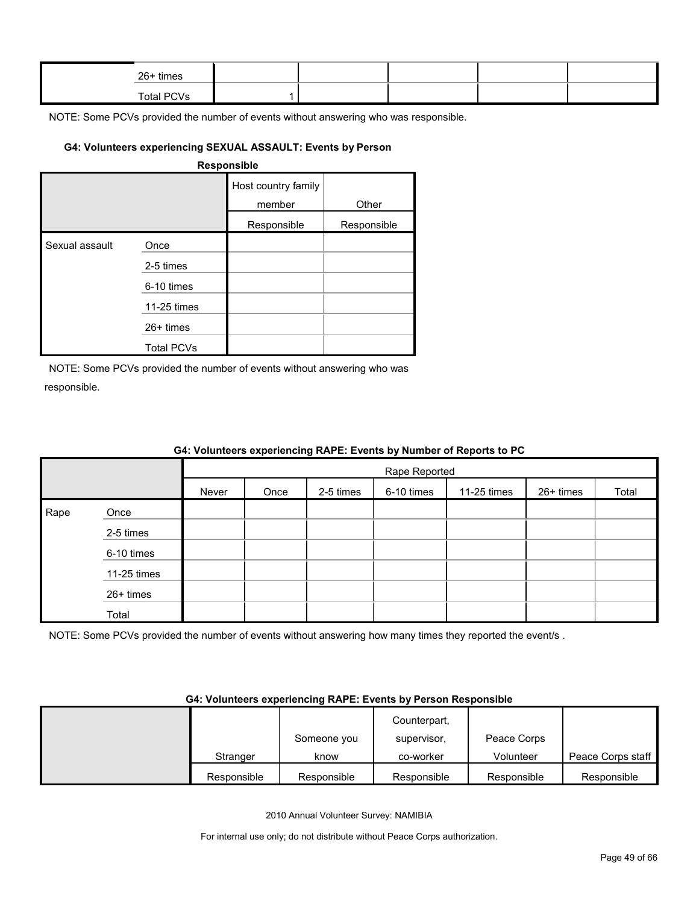| | | | | | | |
|---|---|---|---|---|---|---|
| | 26+ times | | | | | |
| | Total PCVs | 1 | | | | |

NOTE: Some PCVs provided the number of events without answering who was responsible.

**G4: Volunteers experiencing SEXUAL ASSAULT: Events by Person Responsible**

| | | Host country family member | Other |
|---|---|---|---|
| | | Responsible | Responsible |
| Sexual assault | Once | | |
| | 2-5 times | | |
| | 6-10 times | | |
| | 11-25 times | | |
| | 26+ times | | |
| | Total PCVs | | |

NOTE: Some PCVs provided the number of events without answering who was responsible.

**G4: Volunteers experiencing RAPE: Events by Number of Reports to PC**

| | | Rape Reported | | | | | | |
|---|---|---|---|---|---|---|---|---|
| | | Never | Once | 2-5 times | 6-10 times | 11-25 times | 26+ times | Total |
| Rape | Once | | | | | | | |
| | 2-5 times | | | | | | | |
| | 6-10 times | | | | | | | |
| | 11-25 times | | | | | | | |
| | 26+ times | | | | | | | |
| | Total | | | | | | | |

NOTE: Some PCVs provided the number of events without answering how many times they reported the event/s .

**G4: Volunteers experiencing RAPE: Events by Person Responsible**

| | Stranger | Someone you know | Counterpart, supervisor, co-worker | Peace Corps Volunteer | Peace Corps staff |
|---|---|---|---|---|---|
| | Responsible | Responsible | Responsible | Responsible | Responsible |

2010 Annual Volunteer Survey: NAMIBIA

For internal use only; do not distribute without Peace Corps authorization.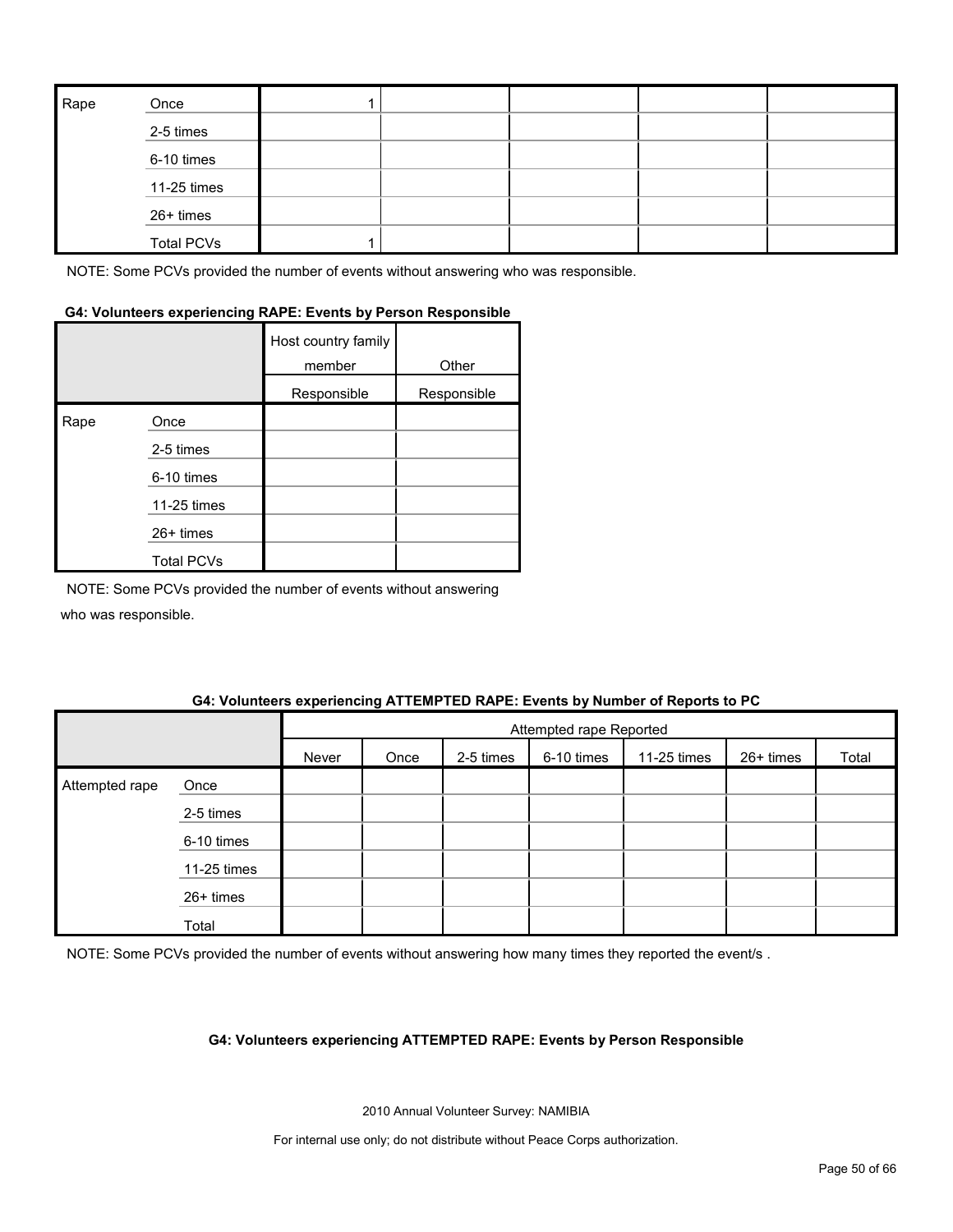| | | | | | | |
|---|---|---|---|---|---|---|
| Rape | Once | 1 | | | | |
| | 2-5 times | | | | | |
| | 6-10 times | | | | | |
| | 11-25 times | | | | | |
| | 26+ times | | | | | |
| | Total PCVs | 1 | | | | |

NOTE: Some PCVs provided the number of events without answering who was responsible.

**G4: Volunteers experiencing RAPE: Events by Person Responsible**

| | | Host country family member | Other |
|---|---|---|---|
| | | Responsible | Responsible |
| Rape | Once | | |
| | 2-5 times | | |
| | 6-10 times | | |
| | 11-25 times | | |
| | 26+ times | | |
| | Total PCVs | | |

NOTE: Some PCVs provided the number of events without answering who was responsible.

**G4: Volunteers experiencing ATTEMPTED RAPE: Events by Number of Reports to PC**

| | | Attempted rape Reported | | | | | | |
|---|---|---|---|---|---|---|---|---|
| | | Never | Once | 2-5 times | 6-10 times | 11-25 times | 26+ times | Total |
| Attempted rape | Once | | | | | | | |
| | 2-5 times | | | | | | | |
| | 6-10 times | | | | | | | |
| | 11-25 times | | | | | | | |
| | 26+ times | | | | | | | |
| | Total | | | | | | | |

NOTE: Some PCVs provided the number of events without answering how many times they reported the event/s .

**G4: Volunteers experiencing ATTEMPTED RAPE: Events by Person Responsible**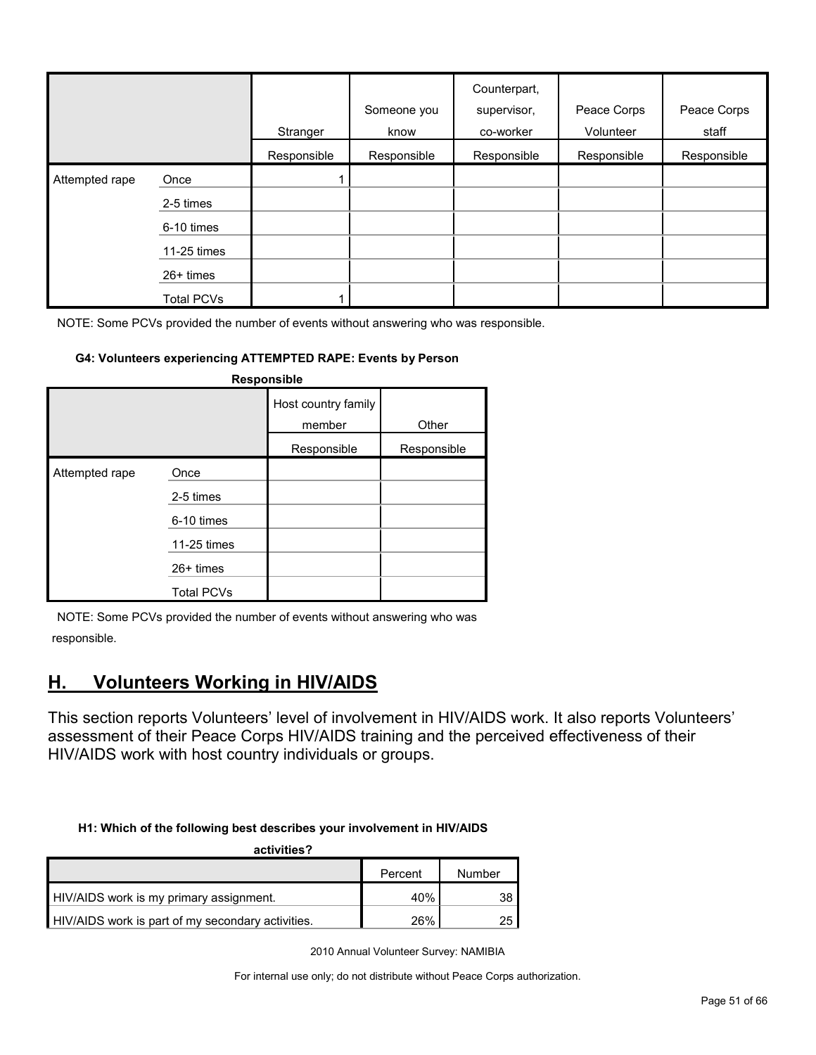| | | Stranger | Someone you know | Counterpart, supervisor, co-worker | Peace Corps Volunteer | Peace Corps staff |
|---|---|---|---|---|---|---|
| | | Responsible | Responsible | Responsible | Responsible | Responsible |
| Attempted rape | Once | 1 | | | | |
| | 2-5 times | | | | | |
| | 6-10 times | | | | | |
| | 11-25 times | | | | | |
| | 26+ times | | | | | |
| | Total PCVs | 1 | | | | |

NOTE: Some PCVs provided the number of events without answering who was responsible.

**G4: Volunteers experiencing ATTEMPTED RAPE: Events by Person Responsible**

| | | Host country family member | Other |
|---|---|---|---|
| | | Responsible | Responsible |
| Attempted rape | Once | | |
| | 2-5 times | | |
| | 6-10 times | | |
| | 11-25 times | | |
| | 26+ times | | |
| | Total PCVs | | |

NOTE: Some PCVs provided the number of events without answering who was responsible.

## H. Volunteers Working in HIV/AIDS

This section reports Volunteers' level of involvement in HIV/AIDS work. It also reports Volunteers' assessment of their Peace Corps HIV/AIDS training and the perceived effectiveness of their HIV/AIDS work with host country individuals or groups.

**H1: Which of the following best describes your involvement in HIV/AIDS activities?**

| | Percent | Number |
|---|---|---|
| HIV/AIDS work is my primary assignment. | 40% | 38 |
| HIV/AIDS work is part of my secondary activities. | 26% | 25 |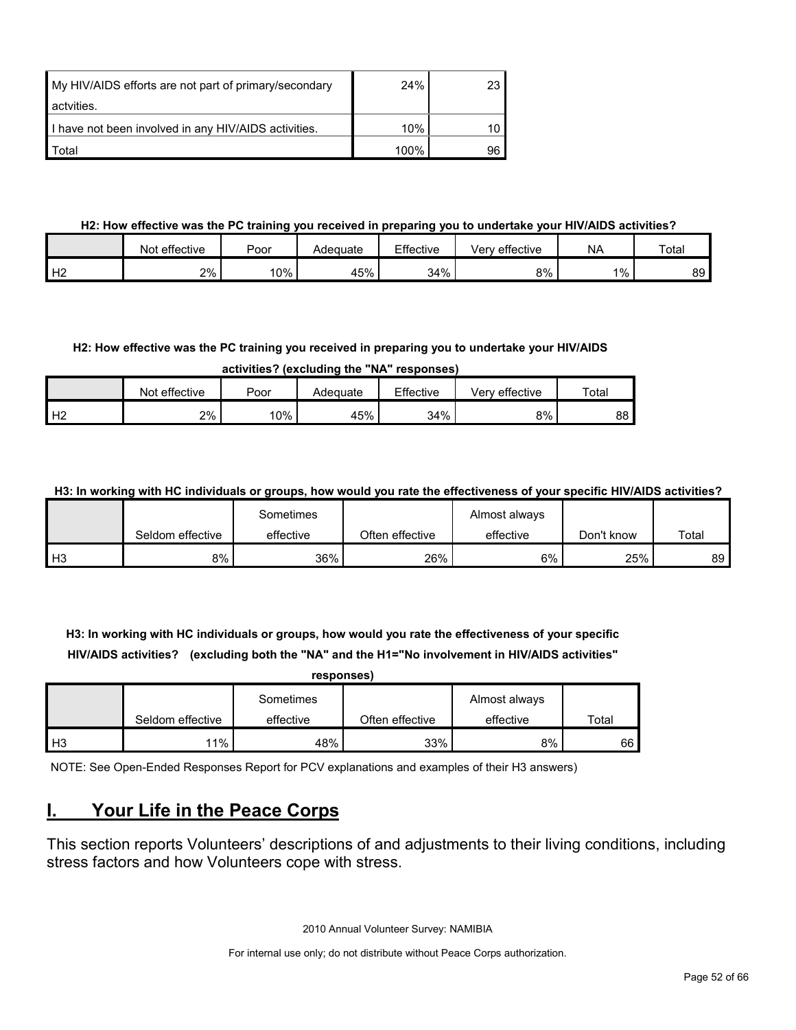| | | |
|---|---|---|
| My HIV/AIDS efforts are not part of primary/secondary actvities. | 24% | 23 |
| I have not been involved in any HIV/AIDS activities. | 10% | 10 |
| Total | 100% | 96 |

**H2: How effective was the PC training you received in preparing you to undertake your HIV/AIDS activities?**

| | Not effective | Poor | Adequate | Effective | Very effective | NA | Total |
|---|---|---|---|---|---|---|---|
| H2 | 2% | 10% | 45% | 34% | 8% | 1% | 89 |

**H2: How effective was the PC training you received in preparing you to undertake your HIV/AIDS activities? (excluding the "NA" responses)**

| | Not effective | Poor | Adequate | Effective | Very effective | Total |
|---|---|---|---|---|---|---|
| H2 | 2% | 10% | 45% | 34% | 8% | 88 |

**H3: In working with HC individuals or groups, how would you rate the effectiveness of your specific HIV/AIDS activities?**

| | Seldom effective | Sometimes effective | Often effective | Almost always effective | Don't know | Total |
|---|---|---|---|---|---|---|
| H3 | 8% | 36% | 26% | 6% | 25% | 89 |

**H3: In working with HC individuals or groups, how would you rate the effectiveness of your specific HIV/AIDS activities? (excluding both the "NA" and the H1="No involvement in HIV/AIDS activities" responses)**

| | Seldom effective | Sometimes effective | Often effective | Almost always effective | Total |
|---|---|---|---|---|---|
| H3 | 11% | 48% | 33% | 8% | 66 |

NOTE: See Open-Ended Responses Report for PCV explanations and examples of their H3 answers)

## I. Your Life in the Peace Corps

This section reports Volunteers' descriptions of and adjustments to their living conditions, including stress factors and how Volunteers cope with stress.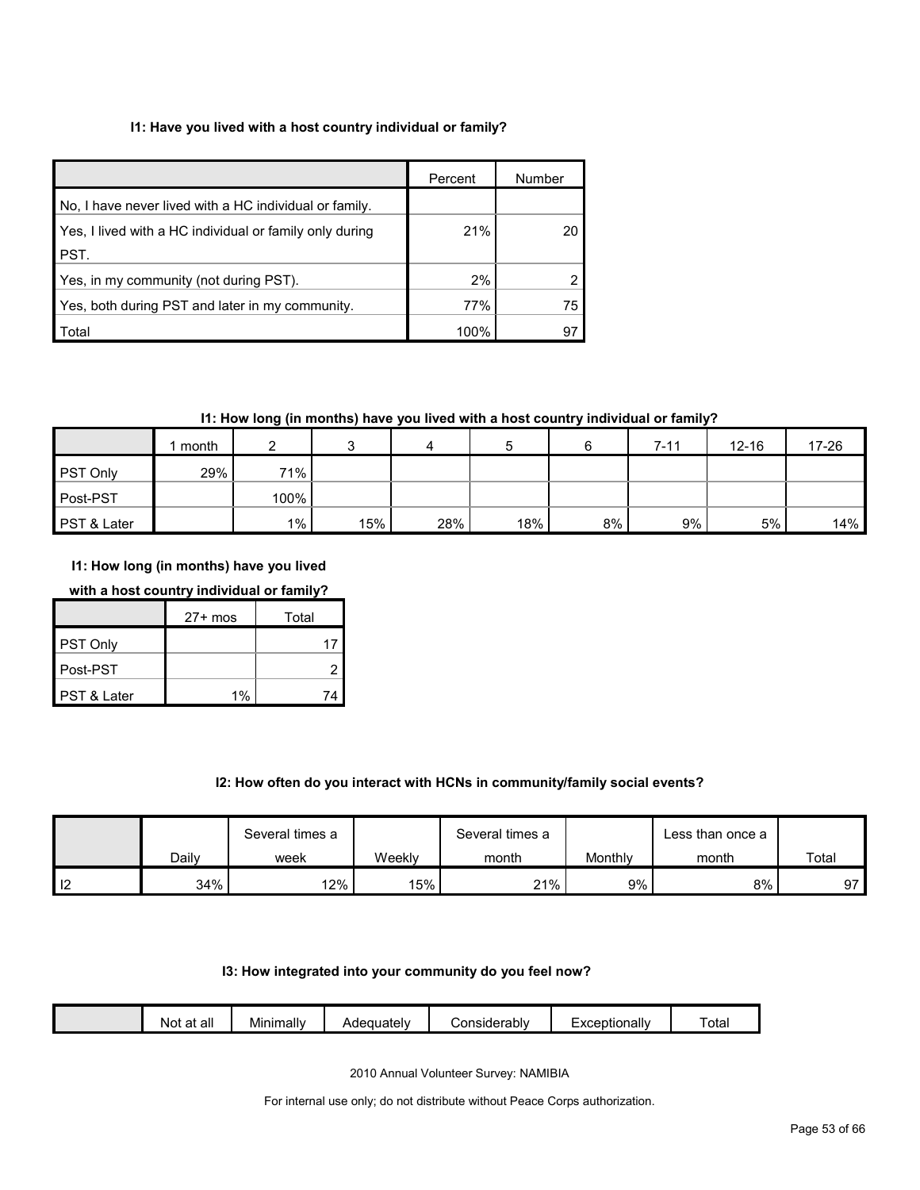#### I1: Have you lived with a host country individual or family?

| | Percent | Number |
|---|---|---|
| No, I have never lived with a HC individual or family. | | |
| Yes, I lived with a HC individual or family only during PST. | 21% | 20 |
| Yes, in my community (not during PST). | 2% | 2 |
| Yes, both during PST and later in my community. | 77% | 75 |
| Total | 100% | 97 |

#### I1: How long (in months) have you lived with a host country individual or family?

| | 1 month | 2 | 3 | 4 | 5 | 6 | 7-11 | 12-16 | 17-26 | 27+ mos | Total |
|---|---|---|---|---|---|---|---|---|---|---|---|
| PST Only | 29% | 71% | | | | | | | | | 17 |
| Post-PST | | 100% | | | | | | | | | 2 |
| PST & Later | | 1% | 15% | 28% | 18% | 8% | 9% | 5% | 14% | 1% | 74 |

#### I2: How often do you interact with HCNs in community/family social events?

| | Daily | Several times a week | Weekly | Several times a month | Monthly | Less than once a month | Total |
|---|---|---|---|---|---|---|---|
| I2 | 34% | 12% | 15% | 21% | 9% | 8% | 97 |

#### I3: How integrated into your community do you feel now?

| | Not at all | Minimally | Adequately | Considerably | Exceptionally | Total |
|---|---|---|---|---|---|---|

2010 Annual Volunteer Survey: NAMIBIA

For internal use only; do not distribute without Peace Corps authorization.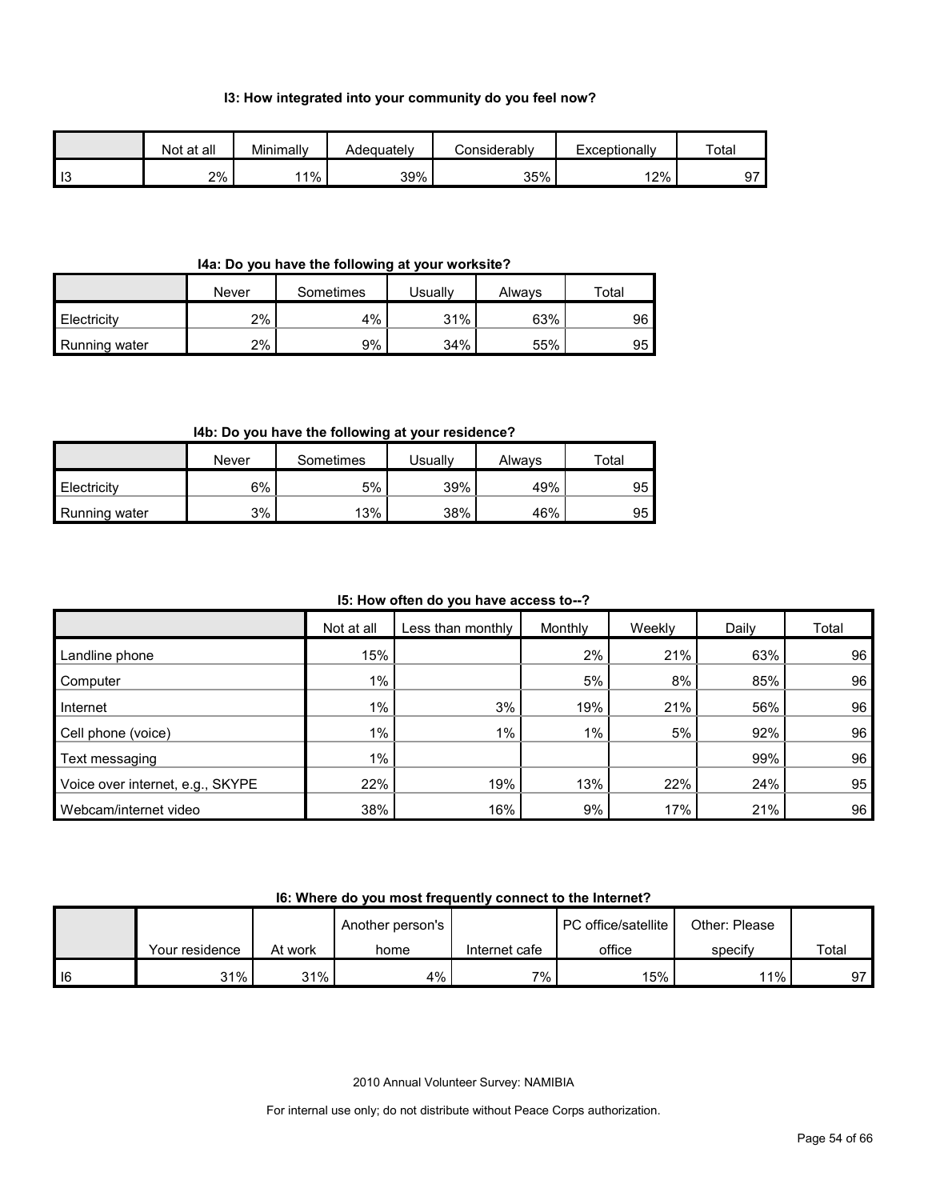**I3: How integrated into your community do you feel now?**

| | Not at all | Minimally | Adequately | Considerably | Exceptionally | Total |
|---|---|---|---|---|---|---|
| I3 | 2% | 11% | 39% | 35% | 12% | 97 |

**I4a: Do you have the following at your worksite?**

| | Never | Sometimes | Usually | Always | Total |
|---|---|---|---|---|---|
| Electricity | 2% | 4% | 31% | 63% | 96 |
| Running water | 2% | 9% | 34% | 55% | 95 |

**I4b: Do you have the following at your residence?**

| | Never | Sometimes | Usually | Always | Total |
|---|---|---|---|---|---|
| Electricity | 6% | 5% | 39% | 49% | 95 |
| Running water | 3% | 13% | 38% | 46% | 95 |

**I5: How often do you have access to--?**

| | Not at all | Less than monthly | Monthly | Weekly | Daily | Total |
|---|---|---|---|---|---|---|
| Landline phone | 15% | | 2% | 21% | 63% | 96 |
| Computer | 1% | | 5% | 8% | 85% | 96 |
| Internet | 1% | 3% | 19% | 21% | 56% | 96 |
| Cell phone (voice) | 1% | 1% | 1% | 5% | 92% | 96 |
| Text messaging | 1% | | | | 99% | 96 |
| Voice over internet, e.g., SKYPE | 22% | 19% | 13% | 22% | 24% | 95 |
| Webcam/internet video | 38% | 16% | 9% | 17% | 21% | 96 |

**I6: Where do you most frequently connect to the Internet?**

| | Your residence | At work | Another person's home | Internet cafe | PC office/satellite office | Other: Please specify | Total |
|---|---|---|---|---|---|---|---|
| I6 | 31% | 31% | 4% | 7% | 15% | 11% | 97 |

2010 Annual Volunteer Survey: NAMIBIA

For internal use only; do not distribute without Peace Corps authorization.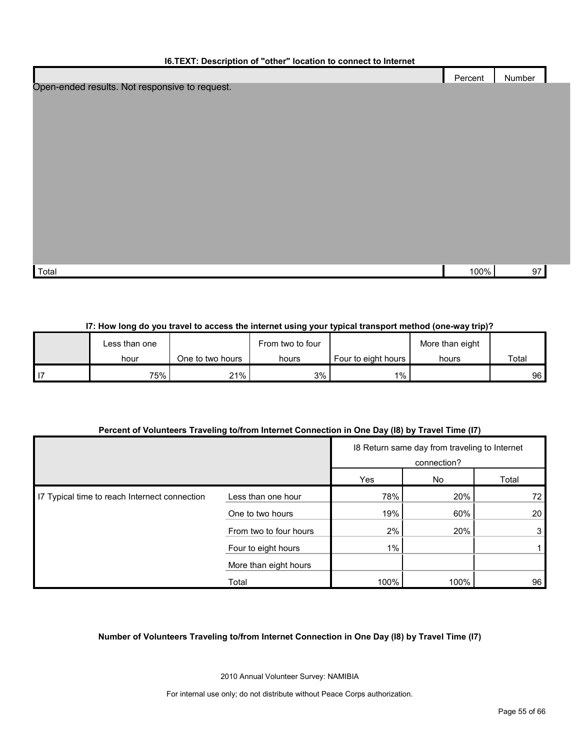**I6.TEXT: Description of "other" location to connect to Internet**

| | Percent | Number |
|---|---|---|
| Open-ended results. Not responsive to request. | | |
| Total | 100% | 97 |

**I7: How long do you travel to access the internet using your typical transport method (one-way trip)?**

| | Less than one hour | One to two hours | From two to four hours | Four to eight hours | More than eight hours | Total |
|---|---|---|---|---|---|---|
| I7 | 75% | 21% | 3% | 1% | | 96 |

**Percent of Volunteers Traveling to/from Internet Connection in One Day (I8) by Travel Time (I7)**

| | | I8 Return same day from traveling to Internet connection? | | |
|---|---|---|---|---|
| | | Yes | No | Total |
| I7 Typical time to reach Internect connection | Less than one hour | 78% | 20% | 72 |
| | One to two hours | 19% | 60% | 20 |
| | From two to four hours | 2% | 20% | 3 |
| | Four to eight hours | 1% | | 1 |
| | More than eight hours | | | |
| | Total | 100% | 100% | 96 |

**Number of Volunteers Traveling to/from Internet Connection in One Day (I8) by Travel Time (I7)**

2010 Annual Volunteer Survey: NAMIBIA

For internal use only; do not distribute without Peace Corps authorization.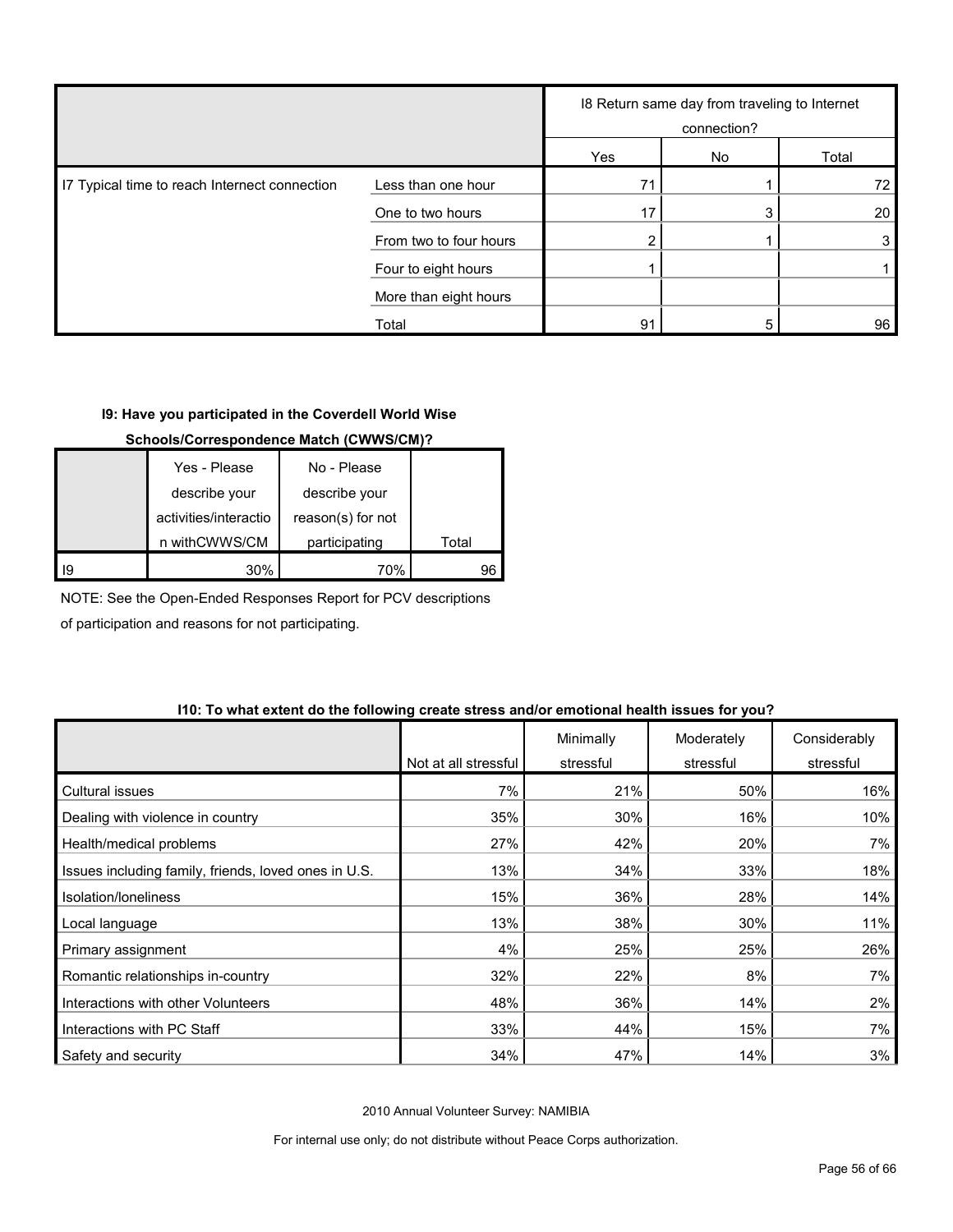| | | I8 Return same day from traveling to Internet connection? | | |
|---|---|---|---|---|
| | | Yes | No | Total |
| I7 Typical time to reach Internet connection | Less than one hour | 71 | 1 | 72 |
| | One to two hours | 17 | 3 | 20 |
| | From two to four hours | 2 | 1 | 3 |
| | Four to eight hours | 1 | | 1 |
| | More than eight hours | | | |
| | Total | 91 | 5 | 96 |

**I9: Have you participated in the Coverdell World Wise Schools/Correspondence Match (CWWS/CM)?**

| | Yes - Please describe your activities/interaction withCWWS/CM | No - Please describe your reason(s) for not participating | Total |
|---|---|---|---|
| I9 | 30% | 70% | 96 |

NOTE: See the Open-Ended Responses Report for PCV descriptions of participation and reasons for not participating.

**I10: To what extent do the following create stress and/or emotional health issues for you?**

| | Not at all stressful | Minimally stressful | Moderately stressful | Considerably stressful |
|---|---|---|---|---|
| Cultural issues | 7% | 21% | 50% | 16% |
| Dealing with violence in country | 35% | 30% | 16% | 10% |
| Health/medical problems | 27% | 42% | 20% | 7% |
| Issues including family, friends, loved ones in U.S. | 13% | 34% | 33% | 18% |
| Isolation/loneliness | 15% | 36% | 28% | 14% |
| Local language | 13% | 38% | 30% | 11% |
| Primary assignment | 4% | 25% | 25% | 26% |
| Romantic relationships in-country | 32% | 22% | 8% | 7% |
| Interactions with other Volunteers | 48% | 36% | 14% | 2% |
| Interactions with PC Staff | 33% | 44% | 15% | 7% |
| Safety and security | 34% | 47% | 14% | 3% |

2010 Annual Volunteer Survey: NAMIBIA

For internal use only; do not distribute without Peace Corps authorization.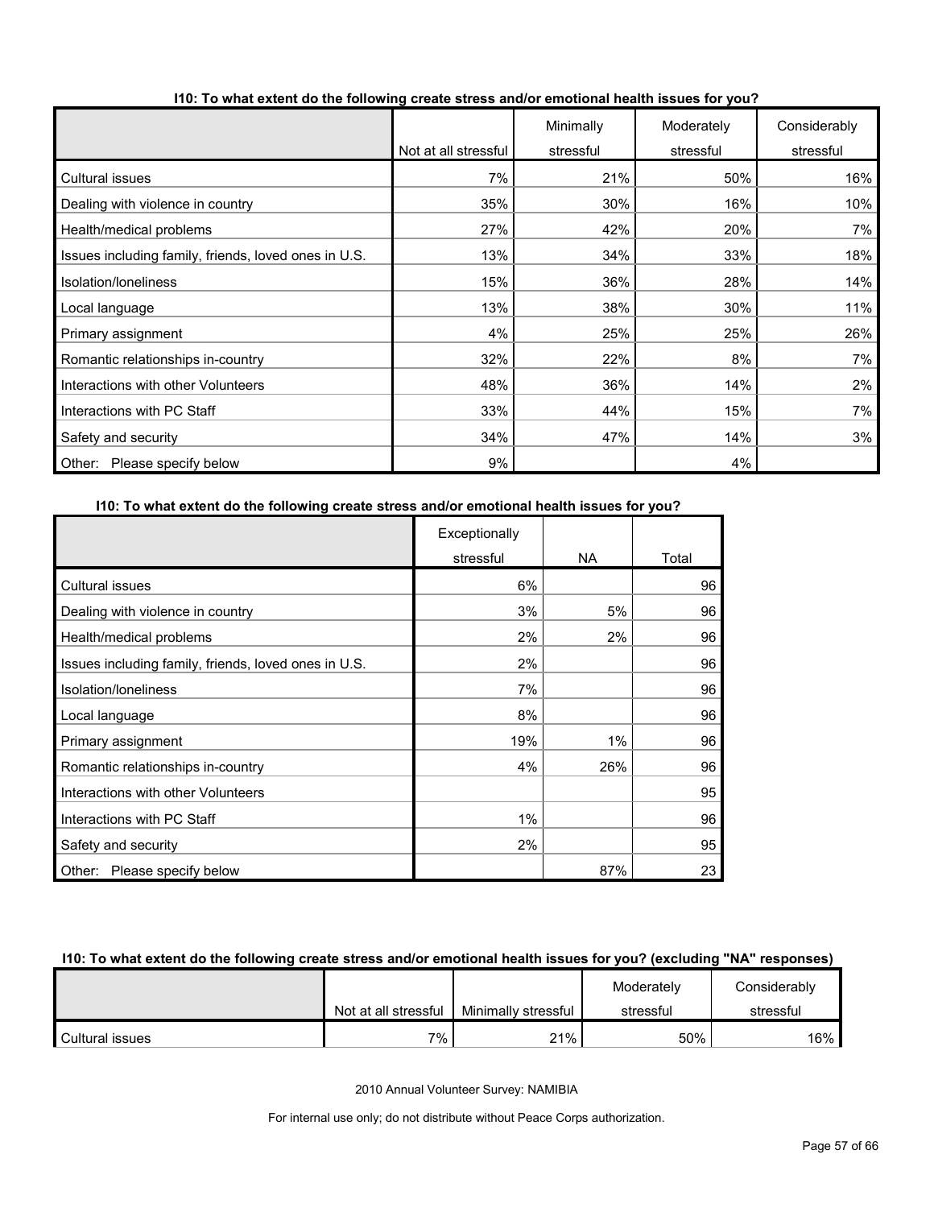**I10: To what extent do the following create stress and/or emotional health issues for you?**

| | Not at all stressful | Minimally stressful | Moderately stressful | Considerably stressful |
|---|---|---|---|---|
| Cultural issues | 7% | 21% | 50% | 16% |
| Dealing with violence in country | 35% | 30% | 16% | 10% |
| Health/medical problems | 27% | 42% | 20% | 7% |
| Issues including family, friends, loved ones in U.S. | 13% | 34% | 33% | 18% |
| Isolation/loneliness | 15% | 36% | 28% | 14% |
| Local language | 13% | 38% | 30% | 11% |
| Primary assignment | 4% | 25% | 25% | 26% |
| Romantic relationships in-country | 32% | 22% | 8% | 7% |
| Interactions with other Volunteers | 48% | 36% | 14% | 2% |
| Interactions with PC Staff | 33% | 44% | 15% | 7% |
| Safety and security | 34% | 47% | 14% | 3% |
| Other: Please specify below | 9% | | 4% | |

**I10: To what extent do the following create stress and/or emotional health issues for you?**

| | Exceptionally stressful | NA | Total |
|---|---|---|---|
| Cultural issues | 6% | | 96 |
| Dealing with violence in country | 3% | 5% | 96 |
| Health/medical problems | 2% | 2% | 96 |
| Issues including family, friends, loved ones in U.S. | 2% | | 96 |
| Isolation/loneliness | 7% | | 96 |
| Local language | 8% | | 96 |
| Primary assignment | 19% | 1% | 96 |
| Romantic relationships in-country | 4% | 26% | 96 |
| Interactions with other Volunteers | | | 95 |
| Interactions with PC Staff | 1% | | 96 |
| Safety and security | 2% | | 95 |
| Other: Please specify below | | 87% | 23 |

**I10: To what extent do the following create stress and/or emotional health issues for you? (excluding "NA" responses)**

| | Not at all stressful | Minimally stressful | Moderately stressful | Considerably stressful |
|---|---|---|---|---|
| Cultural issues | 7% | 21% | 50% | 16% |

2010 Annual Volunteer Survey: NAMIBIA

For internal use only; do not distribute without Peace Corps authorization.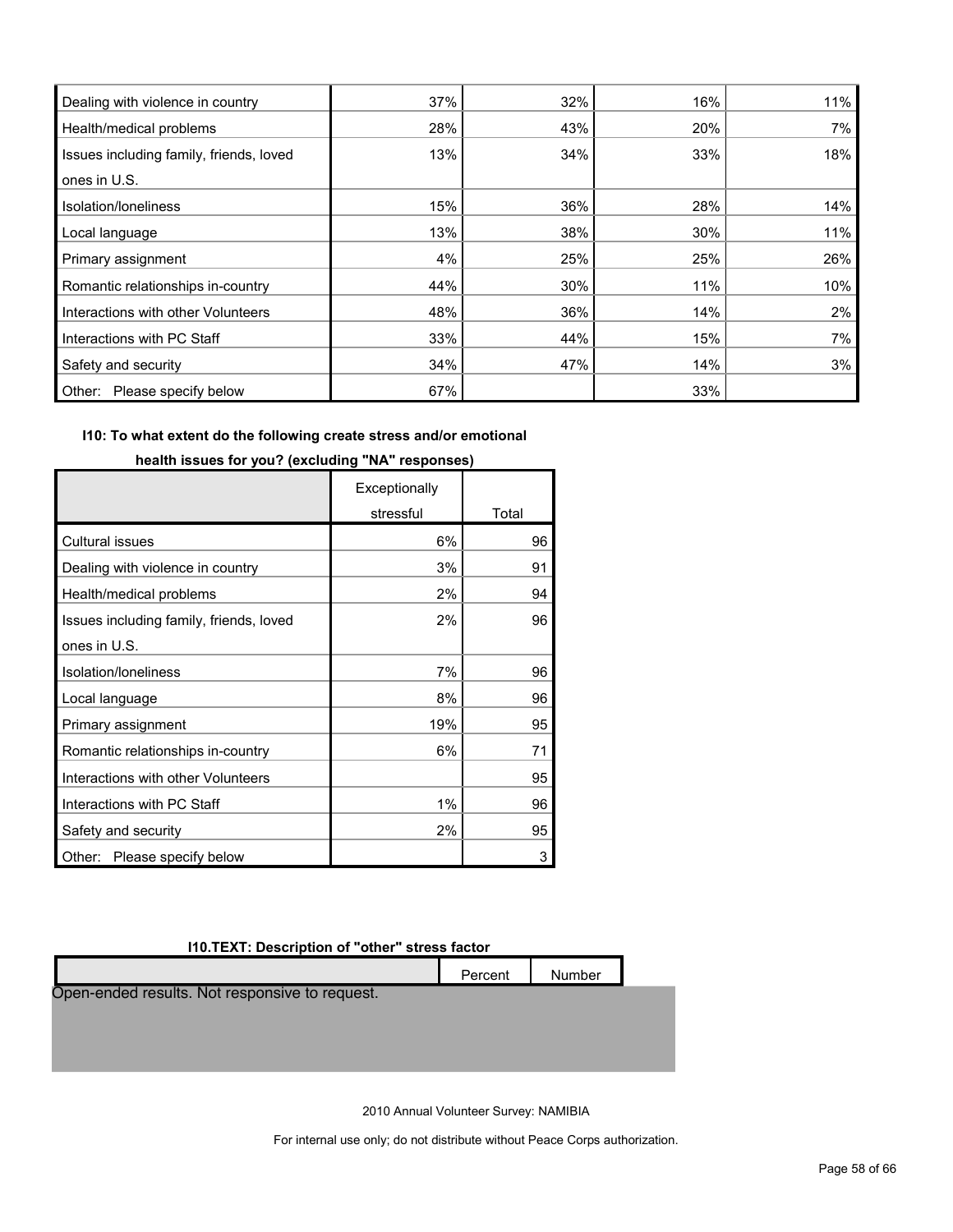| | | | | |
|---|---|---|---|---|
| Dealing with violence in country | 37% | 32% | 16% | 11% |
| Health/medical problems | 28% | 43% | 20% | 7% |
| Issues including family, friends, loved ones in U.S. | 13% | 34% | 33% | 18% |
| Isolation/loneliness | 15% | 36% | 28% | 14% |
| Local language | 13% | 38% | 30% | 11% |
| Primary assignment | 4% | 25% | 25% | 26% |
| Romantic relationships in-country | 44% | 30% | 11% | 10% |
| Interactions with other Volunteers | 48% | 36% | 14% | 2% |
| Interactions with PC Staff | 33% | 44% | 15% | 7% |
| Safety and security | 34% | 47% | 14% | 3% |
| Other: Please specify below | 67% | | 33% | |

**I10: To what extent do the following create stress and/or emotional health issues for you? (excluding "NA" responses)**

| | Exceptionally stressful | Total |
|---|---|---|
| Cultural issues | 6% | 96 |
| Dealing with violence in country | 3% | 91 |
| Health/medical problems | 2% | 94 |
| Issues including family, friends, loved ones in U.S. | 2% | 96 |
| Isolation/loneliness | 7% | 96 |
| Local language | 8% | 96 |
| Primary assignment | 19% | 95 |
| Romantic relationships in-country | 6% | 71 |
| Interactions with other Volunteers | | 95 |
| Interactions with PC Staff | 1% | 96 |
| Safety and security | 2% | 95 |
| Other: Please specify below | | 3 |

**I10.TEXT: Description of "other" stress factor**

| | Percent | Number |
|---|---|---|

Open-ended results. Not responsive to request.

2010 Annual Volunteer Survey: NAMIBIA

For internal use only; do not distribute without Peace Corps authorization.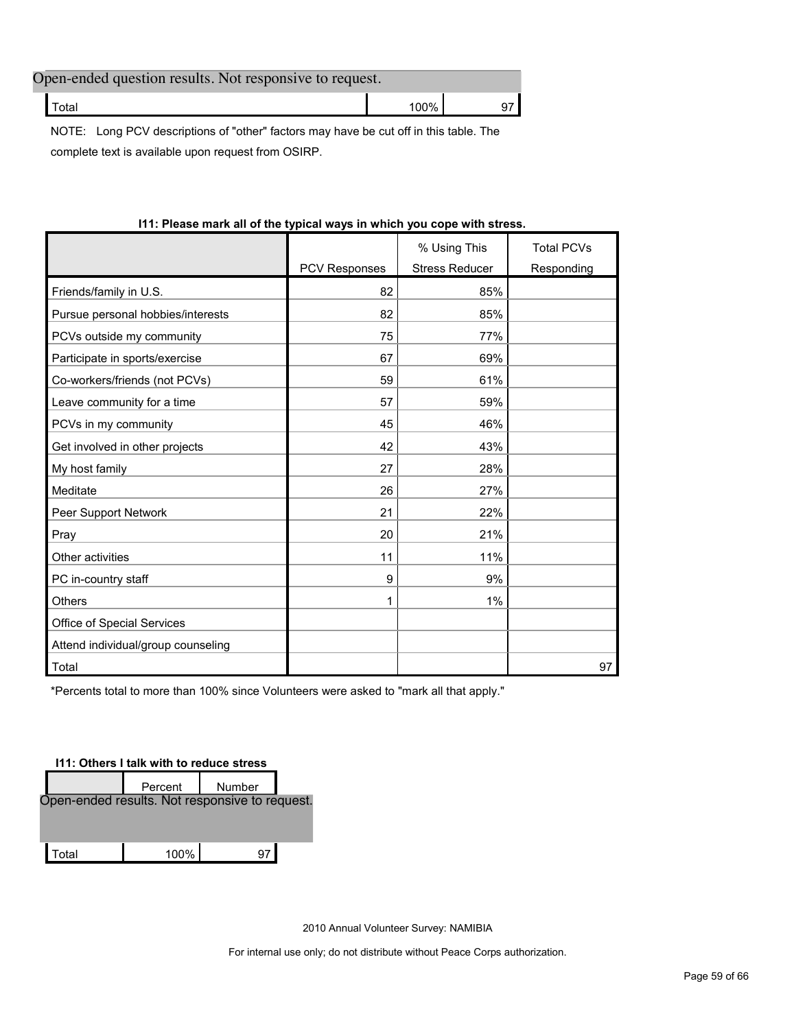| | | |
|---|---|---|
| Open-ended question results. Not responsive to request. | | |
| Total | 100% | 97 |

NOTE: Long PCV descriptions of "other" factors may have be cut off in this table. The complete text is available upon request from OSIRP.

**I11: Please mark all of the typical ways in which you cope with stress.**

| | PCV Responses | % Using This Stress Reducer | Total PCVs Responding |
|---|---|---|---|
| Friends/family in U.S. | 82 | 85% | |
| Pursue personal hobbies/interests | 82 | 85% | |
| PCVs outside my community | 75 | 77% | |
| Participate in sports/exercise | 67 | 69% | |
| Co-workers/friends (not PCVs) | 59 | 61% | |
| Leave community for a time | 57 | 59% | |
| PCVs in my community | 45 | 46% | |
| Get involved in other projects | 42 | 43% | |
| My host family | 27 | 28% | |
| Meditate | 26 | 27% | |
| Peer Support Network | 21 | 22% | |
| Pray | 20 | 21% | |
| Other activities | 11 | 11% | |
| PC in-country staff | 9 | 9% | |
| Others | 1 | 1% | |
| Office of Special Services | | | |
| Attend individual/group counseling | | | |
| Total | | | 97 |

*Percents total to more than 100% since Volunteers were asked to "mark all that apply."

**I11: Others I talk with to reduce stress**

| | Percent | Number |
|---|---|---|
| Open-ended results. Not responsive to request. | | |
| Total | 100% | 97 |

2010 Annual Volunteer Survey: NAMIBIA

For internal use only; do not distribute without Peace Corps authorization.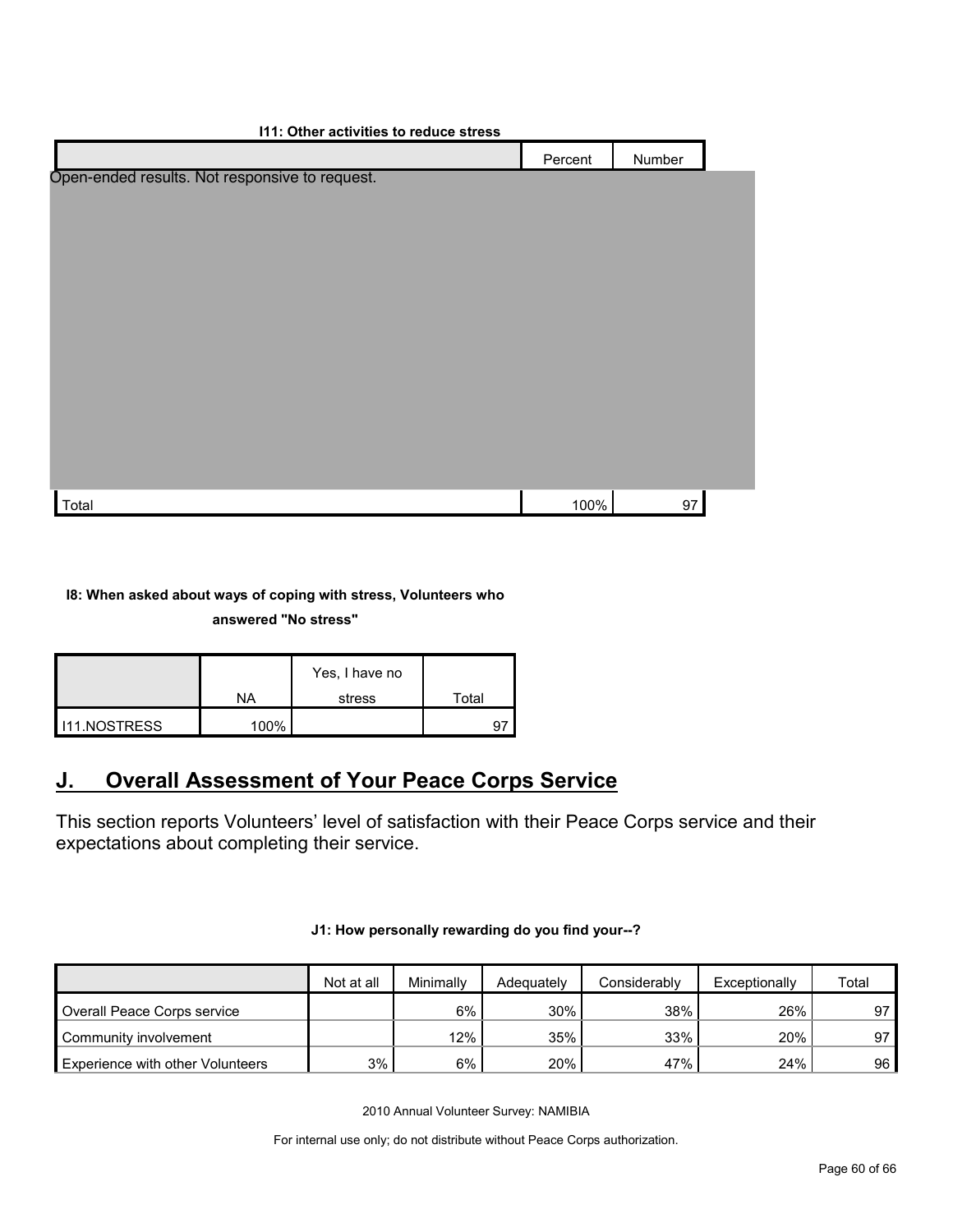**I11: Other activities to reduce stress**

| | Percent | Number |
|---|---|---|
| Open-ended results. Not responsive to request. | | |
| Total | 100% | 97 |

**I8: When asked about ways of coping with stress, Volunteers who answered "No stress"**

| | NA | Yes, I have no stress | Total |
|---|---|---|---|
| I11.NOSTRESS | 100% | | 97 |

## J. Overall Assessment of Your Peace Corps Service

This section reports Volunteers' level of satisfaction with their Peace Corps service and their expectations about completing their service.

**J1: How personally rewarding do you find your--?**

| | Not at all | Minimally | Adequately | Considerably | Exceptionally | Total |
|---|---|---|---|---|---|---|
| Overall Peace Corps service | | 6% | 30% | 38% | 26% | 97 |
| Community involvement | | 12% | 35% | 33% | 20% | 97 |
| Experience with other Volunteers | 3% | 6% | 20% | 47% | 24% | 96 |

2010 Annual Volunteer Survey: NAMIBIA

For internal use only; do not distribute without Peace Corps authorization.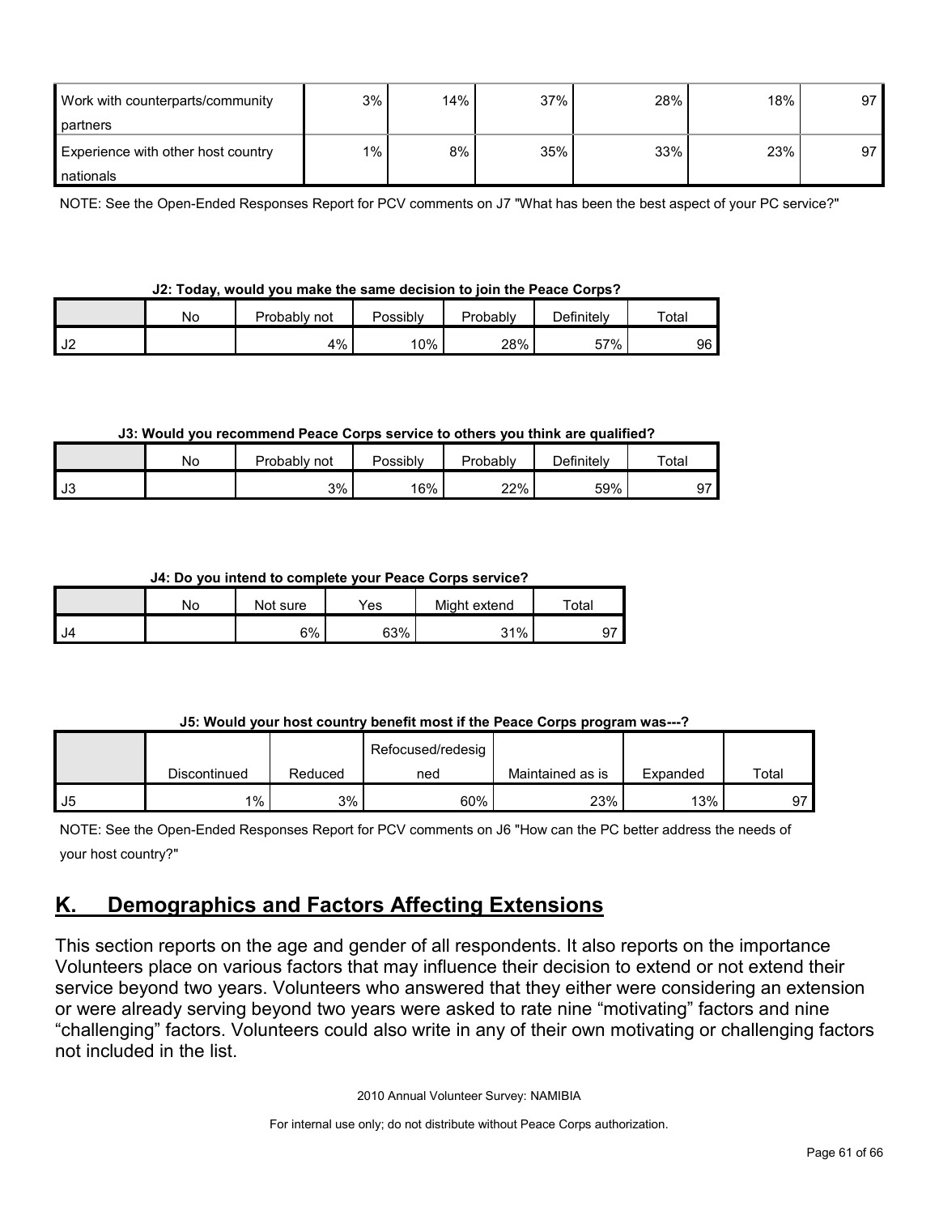| | | | | | | |
|---|---|---|---|---|---|---|
| Work with counterparts/community partners | 3% | 14% | 37% | 28% | 18% | 97 |
| Experience with other host country nationals | 1% | 8% | 35% | 33% | 23% | 97 |

NOTE: See the Open-Ended Responses Report for PCV comments on J7 "What has been the best aspect of your PC service?"

**J2: Today, would you make the same decision to join the Peace Corps?**

| | No | Probably not | Possibly | Probably | Definitely | Total |
|---|---|---|---|---|---|---|
| J2 | | 4% | 10% | 28% | 57% | 96 |

**J3: Would you recommend Peace Corps service to others you think are qualified?**

| | No | Probably not | Possibly | Probably | Definitely | Total |
|---|---|---|---|---|---|---|
| J3 | | 3% | 16% | 22% | 59% | 97 |

**J4: Do you intend to complete your Peace Corps service?**

| | No | Not sure | Yes | Might extend | Total |
|---|---|---|---|---|---|
| J4 | | 6% | 63% | 31% | 97 |

**J5: Would your host country benefit most if the Peace Corps program was---?**

| | Discontinued | Reduced | Refocused/redesigned | Maintained as is | Expanded | Total |
|---|---|---|---|---|---|---|
| J5 | 1% | 3% | 60% | 23% | 13% | 97 |

NOTE: See the Open-Ended Responses Report for PCV comments on J6 "How can the PC better address the needs of your host country?"

## K. Demographics and Factors Affecting Extensions

This section reports on the age and gender of all respondents. It also reports on the importance Volunteers place on various factors that may influence their decision to extend or not extend their service beyond two years. Volunteers who answered that they either were considering an extension or were already serving beyond two years were asked to rate nine "motivating" factors and nine "challenging" factors. Volunteers could also write in any of their own motivating or challenging factors not included in the list.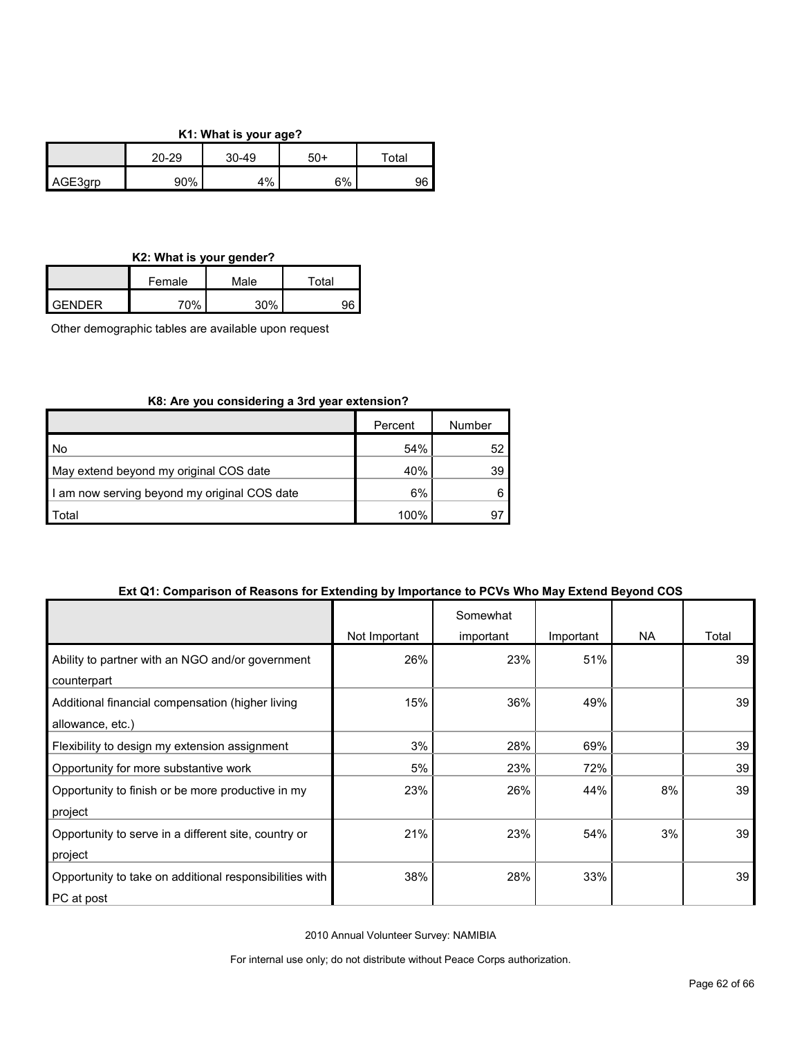**K1: What is your age?**

| | 20-29 | 30-49 | 50+ | Total |
|---|---|---|---|---|
| AGE3grp | 90% | 4% | 6% | 96 |

**K2: What is your gender?**

| | Female | Male | Total |
|---|---|---|---|
| GENDER | 70% | 30% | 96 |

Other demographic tables are available upon request

**K8: Are you considering a 3rd year extension?**

| | Percent | Number |
|---|---|---|
| No | 54% | 52 |
| May extend beyond my original COS date | 40% | 39 |
| I am now serving beyond my original COS date | 6% | 6 |
| Total | 100% | 97 |

**Ext Q1: Comparison of Reasons for Extending by Importance to PCVs Who May Extend Beyond COS**

| | Not Important | Somewhat important | Important | NA | Total |
|---|---|---|---|---|---|
| Ability to partner with an NGO and/or government counterpart | 26% | 23% | 51% | | 39 |
| Additional financial compensation (higher living allowance, etc.) | 15% | 36% | 49% | | 39 |
| Flexibility to design my extension assignment | 3% | 28% | 69% | | 39 |
| Opportunity for more substantive work | 5% | 23% | 72% | | 39 |
| Opportunity to finish or be more productive in my project | 23% | 26% | 44% | 8% | 39 |
| Opportunity to serve in a different site, country or project | 21% | 23% | 54% | 3% | 39 |
| Opportunity to take on additional responsibilities with PC at post | 38% | 28% | 33% | | 39 |

2010 Annual Volunteer Survey: NAMIBIA

For internal use only; do not distribute without Peace Corps authorization.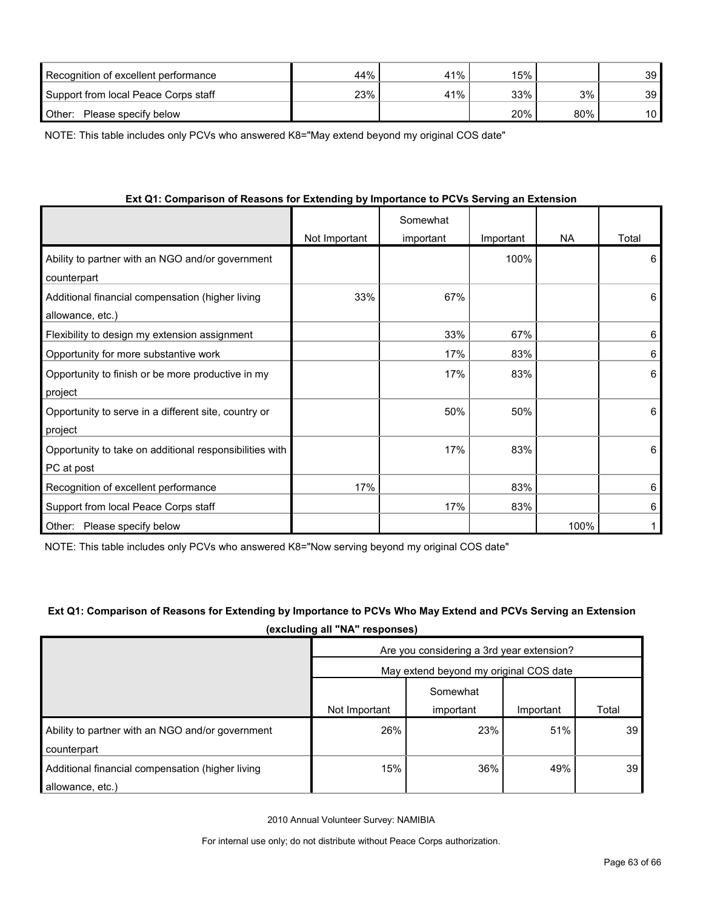| | | | | | |
|---|---|---|---|---|---|
| Recognition of excellent performance | 44% | 41% | 15% | | 39 |
| Support from local Peace Corps staff | 23% | 41% | 33% | 3% | 39 |
| Other: Please specify below | | | 20% | 80% | 10 |

NOTE: This table includes only PCVs who answered K8="May extend beyond my original COS date"

**Ext Q1: Comparison of Reasons for Extending by Importance to PCVs Serving an Extension**

| | Not Important | Somewhat important | Important | NA | Total |
|---|---|---|---|---|---|
| Ability to partner with an NGO and/or government counterpart | | | 100% | | 6 |
| Additional financial compensation (higher living allowance, etc.) | 33% | 67% | | | 6 |
| Flexibility to design my extension assignment | | 33% | 67% | | 6 |
| Opportunity for more substantive work | | 17% | 83% | | 6 |
| Opportunity to finish or be more productive in my project | | 17% | 83% | | 6 |
| Opportunity to serve in a different site, country or project | | 50% | 50% | | 6 |
| Opportunity to take on additional responsibilities with PC at post | | 17% | 83% | | 6 |
| Recognition of excellent performance | 17% | | 83% | | 6 |
| Support from local Peace Corps staff | | 17% | 83% | | 6 |
| Other: Please specify below | | | | 100% | 1 |

NOTE: This table includes only PCVs who answered K8="Now serving beyond my original COS date"

**Ext Q1: Comparison of Reasons for Extending by Importance to PCVs Who May Extend and PCVs Serving an Extension (excluding all "NA" responses)**

| | Are you considering a 3rd year extension? | | | |
|---|---|---|---|---|
| | May extend beyond my original COS date | | | |
| | Not Important | Somewhat important | Important | Total |
| Ability to partner with an NGO and/or government counterpart | 26% | 23% | 51% | 39 |
| Additional financial compensation (higher living allowance, etc.) | 15% | 36% | 49% | 39 |

2010 Annual Volunteer Survey: NAMIBIA

For internal use only; do not distribute without Peace Corps authorization.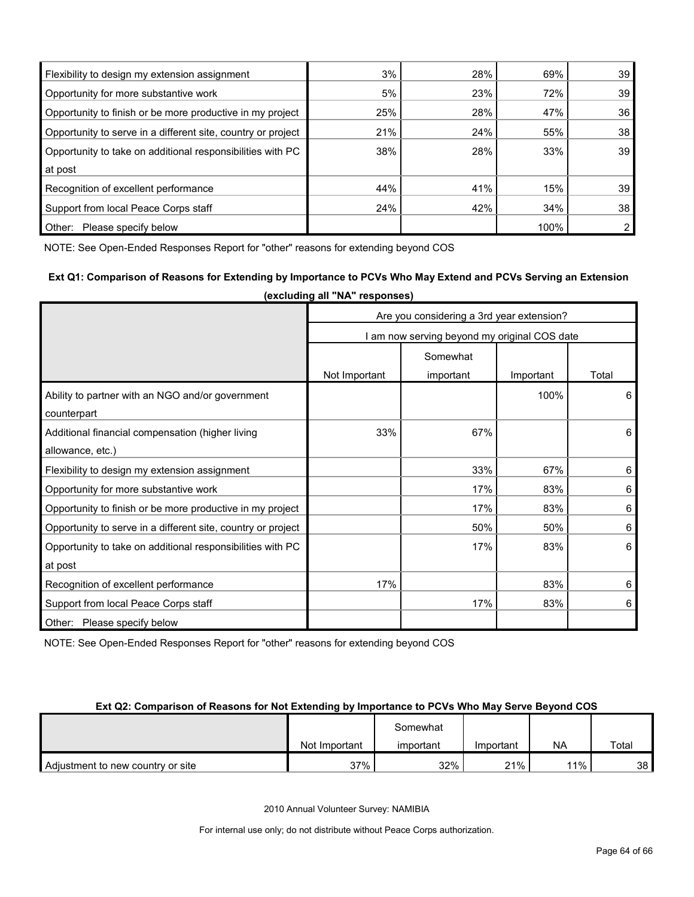| | | | | |
|---|---|---|---|---|
| Flexibility to design my extension assignment | 3% | 28% | 69% | 39 |
| Opportunity for more substantive work | 5% | 23% | 72% | 39 |
| Opportunity to finish or be more productive in my project | 25% | 28% | 47% | 36 |
| Opportunity to serve in a different site, country or project | 21% | 24% | 55% | 38 |
| Opportunity to take on additional responsibilities with PC at post | 38% | 28% | 33% | 39 |
| Recognition of excellent performance | 44% | 41% | 15% | 39 |
| Support from local Peace Corps staff | 24% | 42% | 34% | 38 |
| Other: Please specify below | | | 100% | 2 |

NOTE: See Open-Ended Responses Report for "other" reasons for extending beyond COS

**Ext Q1: Comparison of Reasons for Extending by Importance to PCVs Who May Extend and PCVs Serving an Extension (excluding all "NA" responses)**

| | Are you considering a 3rd year extension? | | | |
|---|---|---|---|---|
| | I am now serving beyond my original COS date | | | |
| | Not Important | Somewhat important | Important | Total |
| Ability to partner with an NGO and/or government counterpart | | | 100% | 6 |
| Additional financial compensation (higher living allowance, etc.) | 33% | 67% | | 6 |
| Flexibility to design my extension assignment | | 33% | 67% | 6 |
| Opportunity for more substantive work | | 17% | 83% | 6 |
| Opportunity to finish or be more productive in my project | | 17% | 83% | 6 |
| Opportunity to serve in a different site, country or project | | 50% | 50% | 6 |
| Opportunity to take on additional responsibilities with PC at post | | 17% | 83% | 6 |
| Recognition of excellent performance | 17% | | 83% | 6 |
| Support from local Peace Corps staff | | 17% | 83% | 6 |
| Other: Please specify below | | | | |

NOTE: See Open-Ended Responses Report for "other" reasons for extending beyond COS

**Ext Q2: Comparison of Reasons for Not Extending by Importance to PCVs Who May Serve Beyond COS**

| | Not Important | Somewhat important | Important | NA | Total |
|---|---|---|---|---|---|
| Adjustment to new country or site | 37% | 32% | 21% | 11% | 38 |

2010 Annual Volunteer Survey: NAMIBIA

For internal use only; do not distribute without Peace Corps authorization.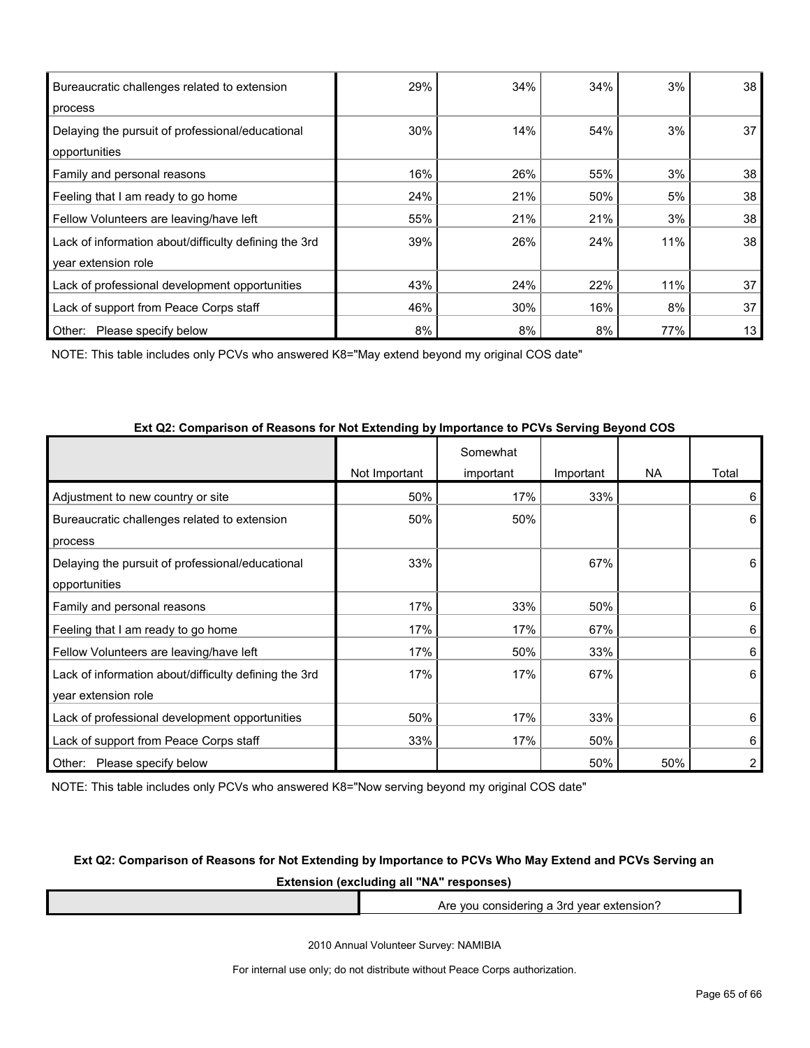| | | | | | |
|---|---|---|---|---|---|
| Bureaucratic challenges related to extension process | 29% | 34% | 34% | 3% | 38 |
| Delaying the pursuit of professional/educational opportunities | 30% | 14% | 54% | 3% | 37 |
| Family and personal reasons | 16% | 26% | 55% | 3% | 38 |
| Feeling that I am ready to go home | 24% | 21% | 50% | 5% | 38 |
| Fellow Volunteers are leaving/have left | 55% | 21% | 21% | 3% | 38 |
| Lack of information about/difficulty defining the 3rd year extension role | 39% | 26% | 24% | 11% | 38 |
| Lack of professional development opportunities | 43% | 24% | 22% | 11% | 37 |
| Lack of support from Peace Corps staff | 46% | 30% | 16% | 8% | 37 |
| Other: Please specify below | 8% | 8% | 8% | 77% | 13 |

NOTE: This table includes only PCVs who answered K8="May extend beyond my original COS date"

**Ext Q2: Comparison of Reasons for Not Extending by Importance to PCVs Serving Beyond COS**

| | Not Important | Somewhat important | Important | NA | Total |
|---|---|---|---|---|---|
| Adjustment to new country or site | 50% | 17% | 33% | | 6 |
| Bureaucratic challenges related to extension process | 50% | 50% | | | 6 |
| Delaying the pursuit of professional/educational opportunities | 33% | | 67% | | 6 |
| Family and personal reasons | 17% | 33% | 50% | | 6 |
| Feeling that I am ready to go home | 17% | 17% | 67% | | 6 |
| Fellow Volunteers are leaving/have left | 17% | 50% | 33% | | 6 |
| Lack of information about/difficulty defining the 3rd year extension role | 17% | 17% | 67% | | 6 |
| Lack of professional development opportunities | 50% | 17% | 33% | | 6 |
| Lack of support from Peace Corps staff | 33% | 17% | 50% | | 6 |
| Other: Please specify below | | | 50% | 50% | 2 |

NOTE: This table includes only PCVs who answered K8="Now serving beyond my original COS date"

**Ext Q2: Comparison of Reasons for Not Extending by Importance to PCVs Who May Extend and PCVs Serving an Extension (excluding all "NA" responses)**

| | Are you considering a 3rd year extension? |
|---|---|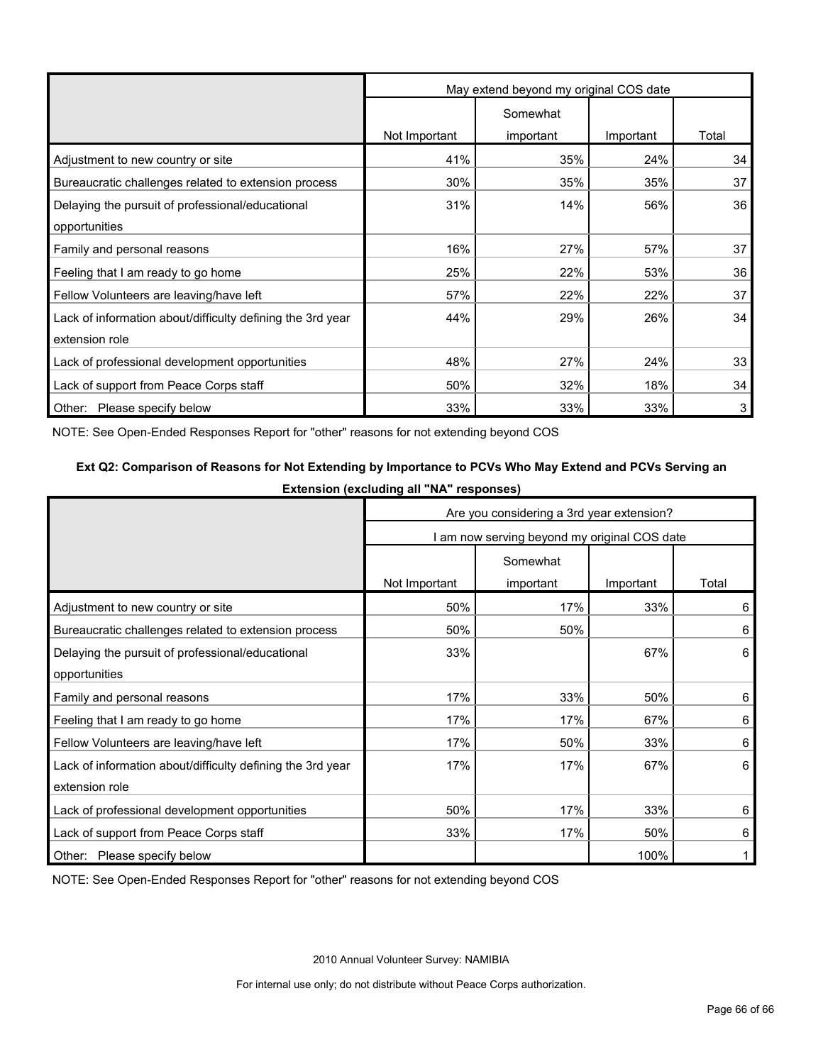| | May extend beyond my original COS date | | | |
|---|---|---|---|---|
| | Not Important | Somewhat important | Important | Total |
| Adjustment to new country or site | 41% | 35% | 24% | 34 |
| Bureaucratic challenges related to extension process | 30% | 35% | 35% | 37 |
| Delaying the pursuit of professional/educational opportunities | 31% | 14% | 56% | 36 |
| Family and personal reasons | 16% | 27% | 57% | 37 |
| Feeling that I am ready to go home | 25% | 22% | 53% | 36 |
| Fellow Volunteers are leaving/have left | 57% | 22% | 22% | 37 |
| Lack of information about/difficulty defining the 3rd year extension role | 44% | 29% | 26% | 34 |
| Lack of professional development opportunities | 48% | 27% | 24% | 33 |
| Lack of support from Peace Corps staff | 50% | 32% | 18% | 34 |
| Other: Please specify below | 33% | 33% | 33% | 3 |

NOTE: See Open-Ended Responses Report for "other" reasons for not extending beyond COS

**Ext Q2: Comparison of Reasons for Not Extending by Importance to PCVs Who May Extend and PCVs Serving an Extension (excluding all "NA" responses)**

| | Are you considering a 3rd year extension? | | | |
|---|---|---|---|---|
| | I am now serving beyond my original COS date | | | |
| | Not Important | Somewhat important | Important | Total |
| Adjustment to new country or site | 50% | 17% | 33% | 6 |
| Bureaucratic challenges related to extension process | 50% | 50% | | 6 |
| Delaying the pursuit of professional/educational opportunities | 33% | | 67% | 6 |
| Family and personal reasons | 17% | 33% | 50% | 6 |
| Feeling that I am ready to go home | 17% | 17% | 67% | 6 |
| Fellow Volunteers are leaving/have left | 17% | 50% | 33% | 6 |
| Lack of information about/difficulty defining the 3rd year extension role | 17% | 17% | 67% | 6 |
| Lack of professional development opportunities | 50% | 17% | 33% | 6 |
| Lack of support from Peace Corps staff | 33% | 17% | 50% | 6 |
| Other: Please specify below | | | 100% | 1 |

NOTE: See Open-Ended Responses Report for "other" reasons for not extending beyond COS

2010 Annual Volunteer Survey: NAMIBIA

For internal use only; do not distribute without Peace Corps authorization.